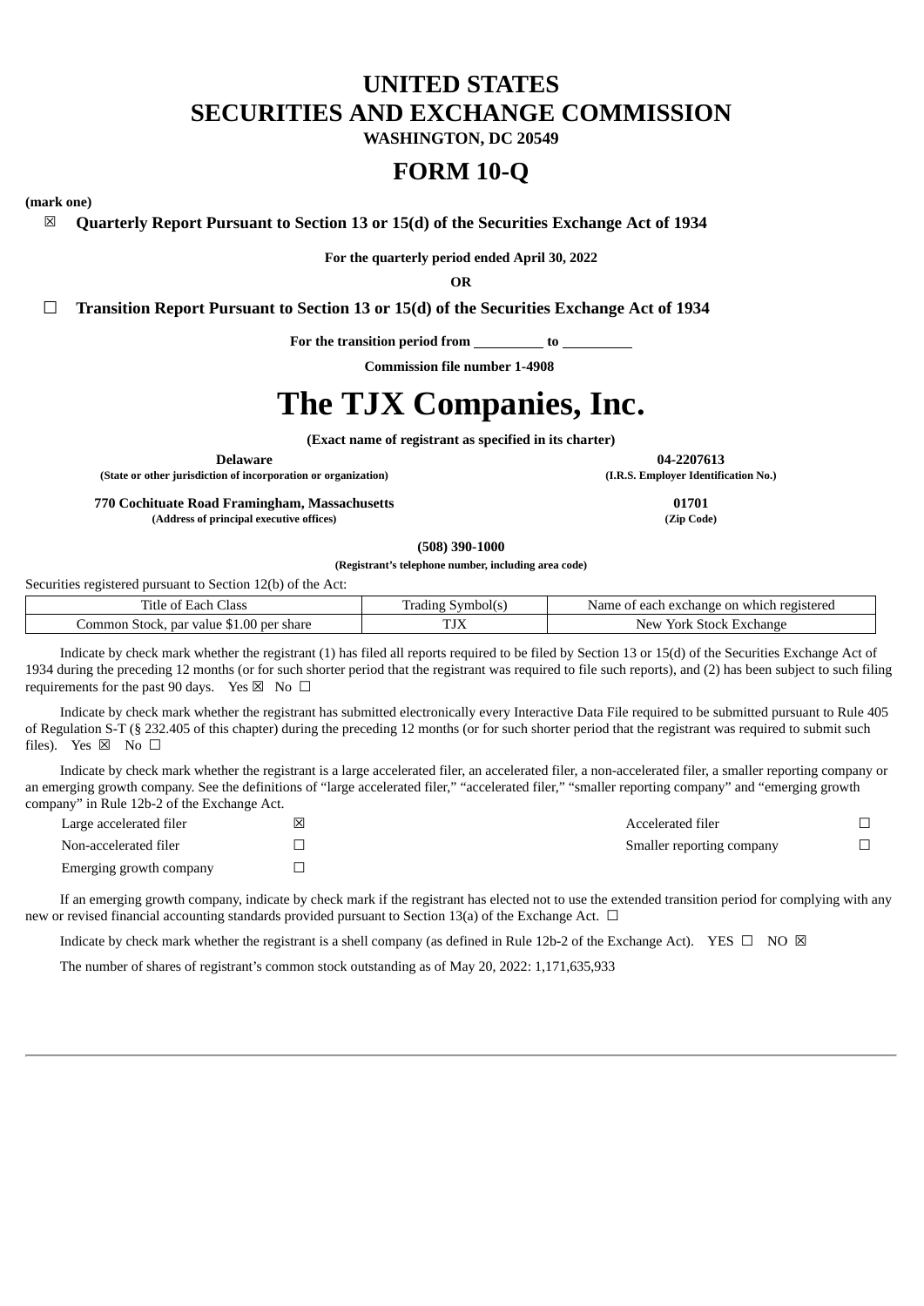# UNITED STATES
# SECURITIES AND EXCHANGE COMMISSION
**WASHINGTON, DC 20549**

# FORM 10-Q

**(mark one)**

☒ **Quarterly Report Pursuant to Section 13 or 15(d) of the Securities Exchange Act of 1934**

**For the quarterly period ended April 30, 2022**

**OR**

☐ **Transition Report Pursuant to Section 13 or 15(d) of the Securities Exchange Act of 1934**

**For the transition period from \_\_\_\_\_\_\_\_\_\_ to \_\_\_\_\_\_\_\_\_\_**

**Commission file number 1-4908**

# The TJX Companies, Inc.

**(Exact name of registrant as specified in its charter)**

| **Delaware** | **04-2207613** |
|---|---|
| **(State or other jurisdiction of incorporation or organization)** | **(I.R.S. Employer Identification No.)** |
| **770 Cochituate Road Framingham, Massachusetts** | **01701** |
| **(Address of principal executive offices)** | **(Zip Code)** |

**(508) 390-1000**

**(Registrant's telephone number, including area code)**

Securities registered pursuant to Section 12(b) of the Act:

| Title of Each Class | Trading Symbol(s) | Name of each exchange on which registered |
|---|---|---|
| Common Stock, par value $1.00 per share | TJX | New York Stock Exchange |

Indicate by check mark whether the registrant (1) has filed all reports required to be filed by Section 13 or 15(d) of the Securities Exchange Act of 1934 during the preceding 12 months (or for such shorter period that the registrant was required to file such reports), and (2) has been subject to such filing requirements for the past 90 days. Yes ☒ No ☐

Indicate by check mark whether the registrant has submitted electronically every Interactive Data File required to be submitted pursuant to Rule 405 of Regulation S-T (§ 232.405 of this chapter) during the preceding 12 months (or for such shorter period that the registrant was required to submit such files). Yes ☒ No ☐

Indicate by check mark whether the registrant is a large accelerated filer, an accelerated filer, a non-accelerated filer, a smaller reporting company or an emerging growth company. See the definitions of "large accelerated filer," "accelerated filer," "smaller reporting company" and "emerging growth company" in Rule 12b-2 of the Exchange Act.

| | | | |
|---|---|---|---|
| Large accelerated filer | ☒ | Accelerated filer | ☐ |
| Non-accelerated filer | ☐ | Smaller reporting company | ☐ |
| Emerging growth company | ☐ | | |

If an emerging growth company, indicate by check mark if the registrant has elected not to use the extended transition period for complying with any new or revised financial accounting standards provided pursuant to Section 13(a) of the Exchange Act. ☐

Indicate by check mark whether the registrant is a shell company (as defined in Rule 12b-2 of the Exchange Act). YES ☐ NO ☒

The number of shares of registrant's common stock outstanding as of May 20, 2022: 1,171,635,933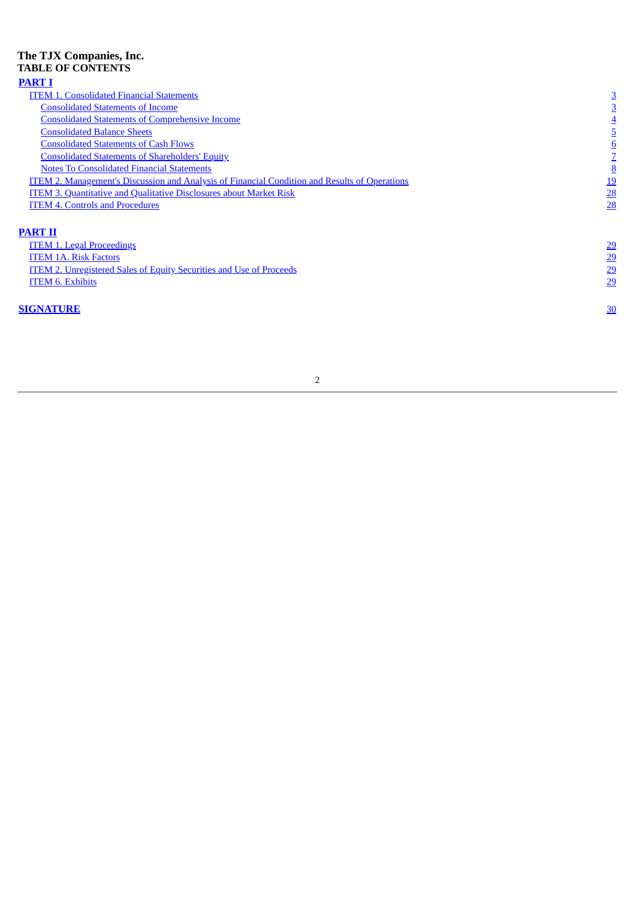**The TJX Companies, Inc.**
**TABLE OF CONTENTS**

| | |
|---|---|
| **PART I** | |
| ITEM 1. Consolidated Financial Statements | 3 |
| Consolidated Statements of Income | 3 |
| Consolidated Statements of Comprehensive Income | 4 |
| Consolidated Balance Sheets | 5 |
| Consolidated Statements of Cash Flows | 6 |
| Consolidated Statements of Shareholders' Equity | 7 |
| Notes To Consolidated Financial Statements | 8 |
| ITEM 2. Management's Discussion and Analysis of Financial Condition and Results of Operations | 19 |
| ITEM 3. Quantitative and Qualitative Disclosures about Market Risk | 28 |
| ITEM 4. Controls and Procedures | 28 |
| **PART II** | |
| ITEM 1. Legal Proceedings | 29 |
| ITEM 1A. Risk Factors | 29 |
| ITEM 2. Unregistered Sales of Equity Securities and Use of Proceeds | 29 |
| ITEM 6. Exhibits | 29 |
| **SIGNATURE** | 30 |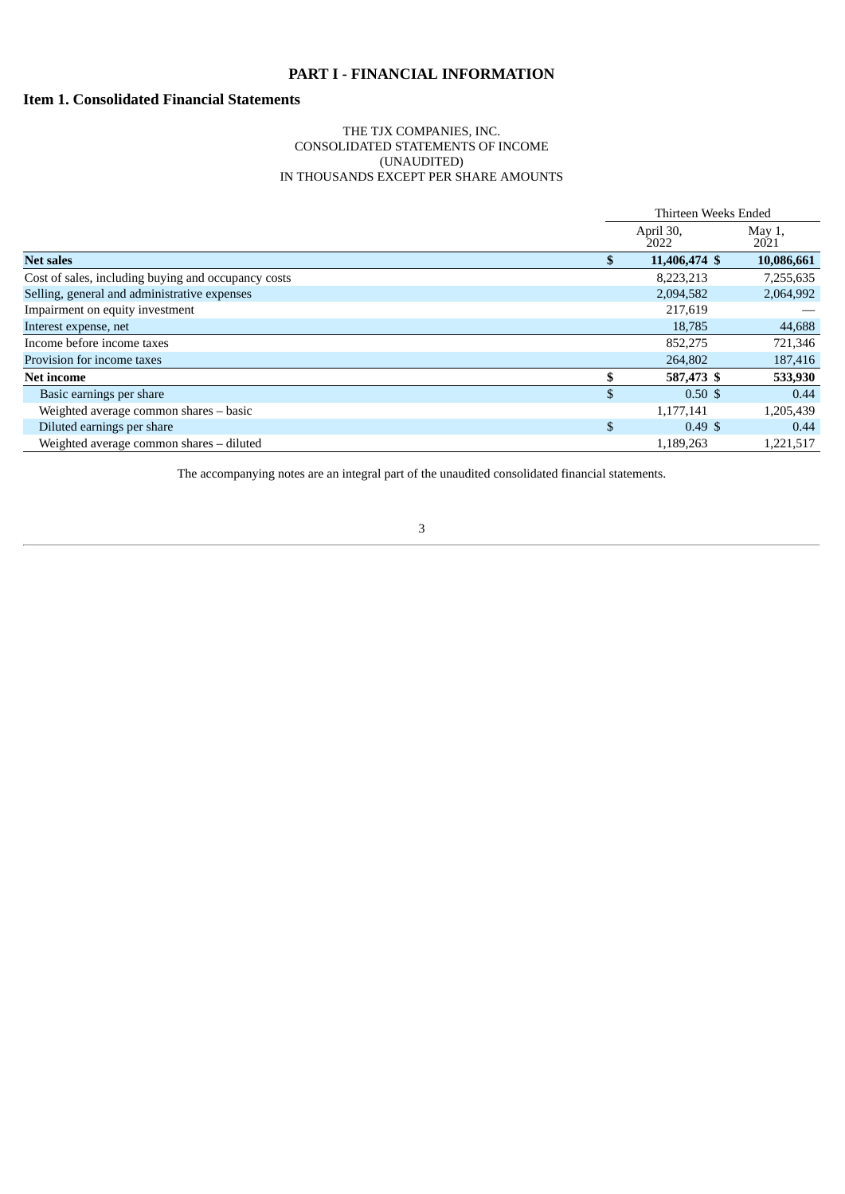# PART I - FINANCIAL INFORMATION

## Item 1. Consolidated Financial Statements

THE TJX COMPANIES, INC.
CONSOLIDATED STATEMENTS OF INCOME
(UNAUDITED)
IN THOUSANDS EXCEPT PER SHARE AMOUNTS

| | Thirteen Weeks Ended | |
|---|---|---|
| | April 30, 2022 | May 1, 2021 |
| **Net sales** | **$ 11,406,474** | **$ 10,086,661** |
| Cost of sales, including buying and occupancy costs | 8,223,213 | 7,255,635 |
| Selling, general and administrative expenses | 2,094,582 | 2,064,992 |
| Impairment on equity investment | 217,619 | — |
| Interest expense, net | 18,785 | 44,688 |
| Income before income taxes | 852,275 | 721,346 |
| Provision for income taxes | 264,802 | 187,416 |
| **Net income** | **$ 587,473** | **$ 533,930** |
| Basic earnings per share | $ 0.50 | $ 0.44 |
| Weighted average common shares – basic | 1,177,141 | 1,205,439 |
| Diluted earnings per share | $ 0.49 | $ 0.44 |
| Weighted average common shares – diluted | 1,189,263 | 1,221,517 |

The accompanying notes are an integral part of the unaudited consolidated financial statements.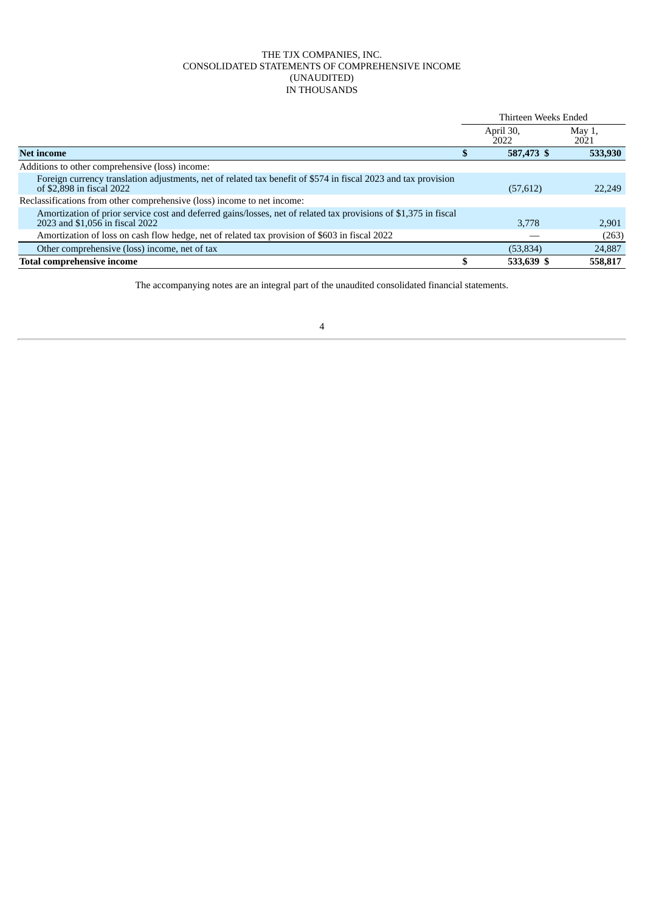THE TJX COMPANIES, INC.
CONSOLIDATED STATEMENTS OF COMPREHENSIVE INCOME
(UNAUDITED)
IN THOUSANDS

| | Thirteen Weeks Ended | |
|---|---|---|
| | April 30, 2022 | May 1, 2021 |
| **Net income** | **$ 587,473** | **$ 533,930** |
| Additions to other comprehensive (loss) income: | | |
| Foreign currency translation adjustments, net of related tax benefit of $574 in fiscal 2023 and tax provision of $2,898 in fiscal 2022 | (57,612) | 22,249 |
| Reclassifications from other comprehensive (loss) income to net income: | | |
| Amortization of prior service cost and deferred gains/losses, net of related tax provisions of $1,375 in fiscal 2023 and $1,056 in fiscal 2022 | 3,778 | 2,901 |
| Amortization of loss on cash flow hedge, net of related tax provision of $603 in fiscal 2022 | — | (263) |
| Other comprehensive (loss) income, net of tax | (53,834) | 24,887 |
| **Total comprehensive income** | **$ 533,639** | **$ 558,817** |

The accompanying notes are an integral part of the unaudited consolidated financial statements.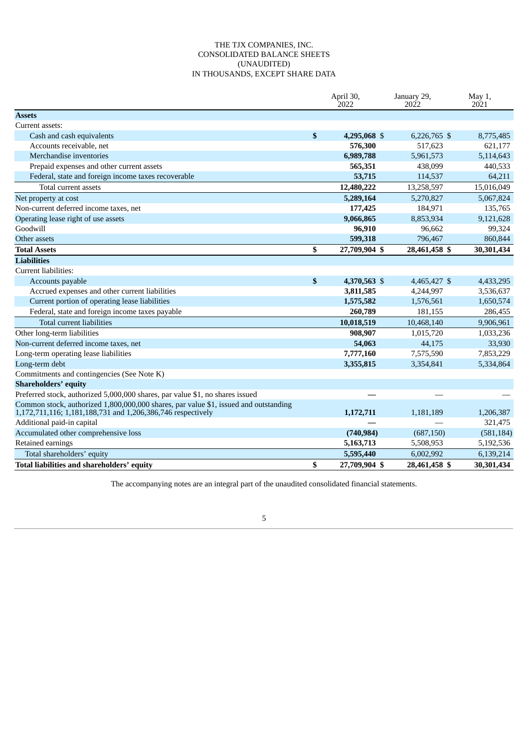THE TJX COMPANIES, INC.
CONSOLIDATED BALANCE SHEETS
(UNAUDITED)
IN THOUSANDS, EXCEPT SHARE DATA

| | April 30, 2022 | January 29, 2022 | May 1, 2021 |
|---|---|---|---|
| **Assets** | | | |
| Current assets: | | | |
| Cash and cash equivalents | **$ 4,295,068** | $ 6,226,765 | $ 8,775,485 |
| Accounts receivable, net | **576,300** | 517,623 | 621,177 |
| Merchandise inventories | **6,989,788** | 5,961,573 | 5,114,643 |
| Prepaid expenses and other current assets | **565,351** | 438,099 | 440,533 |
| Federal, state and foreign income taxes recoverable | **53,715** | 114,537 | 64,211 |
| Total current assets | **12,480,222** | 13,258,597 | 15,016,049 |
| Net property at cost | **5,289,164** | 5,270,827 | 5,067,824 |
| Non-current deferred income taxes, net | **177,425** | 184,971 | 135,765 |
| Operating lease right of use assets | **9,066,865** | 8,853,934 | 9,121,628 |
| Goodwill | **96,910** | 96,662 | 99,324 |
| Other assets | **599,318** | 796,467 | 860,844 |
| **Total Assets** | **$ 27,709,904** | **$ 28,461,458** | **$ 30,301,434** |
| **Liabilities** | | | |
| Current liabilities: | | | |
| Accounts payable | **$ 4,370,563** | $ 4,465,427 | $ 4,433,295 |
| Accrued expenses and other current liabilities | **3,811,585** | 4,244,997 | 3,536,637 |
| Current portion of operating lease liabilities | **1,575,582** | 1,576,561 | 1,650,574 |
| Federal, state and foreign income taxes payable | **260,789** | 181,155 | 286,455 |
| Total current liabilities | **10,018,519** | 10,468,140 | 9,906,961 |
| Other long-term liabilities | **908,907** | 1,015,720 | 1,033,236 |
| Non-current deferred income taxes, net | **54,063** | 44,175 | 33,930 |
| Long-term operating lease liabilities | **7,777,160** | 7,575,590 | 7,853,229 |
| Long-term debt | **3,355,815** | 3,354,841 | 5,334,864 |
| Commitments and contingencies (See Note K) | | | |
| **Shareholders' equity** | | | |
| Preferred stock, authorized 5,000,000 shares, par value $1, no shares issued | **—** | — | — |
| Common stock, authorized 1,800,000,000 shares, par value $1, issued and outstanding 1,172,711,116; 1,181,188,731 and 1,206,386,746 respectively | **1,172,711** | 1,181,189 | 1,206,387 |
| Additional paid-in capital | **—** | — | 321,475 |
| Accumulated other comprehensive loss | **(740,984)** | (687,150) | (581,184) |
| Retained earnings | **5,163,713** | 5,508,953 | 5,192,536 |
| Total shareholders' equity | **5,595,440** | 6,002,992 | 6,139,214 |
| **Total liabilities and shareholders' equity** | **$ 27,709,904** | **$ 28,461,458** | **$ 30,301,434** |

The accompanying notes are an integral part of the unaudited consolidated financial statements.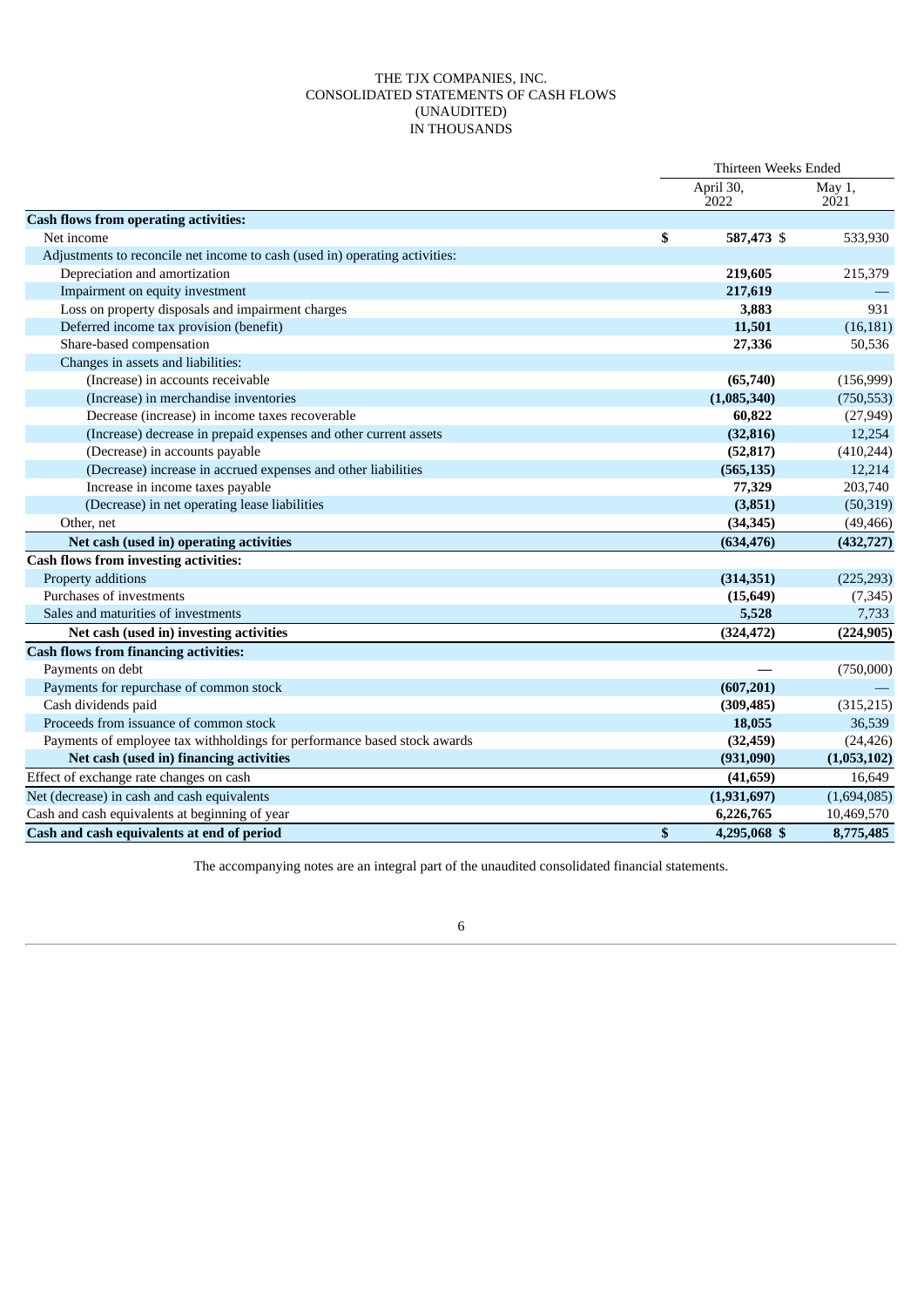THE TJX COMPANIES, INC.
CONSOLIDATED STATEMENTS OF CASH FLOWS
(UNAUDITED)
IN THOUSANDS

| | Thirteen Weeks Ended | |
|---|---|---|
| | April 30, 2022 | May 1, 2021 |
| **Cash flows from operating activities:** | | |
| Net income | $ 587,473 | $ 533,930 |
| Adjustments to reconcile net income to cash (used in) operating activities: | | |
| Depreciation and amortization | 219,605 | 215,379 |
| Impairment on equity investment | 217,619 | — |
| Loss on property disposals and impairment charges | 3,883 | 931 |
| Deferred income tax provision (benefit) | 11,501 | (16,181) |
| Share-based compensation | 27,336 | 50,536 |
| Changes in assets and liabilities: | | |
| (Increase) in accounts receivable | (65,740) | (156,999) |
| (Increase) in merchandise inventories | (1,085,340) | (750,553) |
| Decrease (increase) in income taxes recoverable | 60,822 | (27,949) |
| (Increase) decrease in prepaid expenses and other current assets | (32,816) | 12,254 |
| (Decrease) in accounts payable | (52,817) | (410,244) |
| (Decrease) increase in accrued expenses and other liabilities | (565,135) | 12,214 |
| Increase in income taxes payable | 77,329 | 203,740 |
| (Decrease) in net operating lease liabilities | (3,851) | (50,319) |
| Other, net | (34,345) | (49,466) |
| **Net cash (used in) operating activities** | **(634,476)** | **(432,727)** |
| **Cash flows from investing activities:** | | |
| Property additions | (314,351) | (225,293) |
| Purchases of investments | (15,649) | (7,345) |
| Sales and maturities of investments | 5,528 | 7,733 |
| **Net cash (used in) investing activities** | **(324,472)** | **(224,905)** |
| **Cash flows from financing activities:** | | |
| Payments on debt | — | (750,000) |
| Payments for repurchase of common stock | (607,201) | — |
| Cash dividends paid | (309,485) | (315,215) |
| Proceeds from issuance of common stock | 18,055 | 36,539 |
| Payments of employee tax withholdings for performance based stock awards | (32,459) | (24,426) |
| **Net cash (used in) financing activities** | **(931,090)** | **(1,053,102)** |
| Effect of exchange rate changes on cash | (41,659) | 16,649 |
| Net (decrease) in cash and cash equivalents | (1,931,697) | (1,694,085) |
| Cash and cash equivalents at beginning of year | 6,226,765 | 10,469,570 |
| **Cash and cash equivalents at end of period** | **$ 4,295,068** | **$ 8,775,485** |

The accompanying notes are an integral part of the unaudited consolidated financial statements.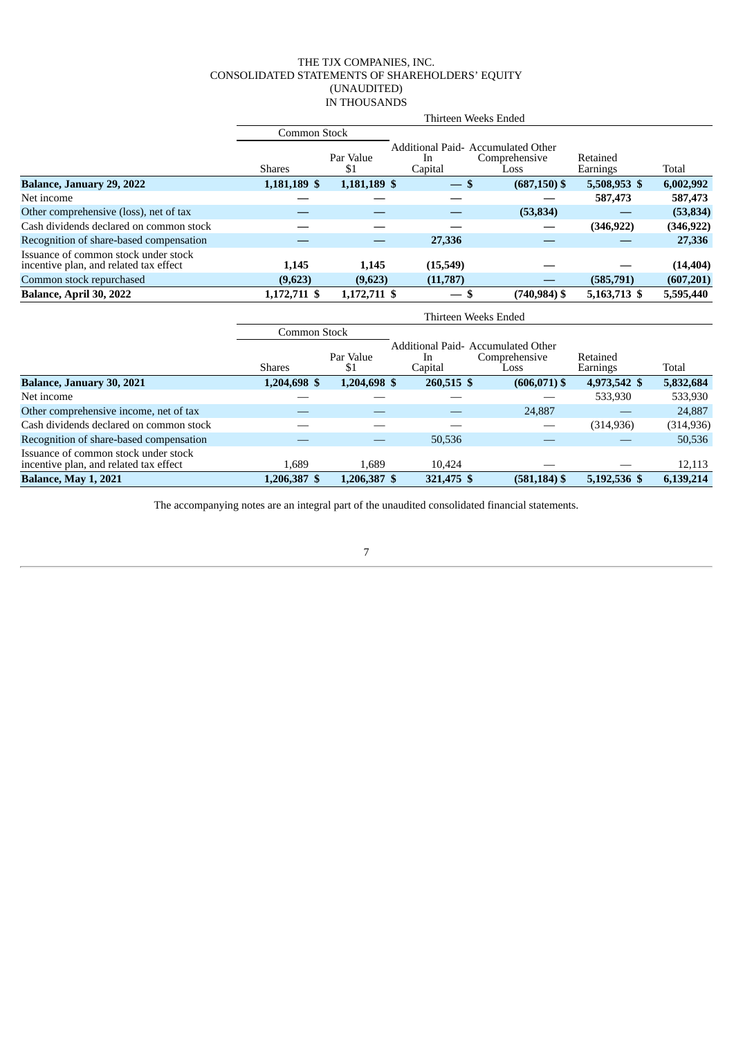THE TJX COMPANIES, INC.
CONSOLIDATED STATEMENTS OF SHAREHOLDERS' EQUITY
(UNAUDITED)
IN THOUSANDS

| | Thirteen Weeks Ended | | | | | |
|---|---|---|---|---|---|---|
| | Common Stock | | | | | |
| | Shares | Par Value $1 | Additional Paid-In Capital | Accumulated Other Comprehensive Loss | Retained Earnings | Total |
| **Balance, January 29, 2022** | **1,181,189** | **$ 1,181,189** | **$ —** | **$ (687,150)** | **$ 5,508,953** | **$ 6,002,992** |
| Net income | **—** | **—** | **—** | **—** | **587,473** | **587,473** |
| Other comprehensive (loss), net of tax | **—** | **—** | **—** | **(53,834)** | **—** | **(53,834)** |
| Cash dividends declared on common stock | **—** | **—** | **—** | **—** | **(346,922)** | **(346,922)** |
| Recognition of share-based compensation | **—** | **—** | **27,336** | **—** | **—** | **27,336** |
| Issuance of common stock under stock incentive plan, and related tax effect | **1,145** | **1,145** | **(15,549)** | **—** | **—** | **(14,404)** |
| Common stock repurchased | **(9,623)** | **(9,623)** | **(11,787)** | **—** | **(585,791)** | **(607,201)** |
| **Balance, April 30, 2022** | **1,172,711** | **$ 1,172,711** | **$ —** | **$ (740,984)** | **$ 5,163,713** | **$ 5,595,440** |

| | Thirteen Weeks Ended | | | | | |
|---|---|---|---|---|---|---|
| | Common Stock | | | | | |
| | Shares | Par Value $1 | Additional Paid-In Capital | Accumulated Other Comprehensive Loss | Retained Earnings | Total |
| **Balance, January 30, 2021** | **1,204,698** | **$ 1,204,698** | **$ 260,515** | **$ (606,071)** | **$ 4,973,542** | **$ 5,832,684** |
| Net income | — | — | — | — | 533,930 | 533,930 |
| Other comprehensive income, net of tax | — | — | — | 24,887 | — | 24,887 |
| Cash dividends declared on common stock | — | — | — | — | (314,936) | (314,936) |
| Recognition of share-based compensation | — | — | 50,536 | — | — | 50,536 |
| Issuance of common stock under stock incentive plan, and related tax effect | 1,689 | 1,689 | 10,424 | — | — | 12,113 |
| **Balance, May 1, 2021** | **1,206,387** | **$ 1,206,387** | **$ 321,475** | **$ (581,184)** | **$ 5,192,536** | **$ 6,139,214** |

The accompanying notes are an integral part of the unaudited consolidated financial statements.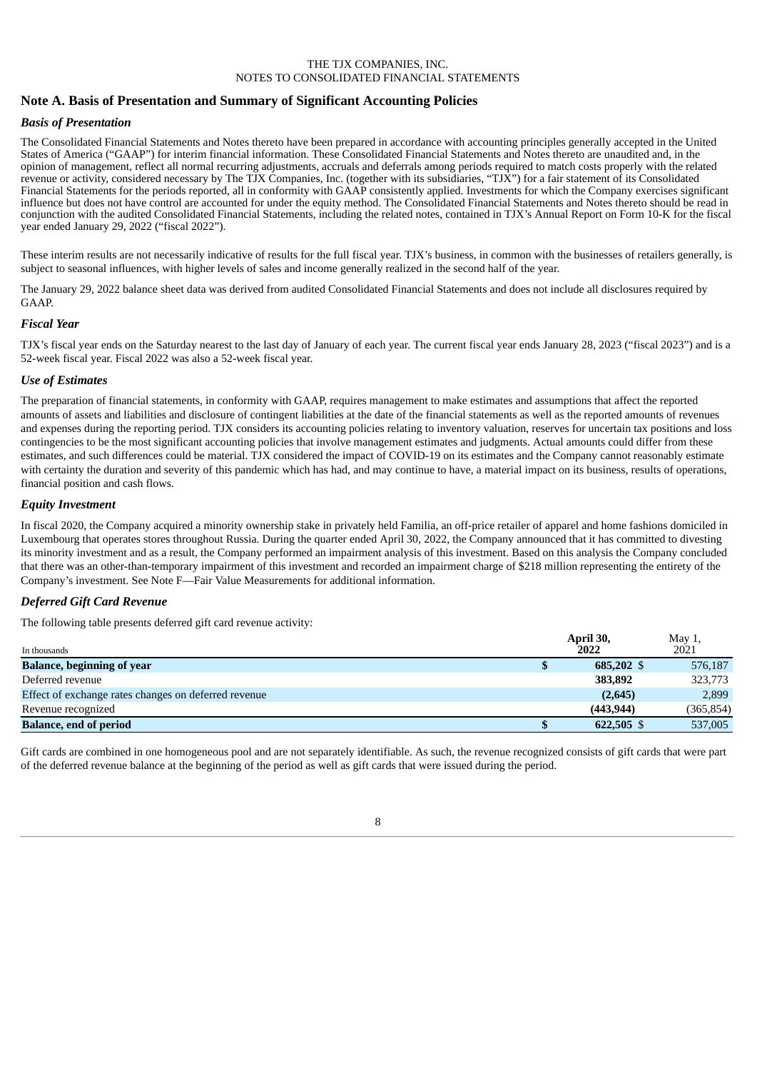THE TJX COMPANIES, INC.
NOTES TO CONSOLIDATED FINANCIAL STATEMENTS

## Note A. Basis of Presentation and Summary of Significant Accounting Policies

### *Basis of Presentation*

The Consolidated Financial Statements and Notes thereto have been prepared in accordance with accounting principles generally accepted in the United States of America ("GAAP") for interim financial information. These Consolidated Financial Statements and Notes thereto are unaudited and, in the opinion of management, reflect all normal recurring adjustments, accruals and deferrals among periods required to match costs properly with the related revenue or activity, considered necessary by The TJX Companies, Inc. (together with its subsidiaries, "TJX") for a fair statement of its Consolidated Financial Statements for the periods reported, all in conformity with GAAP consistently applied. Investments for which the Company exercises significant influence but does not have control are accounted for under the equity method. The Consolidated Financial Statements and Notes thereto should be read in conjunction with the audited Consolidated Financial Statements, including the related notes, contained in TJX's Annual Report on Form 10-K for the fiscal year ended January 29, 2022 ("fiscal 2022").

These interim results are not necessarily indicative of results for the full fiscal year. TJX's business, in common with the businesses of retailers generally, is subject to seasonal influences, with higher levels of sales and income generally realized in the second half of the year.

The January 29, 2022 balance sheet data was derived from audited Consolidated Financial Statements and does not include all disclosures required by GAAP.

### *Fiscal Year*

TJX's fiscal year ends on the Saturday nearest to the last day of January of each year. The current fiscal year ends January 28, 2023 ("fiscal 2023") and is a 52-week fiscal year. Fiscal 2022 was also a 52-week fiscal year.

### *Use of Estimates*

The preparation of financial statements, in conformity with GAAP, requires management to make estimates and assumptions that affect the reported amounts of assets and liabilities and disclosure of contingent liabilities at the date of the financial statements as well as the reported amounts of revenues and expenses during the reporting period. TJX considers its accounting policies relating to inventory valuation, reserves for uncertain tax positions and loss contingencies to be the most significant accounting policies that involve management estimates and judgments. Actual amounts could differ from these estimates, and such differences could be material. TJX considered the impact of COVID-19 on its estimates and the Company cannot reasonably estimate with certainty the duration and severity of this pandemic which has had, and may continue to have, a material impact on its business, results of operations, financial position and cash flows.

### *Equity Investment*

In fiscal 2020, the Company acquired a minority ownership stake in privately held Familia, an off-price retailer of apparel and home fashions domiciled in Luxembourg that operates stores throughout Russia. During the quarter ended April 30, 2022, the Company announced that it has committed to divesting its minority investment and as a result, the Company performed an impairment analysis of this investment. Based on this analysis the Company concluded that there was an other-than-temporary impairment of this investment and recorded an impairment charge of $218 million representing the entirety of the Company's investment. See Note F—Fair Value Measurements for additional information.

### *Deferred Gift Card Revenue*

The following table presents deferred gift card revenue activity:

| In thousands | April 30, 2022 | May 1, 2021 |
|---|---|---|
| **Balance, beginning of year** | **$ 685,202** | $ 576,187 |
| Deferred revenue | **383,892** | 323,773 |
| Effect of exchange rates changes on deferred revenue | **(2,645)** | 2,899 |
| Revenue recognized | **(443,944)** | (365,854) |
| **Balance, end of period** | **$ 622,505** | $ 537,005 |

Gift cards are combined in one homogeneous pool and are not separately identifiable. As such, the revenue recognized consists of gift cards that were part of the deferred revenue balance at the beginning of the period as well as gift cards that were issued during the period.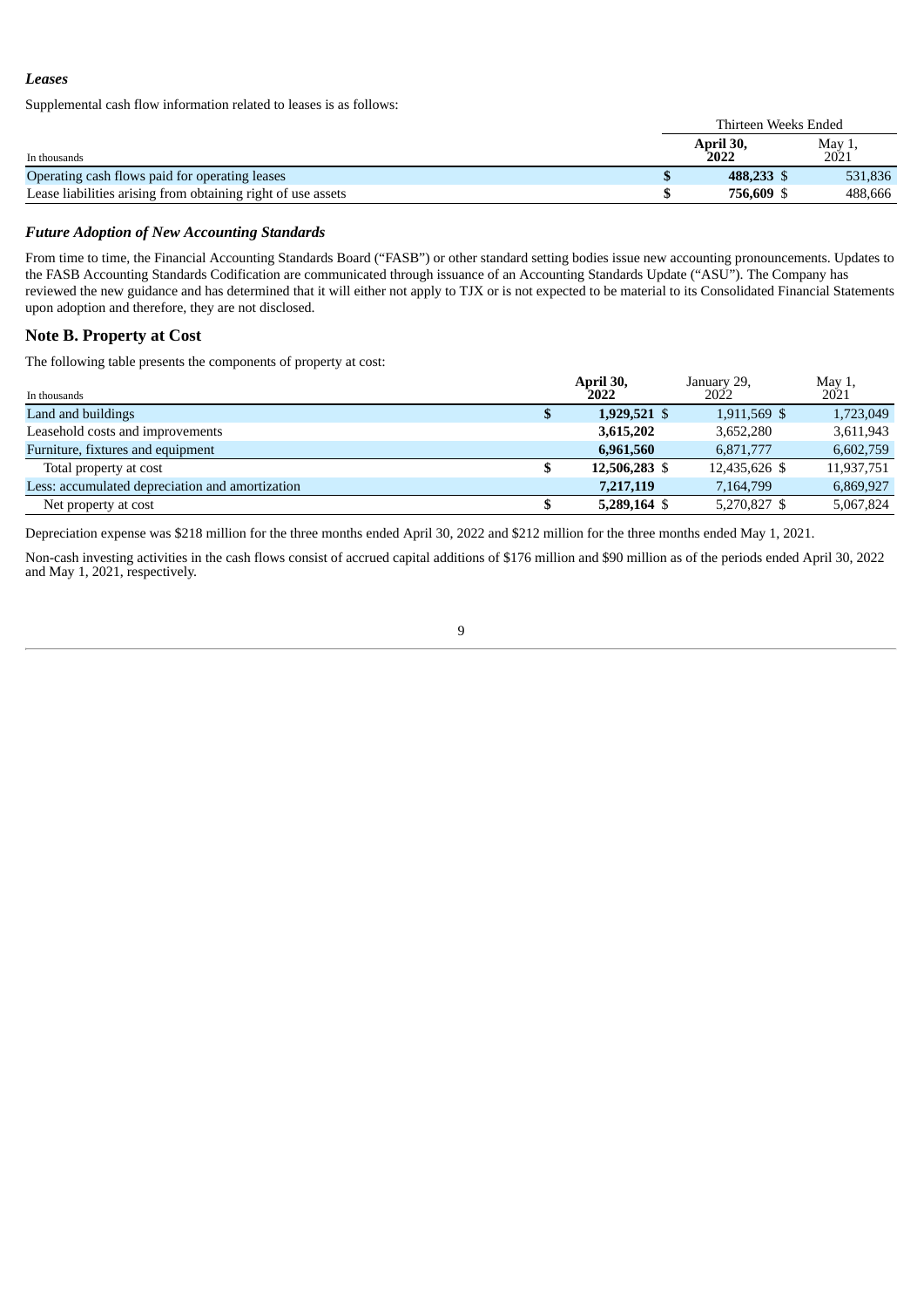***Leases***

Supplemental cash flow information related to leases is as follows:

| In thousands | Thirteen Weeks Ended | |
|---|---|---|
| | **April 30, 2022** | May 1, 2021 |
| Operating cash flows paid for operating leases | **$ 488,233** | $ 531,836 |
| Lease liabilities arising from obtaining right of use assets | **$ 756,609** | $ 488,666 |

***Future Adoption of New Accounting Standards***

From time to time, the Financial Accounting Standards Board ("FASB") or other standard setting bodies issue new accounting pronouncements. Updates to the FASB Accounting Standards Codification are communicated through issuance of an Accounting Standards Update ("ASU"). The Company has reviewed the new guidance and has determined that it will either not apply to TJX or is not expected to be material to its Consolidated Financial Statements upon adoption and therefore, they are not disclosed.

## Note B. Property at Cost

The following table presents the components of property at cost:

| In thousands | **April 30, 2022** | January 29, 2022 | May 1, 2021 |
|---|---|---|---|
| Land and buildings | **$ 1,929,521** | $ 1,911,569 | $ 1,723,049 |
| Leasehold costs and improvements | **3,615,202** | 3,652,280 | 3,611,943 |
| Furniture, fixtures and equipment | **6,961,560** | 6,871,777 | 6,602,759 |
| Total property at cost | **$ 12,506,283** | $ 12,435,626 | $ 11,937,751 |
| Less: accumulated depreciation and amortization | **7,217,119** | 7,164,799 | 6,869,927 |
| Net property at cost | **$ 5,289,164** | $ 5,270,827 | $ 5,067,824 |

Depreciation expense was $218 million for the three months ended April 30, 2022 and $212 million for the three months ended May 1, 2021.

Non-cash investing activities in the cash flows consist of accrued capital additions of $176 million and $90 million as of the periods ended April 30, 2022 and May 1, 2021, respectively.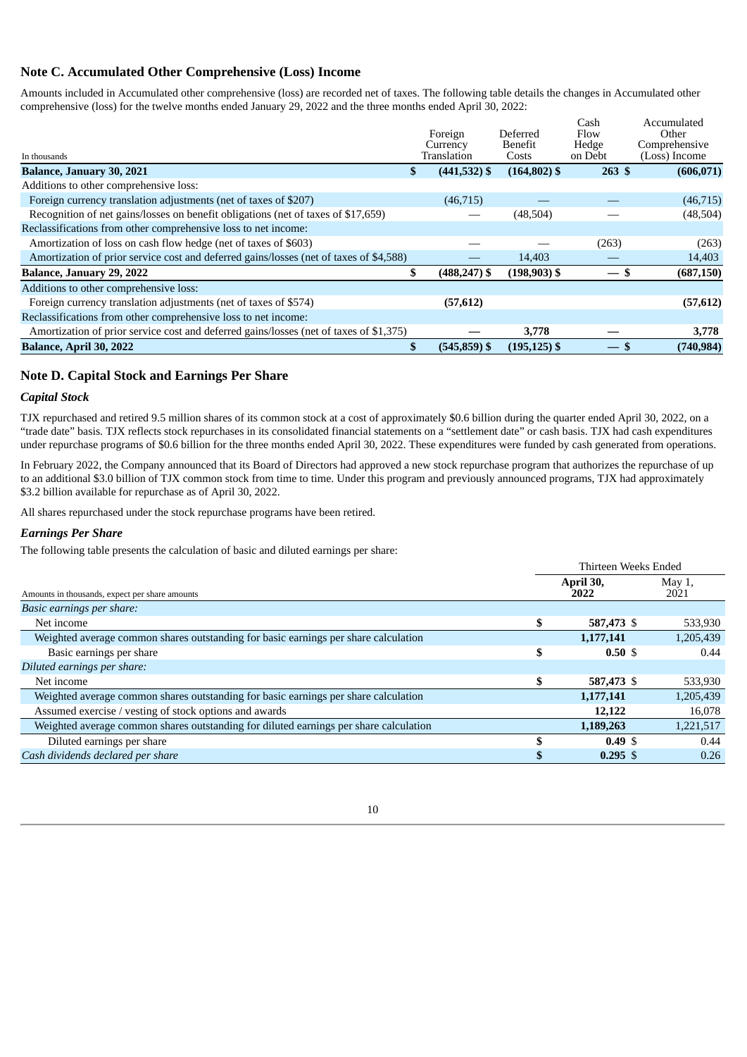## Note C. Accumulated Other Comprehensive (Loss) Income

Amounts included in Accumulated other comprehensive (loss) are recorded net of taxes. The following table details the changes in Accumulated other comprehensive (loss) for the twelve months ended January 29, 2022 and the three months ended April 30, 2022:

| In thousands | Foreign Currency Translation | Deferred Benefit Costs | Cash Flow Hedge on Debt | Accumulated Other Comprehensive (Loss) Income |
|---|---|---|---|---|
| **Balance, January 30, 2021** | **$ (441,532)** | **$ (164,802)** | **$ 263** | **$ (606,071)** |
| Additions to other comprehensive loss: | | | | |
| Foreign currency translation adjustments (net of taxes of $207) | (46,715) | — | — | (46,715) |
| Recognition of net gains/losses on benefit obligations (net of taxes of $17,659) | — | (48,504) | — | (48,504) |
| Reclassifications from other comprehensive loss to net income: | | | | |
| Amortization of loss on cash flow hedge (net of taxes of $603) | — | — | (263) | (263) |
| Amortization of prior service cost and deferred gains/losses (net of taxes of $4,588) | — | 14,403 | — | 14,403 |
| **Balance, January 29, 2022** | **$ (488,247)** | **$ (198,903)** | **$ —** | **$ (687,150)** |
| Additions to other comprehensive loss: | | | | |
| Foreign currency translation adjustments (net of taxes of $574) | **(57,612)** | | | **(57,612)** |
| Reclassifications from other comprehensive loss to net income: | | | | |
| Amortization of prior service cost and deferred gains/losses (net of taxes of $1,375) | **—** | **3,778** | **—** | **3,778** |
| **Balance, April 30, 2022** | **$ (545,859)** | **$ (195,125)** | **$ —** | **$ (740,984)** |

## Note D. Capital Stock and Earnings Per Share

### *Capital Stock*

TJX repurchased and retired 9.5 million shares of its common stock at a cost of approximately $0.6 billion during the quarter ended April 30, 2022, on a "trade date" basis. TJX reflects stock repurchases in its consolidated financial statements on a "settlement date" or cash basis. TJX had cash expenditures under repurchase programs of $0.6 billion for the three months ended April 30, 2022. These expenditures were funded by cash generated from operations.

In February 2022, the Company announced that its Board of Directors had approved a new stock repurchase program that authorizes the repurchase of up to an additional $3.0 billion of TJX common stock from time to time. Under this program and previously announced programs, TJX had approximately $3.2 billion available for repurchase as of April 30, 2022.

All shares repurchased under the stock repurchase programs have been retired.

### *Earnings Per Share*

The following table presents the calculation of basic and diluted earnings per share:

| Amounts in thousands, expect per share amounts | Thirteen Weeks Ended April 30, 2022 | Thirteen Weeks Ended May 1, 2021 |
|---|---|---|
| *Basic earnings per share:* | | |
| Net income | **$ 587,473** | $ 533,930 |
| Weighted average common shares outstanding for basic earnings per share calculation | **1,177,141** | 1,205,439 |
| Basic earnings per share | **$ 0.50** | $ 0.44 |
| *Diluted earnings per share:* | | |
| Net income | **$ 587,473** | $ 533,930 |
| Weighted average common shares outstanding for basic earnings per share calculation | **1,177,141** | 1,205,439 |
| Assumed exercise / vesting of stock options and awards | **12,122** | 16,078 |
| Weighted average common shares outstanding for diluted earnings per share calculation | **1,189,263** | 1,221,517 |
| Diluted earnings per share | **$ 0.49** | $ 0.44 |
| *Cash dividends declared per share* | **$ 0.295** | $ 0.26 |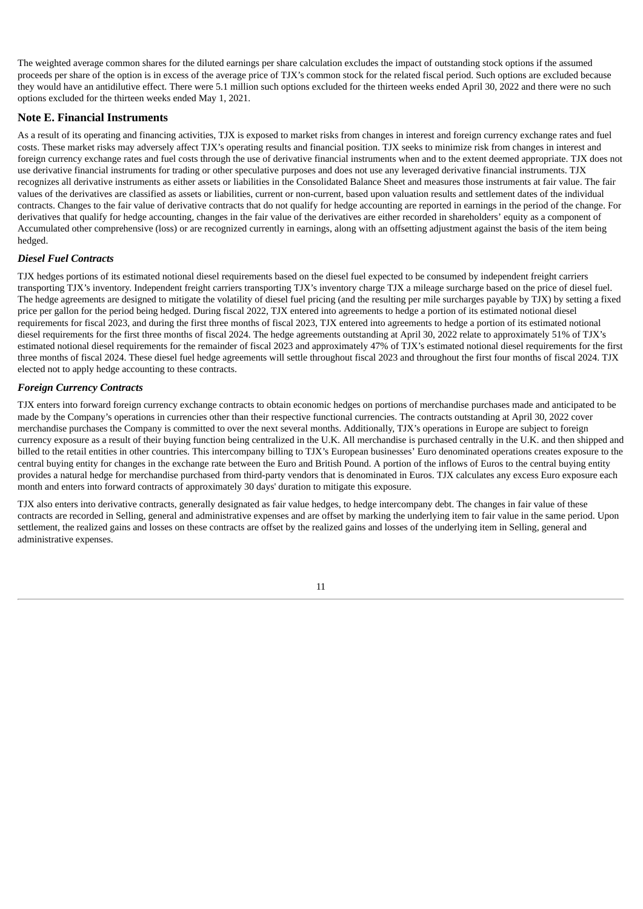The weighted average common shares for the diluted earnings per share calculation excludes the impact of outstanding stock options if the assumed proceeds per share of the option is in excess of the average price of TJX's common stock for the related fiscal period. Such options are excluded because they would have an antidilutive effect. There were 5.1 million such options excluded for the thirteen weeks ended April 30, 2022 and there were no such options excluded for the thirteen weeks ended May 1, 2021.

## Note E. Financial Instruments

As a result of its operating and financing activities, TJX is exposed to market risks from changes in interest and foreign currency exchange rates and fuel costs. These market risks may adversely affect TJX's operating results and financial position. TJX seeks to minimize risk from changes in interest and foreign currency exchange rates and fuel costs through the use of derivative financial instruments when and to the extent deemed appropriate. TJX does not use derivative financial instruments for trading or other speculative purposes and does not use any leveraged derivative financial instruments. TJX recognizes all derivative instruments as either assets or liabilities in the Consolidated Balance Sheet and measures those instruments at fair value. The fair values of the derivatives are classified as assets or liabilities, current or non-current, based upon valuation results and settlement dates of the individual contracts. Changes to the fair value of derivative contracts that do not qualify for hedge accounting are reported in earnings in the period of the change. For derivatives that qualify for hedge accounting, changes in the fair value of the derivatives are either recorded in shareholders' equity as a component of Accumulated other comprehensive (loss) or are recognized currently in earnings, along with an offsetting adjustment against the basis of the item being hedged.

### *Diesel Fuel Contracts*

TJX hedges portions of its estimated notional diesel requirements based on the diesel fuel expected to be consumed by independent freight carriers transporting TJX's inventory. Independent freight carriers transporting TJX's inventory charge TJX a mileage surcharge based on the price of diesel fuel. The hedge agreements are designed to mitigate the volatility of diesel fuel pricing (and the resulting per mile surcharges payable by TJX) by setting a fixed price per gallon for the period being hedged. During fiscal 2022, TJX entered into agreements to hedge a portion of its estimated notional diesel requirements for fiscal 2023, and during the first three months of fiscal 2023, TJX entered into agreements to hedge a portion of its estimated notional diesel requirements for the first three months of fiscal 2024. The hedge agreements outstanding at April 30, 2022 relate to approximately 51% of TJX's estimated notional diesel requirements for the remainder of fiscal 2023 and approximately 47% of TJX's estimated notional diesel requirements for the first three months of fiscal 2024. These diesel fuel hedge agreements will settle throughout fiscal 2023 and throughout the first four months of fiscal 2024. TJX elected not to apply hedge accounting to these contracts.

### *Foreign Currency Contracts*

TJX enters into forward foreign currency exchange contracts to obtain economic hedges on portions of merchandise purchases made and anticipated to be made by the Company's operations in currencies other than their respective functional currencies. The contracts outstanding at April 30, 2022 cover merchandise purchases the Company is committed to over the next several months. Additionally, TJX's operations in Europe are subject to foreign currency exposure as a result of their buying function being centralized in the U.K. All merchandise is purchased centrally in the U.K. and then shipped and billed to the retail entities in other countries. This intercompany billing to TJX's European businesses' Euro denominated operations creates exposure to the central buying entity for changes in the exchange rate between the Euro and British Pound. A portion of the inflows of Euros to the central buying entity provides a natural hedge for merchandise purchased from third-party vendors that is denominated in Euros. TJX calculates any excess Euro exposure each month and enters into forward contracts of approximately 30 days' duration to mitigate this exposure.

TJX also enters into derivative contracts, generally designated as fair value hedges, to hedge intercompany debt. The changes in fair value of these contracts are recorded in Selling, general and administrative expenses and are offset by marking the underlying item to fair value in the same period. Upon settlement, the realized gains and losses on these contracts are offset by the realized gains and losses of the underlying item in Selling, general and administrative expenses.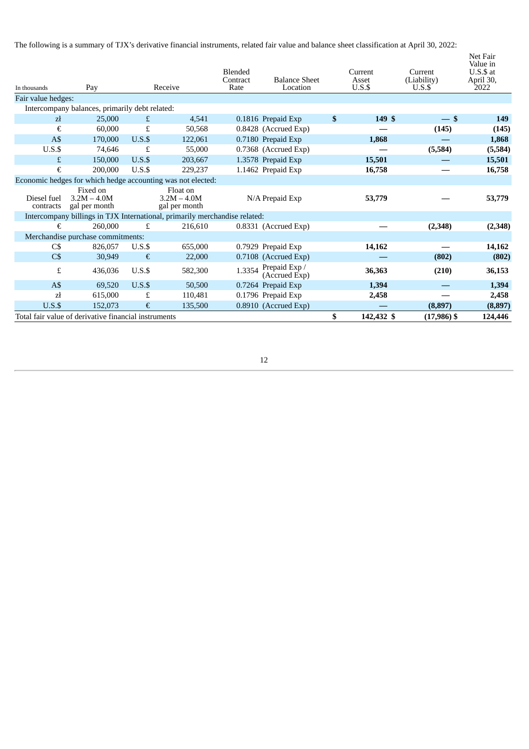The following is a summary of TJX's derivative financial instruments, related fair value and balance sheet classification at April 30, 2022:

| In thousands | Pay | | Receive | Blended Contract Rate | Balance Sheet Location | Current Asset U.S.$ | Current (Liability) U.S.$ | Net Fair Value in U.S.$ at April 30, 2022 |
|---|---|---|---|---|---|---|---|---|
| Fair value hedges: | | | | | | | | |
| Intercompany balances, primarily debt related: | | | | | | | | |
| zł | 25,000 | £ | 4,541 | 0.1816 | Prepaid Exp | $ 149 | $ — | $ 149 |
| € | 60,000 | £ | 50,568 | 0.8428 | (Accrued Exp) | — | (145) | (145) |
| A$ | 170,000 | U.S.$ | 122,061 | 0.7180 | Prepaid Exp | 1,868 | — | 1,868 |
| U.S.$ | 74,646 | £ | 55,000 | 0.7368 | (Accrued Exp) | — | (5,584) | (5,584) |
| £ | 150,000 | U.S.$ | 203,667 | 1.3578 | Prepaid Exp | 15,501 | — | 15,501 |
| € | 200,000 | U.S.$ | 229,237 | 1.1462 | Prepaid Exp | 16,758 | — | 16,758 |
| Economic hedges for which hedge accounting was not elected: | | | | | | | | |
| Diesel fuel contracts | Fixed on 3.2M – 4.0M gal per month | | Float on 3.2M – 4.0M gal per month | N/A | Prepaid Exp | 53,779 | — | 53,779 |
| Intercompany billings in TJX International, primarily merchandise related: | | | | | | | | |
| € | 260,000 | £ | 216,610 | 0.8331 | (Accrued Exp) | — | (2,348) | (2,348) |
| Merchandise purchase commitments: | | | | | | | | |
| C$ | 826,057 | U.S.$ | 655,000 | 0.7929 | Prepaid Exp | 14,162 | — | 14,162 |
| C$ | 30,949 | € | 22,000 | 0.7108 | (Accrued Exp) | — | (802) | (802) |
| £ | 436,036 | U.S.$ | 582,300 | 1.3354 | Prepaid Exp / (Accrued Exp) | 36,363 | (210) | 36,153 |
| A$ | 69,520 | U.S.$ | 50,500 | 0.7264 | Prepaid Exp | 1,394 | — | 1,394 |
| zł | 615,000 | £ | 110,481 | 0.1796 | Prepaid Exp | 2,458 | — | 2,458 |
| U.S.$ | 152,073 | € | 135,500 | 0.8910 | (Accrued Exp) | — | (8,897) | (8,897) |
| Total fair value of derivative financial instruments | | | | | | $ 142,432 | $ (17,986) | $ 124,446 |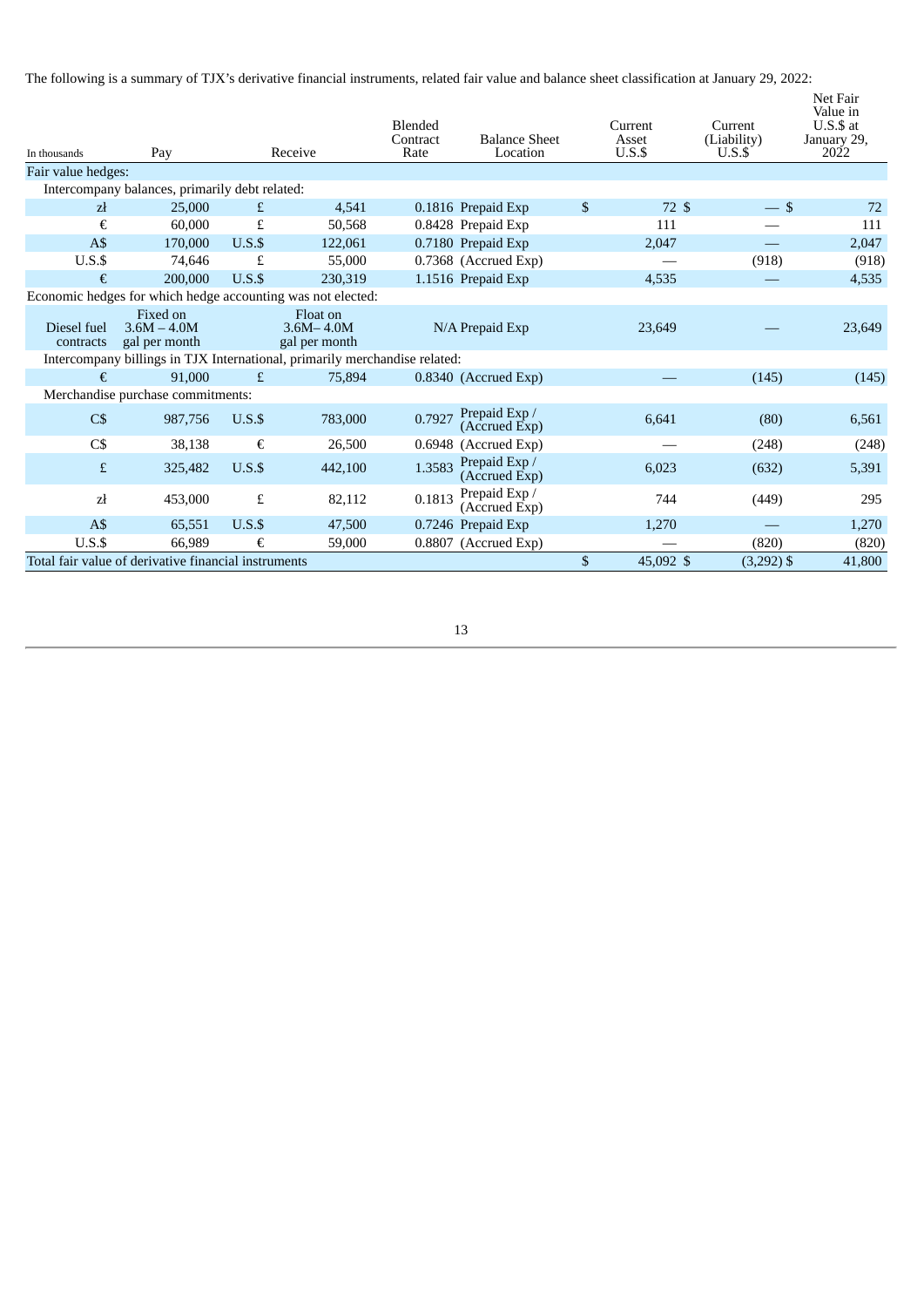The following is a summary of TJX's derivative financial instruments, related fair value and balance sheet classification at January 29, 2022:

| In thousands | Pay | | Receive | | Blended Contract Rate | Balance Sheet Location | Current Asset U.S.$ | Current (Liability) U.S.$ | Net Fair Value in U.S.$ at January 29, 2022 |
|---|---|---|---|---|---|---|---|---|---|
| Fair value hedges: | | | | | | | | | |
| Intercompany balances, primarily debt related: | | | | | | | | | |
| zł | 25,000 | £ | 4,541 | | 0.1816 | Prepaid Exp | $ 72 | $ — | $ 72 |
| € | 60,000 | £ | 50,568 | | 0.8428 | Prepaid Exp | 111 | — | 111 |
| A$ | 170,000 | U.S.$ | 122,061 | | 0.7180 | Prepaid Exp | 2,047 | — | 2,047 |
| U.S.$ | 74,646 | £ | 55,000 | | 0.7368 | (Accrued Exp) | — | (918) | (918) |
| € | 200,000 | U.S.$ | 230,319 | | 1.1516 | Prepaid Exp | 4,535 | — | 4,535 |
| Economic hedges for which hedge accounting was not elected: | | | | | | | | | |
| Diesel fuel contracts | Fixed on 3.6M – 4.0M gal per month | | Float on 3.6M– 4.0M gal per month | | N/A | Prepaid Exp | 23,649 | — | 23,649 |
| Intercompany billings in TJX International, primarily merchandise related: | | | | | | | | | |
| € | 91,000 | £ | 75,894 | | 0.8340 | (Accrued Exp) | — | (145) | (145) |
| Merchandise purchase commitments: | | | | | | | | | |
| C$ | 987,756 | U.S.$ | 783,000 | | 0.7927 | Prepaid Exp / (Accrued Exp) | 6,641 | (80) | 6,561 |
| C$ | 38,138 | € | 26,500 | | 0.6948 | (Accrued Exp) | — | (248) | (248) |
| £ | 325,482 | U.S.$ | 442,100 | | 1.3583 | Prepaid Exp / (Accrued Exp) | 6,023 | (632) | 5,391 |
| zł | 453,000 | £ | 82,112 | | 0.1813 | Prepaid Exp / (Accrued Exp) | 744 | (449) | 295 |
| A$ | 65,551 | U.S.$ | 47,500 | | 0.7246 | Prepaid Exp | 1,270 | — | 1,270 |
| U.S.$ | 66,989 | € | 59,000 | | 0.8807 | (Accrued Exp) | — | (820) | (820) |
| Total fair value of derivative financial instruments | | | | | | | $ 45,092 | $ (3,292) | $ 41,800 |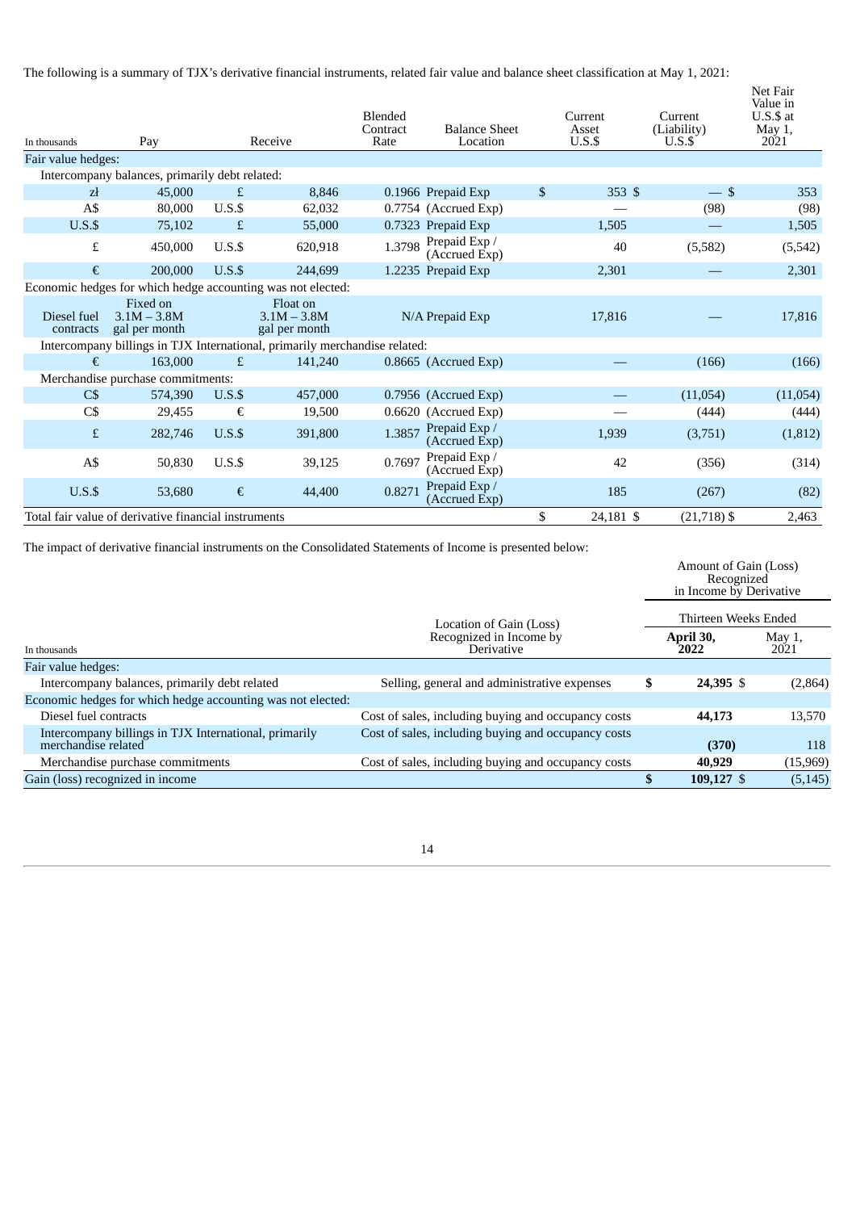The following is a summary of TJX's derivative financial instruments, related fair value and balance sheet classification at May 1, 2021:

| In thousands | Pay | | Receive | | Blended Contract Rate | Balance Sheet Location | Current Asset U.S.$ | Current (Liability) U.S.$ | Net Fair Value in U.S.$ at May 1, 2021 |
|---|---|---|---|---|---|---|---|---|---|
| Fair value hedges: | | | | | | | | | |
| Intercompany balances, primarily debt related: | | | | | | | | | |
| zł | 45,000 | £ | 8,846 | | 0.1966 | Prepaid Exp | $ 353 | $ — | $ 353 |
| A$ | 80,000 | U.S.$ | 62,032 | | 0.7754 | (Accrued Exp) | — | (98) | (98) |
| U.S.$ | 75,102 | £ | 55,000 | | 0.7323 | Prepaid Exp | 1,505 | — | 1,505 |
| £ | 450,000 | U.S.$ | 620,918 | | 1.3798 | Prepaid Exp / (Accrued Exp) | 40 | (5,582) | (5,542) |
| € | 200,000 | U.S.$ | 244,699 | | 1.2235 | Prepaid Exp | 2,301 | — | 2,301 |
| Economic hedges for which hedge accounting was not elected: | | | | | | | | | |
| Diesel fuel contracts | Fixed on 3.1M – 3.8M gal per month | | Float on 3.1M – 3.8M gal per month | | N/A | Prepaid Exp | 17,816 | — | 17,816 |
| Intercompany billings in TJX International, primarily merchandise related: | | | | | | | | | |
| € | 163,000 | £ | 141,240 | | 0.8665 | (Accrued Exp) | — | (166) | (166) |
| Merchandise purchase commitments: | | | | | | | | | |
| C$ | 574,390 | U.S.$ | 457,000 | | 0.7956 | (Accrued Exp) | — | (11,054) | (11,054) |
| C$ | 29,455 | € | 19,500 | | 0.6620 | (Accrued Exp) | — | (444) | (444) |
| £ | 282,746 | U.S.$ | 391,800 | | 1.3857 | Prepaid Exp / (Accrued Exp) | 1,939 | (3,751) | (1,812) |
| A$ | 50,830 | U.S.$ | 39,125 | | 0.7697 | Prepaid Exp / (Accrued Exp) | 42 | (356) | (314) |
| U.S.$ | 53,680 | € | 44,400 | | 0.8271 | Prepaid Exp / (Accrued Exp) | 185 | (267) | (82) |
| Total fair value of derivative financial instruments | | | | | | | $ 24,181 | $ (21,718) | $ 2,463 |

The impact of derivative financial instruments on the Consolidated Statements of Income is presented below:

| | | Amount of Gain (Loss) Recognized in Income by Derivative | |
|---|---|---|---|
| | | Thirteen Weeks Ended | |
| In thousands | Location of Gain (Loss) Recognized in Income by Derivative | **April 30, 2022** | May 1, 2021 |
| Fair value hedges: | | | |
| Intercompany balances, primarily debt related | Selling, general and administrative expenses | **$ 24,395** | $ (2,864) |
| Economic hedges for which hedge accounting was not elected: | | | |
| Diesel fuel contracts | Cost of sales, including buying and occupancy costs | **44,173** | 13,570 |
| Intercompany billings in TJX International, primarily merchandise related | Cost of sales, including buying and occupancy costs | **(370)** | 118 |
| Merchandise purchase commitments | Cost of sales, including buying and occupancy costs | **40,929** | (15,969) |
| Gain (loss) recognized in income | | **$ 109,127** | $ (5,145) |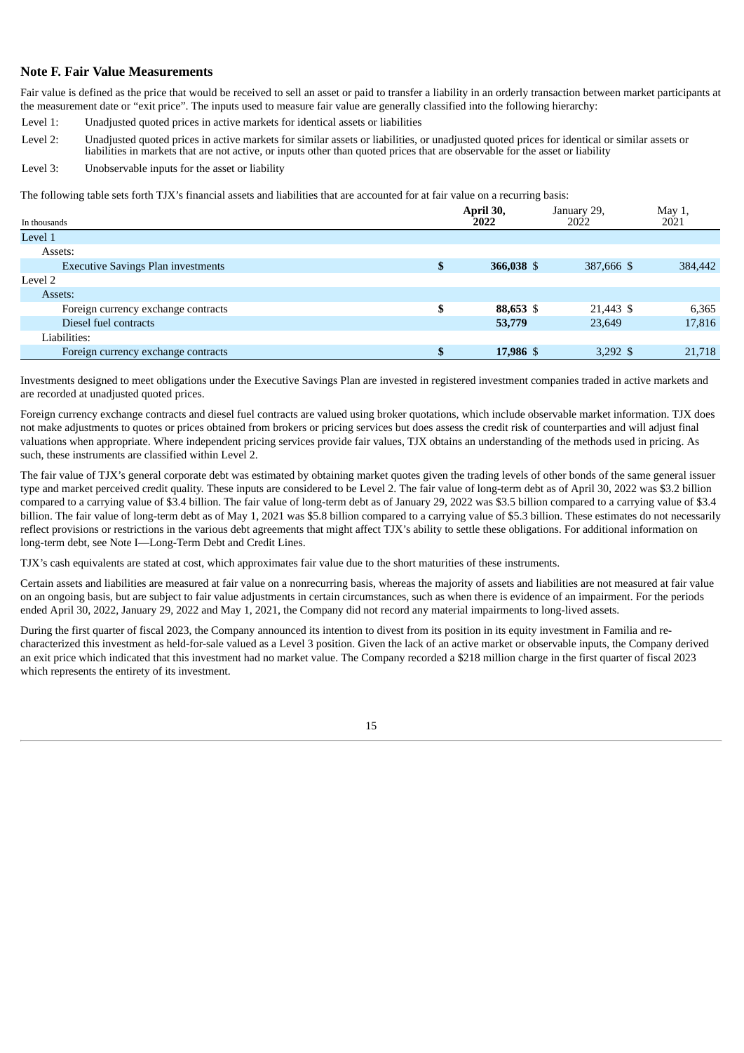## Note F. Fair Value Measurements

Fair value is defined as the price that would be received to sell an asset or paid to transfer a liability in an orderly transaction between market participants at the measurement date or "exit price". The inputs used to measure fair value are generally classified into the following hierarchy:

Level 1: Unadjusted quoted prices in active markets for identical assets or liabilities

Level 2: Unadjusted quoted prices in active markets for similar assets or liabilities, or unadjusted quoted prices for identical or similar assets or liabilities in markets that are not active, or inputs other than quoted prices that are observable for the asset or liability

Level 3: Unobservable inputs for the asset or liability

The following table sets forth TJX's financial assets and liabilities that are accounted for at fair value on a recurring basis:

| In thousands | April 30, 2022 | January 29, 2022 | May 1, 2021 |
|---|---|---|---|
| Level 1 | | | |
| Assets: | | | |
| Executive Savings Plan investments | **$ 366,038** | $ 387,666 | $ 384,442 |
| Level 2 | | | |
| Assets: | | | |
| Foreign currency exchange contracts | **$ 88,653** | $ 21,443 | $ 6,365 |
| Diesel fuel contracts | **53,779** | 23,649 | 17,816 |
| Liabilities: | | | |
| Foreign currency exchange contracts | **$ 17,986** | $ 3,292 | $ 21,718 |

Investments designed to meet obligations under the Executive Savings Plan are invested in registered investment companies traded in active markets and are recorded at unadjusted quoted prices.

Foreign currency exchange contracts and diesel fuel contracts are valued using broker quotations, which include observable market information. TJX does not make adjustments to quotes or prices obtained from brokers or pricing services but does assess the credit risk of counterparties and will adjust final valuations when appropriate. Where independent pricing services provide fair values, TJX obtains an understanding of the methods used in pricing. As such, these instruments are classified within Level 2.

The fair value of TJX's general corporate debt was estimated by obtaining market quotes given the trading levels of other bonds of the same general issuer type and market perceived credit quality. These inputs are considered to be Level 2. The fair value of long-term debt as of April 30, 2022 was $3.2 billion compared to a carrying value of $3.4 billion. The fair value of long-term debt as of January 29, 2022 was $3.5 billion compared to a carrying value of $3.4 billion. The fair value of long-term debt as of May 1, 2021 was $5.8 billion compared to a carrying value of $5.3 billion. These estimates do not necessarily reflect provisions or restrictions in the various debt agreements that might affect TJX's ability to settle these obligations. For additional information on long-term debt, see Note I—Long-Term Debt and Credit Lines.

TJX's cash equivalents are stated at cost, which approximates fair value due to the short maturities of these instruments.

Certain assets and liabilities are measured at fair value on a nonrecurring basis, whereas the majority of assets and liabilities are not measured at fair value on an ongoing basis, but are subject to fair value adjustments in certain circumstances, such as when there is evidence of an impairment. For the periods ended April 30, 2022, January 29, 2022 and May 1, 2021, the Company did not record any material impairments to long-lived assets.

During the first quarter of fiscal 2023, the Company announced its intention to divest from its position in its equity investment in Familia and re-characterized this investment as held-for-sale valued as a Level 3 position. Given the lack of an active market or observable inputs, the Company derived an exit price which indicated that this investment had no market value. The Company recorded a $218 million charge in the first quarter of fiscal 2023 which represents the entirety of its investment.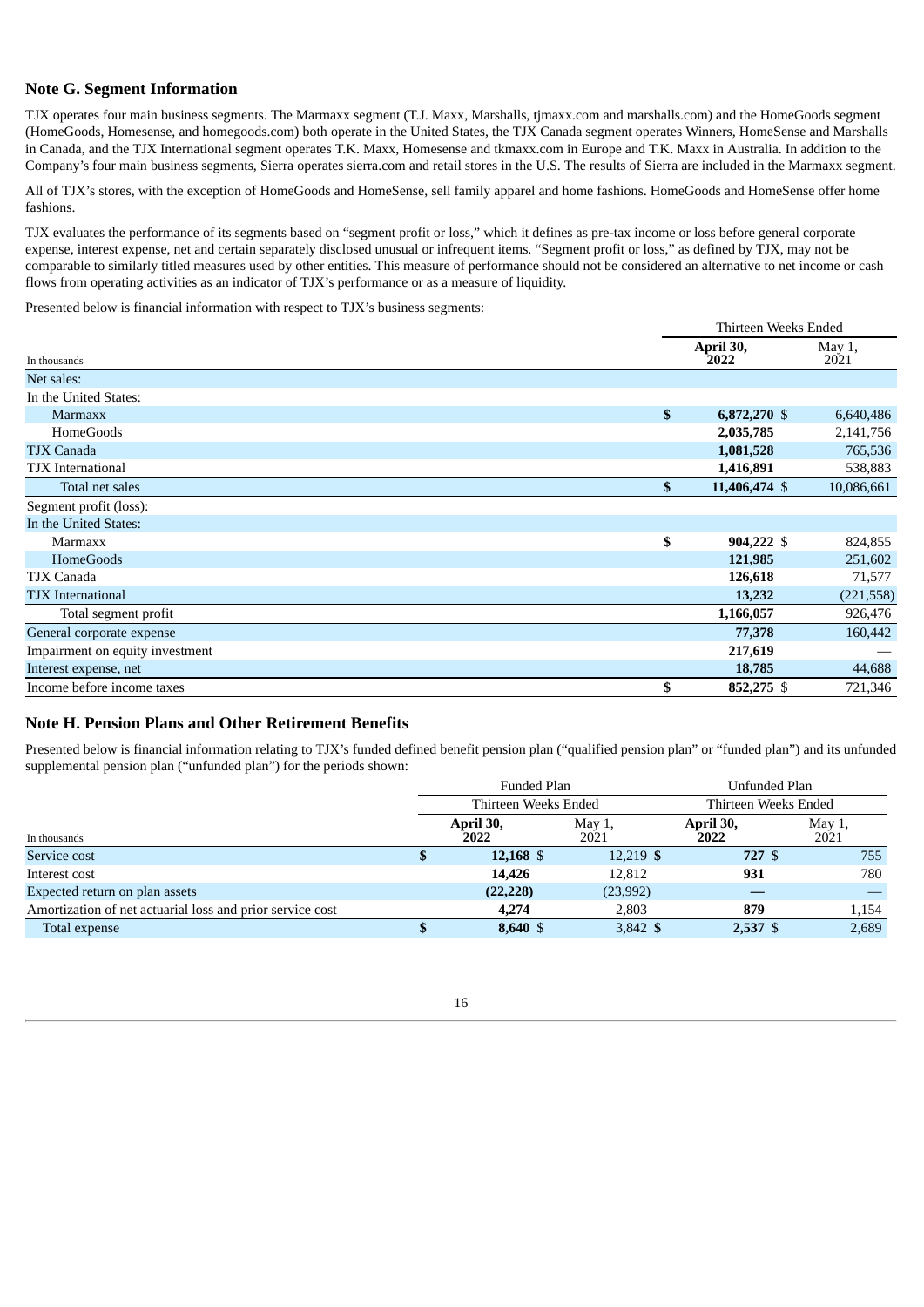## Note G. Segment Information

TJX operates four main business segments. The Marmaxx segment (T.J. Maxx, Marshalls, tjmaxx.com and marshalls.com) and the HomeGoods segment (HomeGoods, Homesense, and homegoods.com) both operate in the United States, the TJX Canada segment operates Winners, HomeSense and Marshalls in Canada, and the TJX International segment operates T.K. Maxx, Homesense and tkmaxx.com in Europe and T.K. Maxx in Australia. In addition to the Company's four main business segments, Sierra operates sierra.com and retail stores in the U.S. The results of Sierra are included in the Marmaxx segment.

All of TJX's stores, with the exception of HomeGoods and HomeSense, sell family apparel and home fashions. HomeGoods and HomeSense offer home fashions.

TJX evaluates the performance of its segments based on "segment profit or loss," which it defines as pre-tax income or loss before general corporate expense, interest expense, net and certain separately disclosed unusual or infrequent items. "Segment profit or loss," as defined by TJX, may not be comparable to similarly titled measures used by other entities. This measure of performance should not be considered an alternative to net income or cash flows from operating activities as an indicator of TJX's performance or as a measure of liquidity.

Presented below is financial information with respect to TJX's business segments:

| In thousands | Thirteen Weeks Ended April 30, 2022 | Thirteen Weeks Ended May 1, 2021 |
|---|---|---|
| Net sales: | | |
| In the United States: | | |
| Marmaxx | **$ 6,872,270** | $ 6,640,486 |
| HomeGoods | **2,035,785** | 2,141,756 |
| TJX Canada | **1,081,528** | 765,536 |
| TJX International | **1,416,891** | 538,883 |
| Total net sales | **$ 11,406,474** | $ 10,086,661 |
| Segment profit (loss): | | |
| In the United States: | | |
| Marmaxx | **$ 904,222** | $ 824,855 |
| HomeGoods | **121,985** | 251,602 |
| TJX Canada | **126,618** | 71,577 |
| TJX International | **13,232** | (221,558) |
| Total segment profit | **1,166,057** | 926,476 |
| General corporate expense | **77,378** | 160,442 |
| Impairment on equity investment | **217,619** | — |
| Interest expense, net | **18,785** | 44,688 |
| Income before income taxes | **$ 852,275** | $ 721,346 |

## Note H. Pension Plans and Other Retirement Benefits

Presented below is financial information relating to TJX's funded defined benefit pension plan ("qualified pension plan" or "funded plan") and its unfunded supplemental pension plan ("unfunded plan") for the periods shown:

| | Funded Plan | | Unfunded Plan | |
|---|---|---|---|---|
| | Thirteen Weeks Ended | | Thirteen Weeks Ended | |
| In thousands | April 30, 2022 | May 1, 2021 | April 30, 2022 | May 1, 2021 |
| Service cost | **$ 12,168** | $ 12,219 | **$ 727** | $ 755 |
| Interest cost | **14,426** | 12,812 | **931** | 780 |
| Expected return on plan assets | **(22,228)** | (23,992) | **—** | — |
| Amortization of net actuarial loss and prior service cost | **4,274** | 2,803 | **879** | 1,154 |
| Total expense | **$ 8,640** | $ 3,842 | **$ 2,537** | $ 2,689 |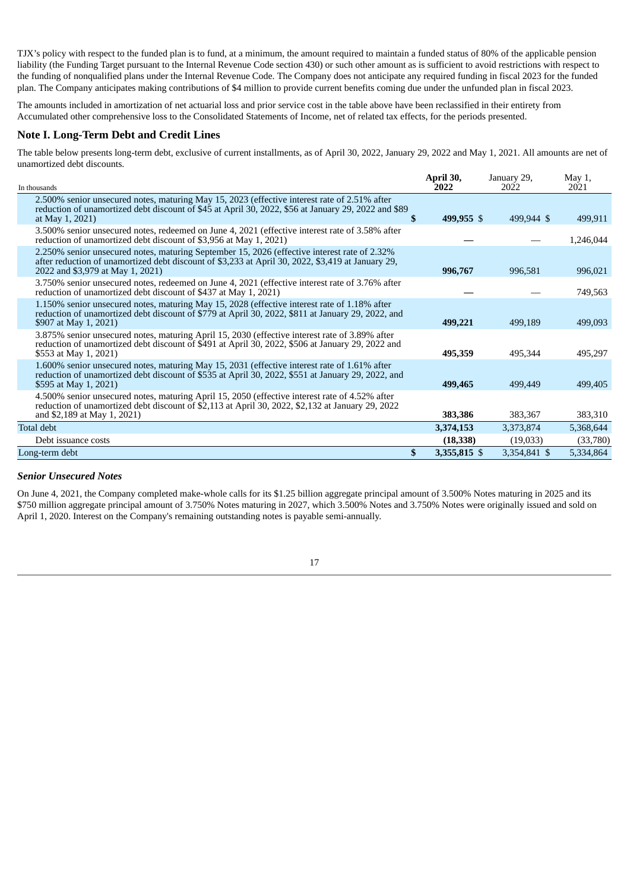TJX's policy with respect to the funded plan is to fund, at a minimum, the amount required to maintain a funded status of 80% of the applicable pension liability (the Funding Target pursuant to the Internal Revenue Code section 430) or such other amount as is sufficient to avoid restrictions with respect to the funding of nonqualified plans under the Internal Revenue Code. The Company does not anticipate any required funding in fiscal 2023 for the funded plan. The Company anticipates making contributions of $4 million to provide current benefits coming due under the unfunded plan in fiscal 2023.

The amounts included in amortization of net actuarial loss and prior service cost in the table above have been reclassified in their entirety from Accumulated other comprehensive loss to the Consolidated Statements of Income, net of related tax effects, for the periods presented.

## Note I. Long-Term Debt and Credit Lines

The table below presents long-term debt, exclusive of current installments, as of April 30, 2022, January 29, 2022 and May 1, 2021. All amounts are net of unamortized debt discounts.

| In thousands | April 30, 2022 | January 29, 2022 | May 1, 2021 |
|---|---|---|---|
| 2.500% senior unsecured notes, maturing May 15, 2023 (effective interest rate of 2.51% after reduction of unamortized debt discount of $45 at April 30, 2022, $56 at January 29, 2022 and $89 at May 1, 2021) | **$ 499,955** | $ 499,944 | $ 499,911 |
| 3.500% senior unsecured notes, redeemed on June 4, 2021 (effective interest rate of 3.58% after reduction of unamortized debt discount of $3,956 at May 1, 2021) | **—** | — | 1,246,044 |
| 2.250% senior unsecured notes, maturing September 15, 2026 (effective interest rate of 2.32% after reduction of unamortized debt discount of $3,233 at April 30, 2022, $3,419 at January 29, 2022 and $3,979 at May 1, 2021) | **996,767** | 996,581 | 996,021 |
| 3.750% senior unsecured notes, redeemed on June 4, 2021 (effective interest rate of 3.76% after reduction of unamortized debt discount of $437 at May 1, 2021) | **—** | — | 749,563 |
| 1.150% senior unsecured notes, maturing May 15, 2028 (effective interest rate of 1.18% after reduction of unamortized debt discount of $779 at April 30, 2022, $811 at January 29, 2022, and $907 at May 1, 2021) | **499,221** | 499,189 | 499,093 |
| 3.875% senior unsecured notes, maturing April 15, 2030 (effective interest rate of 3.89% after reduction of unamortized debt discount of $491 at April 30, 2022, $506 at January 29, 2022 and $553 at May 1, 2021) | **495,359** | 495,344 | 495,297 |
| 1.600% senior unsecured notes, maturing May 15, 2031 (effective interest rate of 1.61% after reduction of unamortized debt discount of $535 at April 30, 2022, $551 at January 29, 2022, and $595 at May 1, 2021) | **499,465** | 499,449 | 499,405 |
| 4.500% senior unsecured notes, maturing April 15, 2050 (effective interest rate of 4.52% after reduction of unamortized debt discount of $2,113 at April 30, 2022, $2,132 at January 29, 2022 and $2,189 at May 1, 2021) | **383,386** | 383,367 | 383,310 |
| Total debt | **3,374,153** | 3,373,874 | 5,368,644 |
| Debt issuance costs | **(18,338)** | (19,033) | (33,780) |
| Long-term debt | **$ 3,355,815** | $ 3,354,841 | $ 5,334,864 |

### *Senior Unsecured Notes*

On June 4, 2021, the Company completed make-whole calls for its $1.25 billion aggregate principal amount of 3.500% Notes maturing in 2025 and its $750 million aggregate principal amount of 3.750% Notes maturing in 2027, which 3.500% Notes and 3.750% Notes were originally issued and sold on April 1, 2020. Interest on the Company's remaining outstanding notes is payable semi-annually.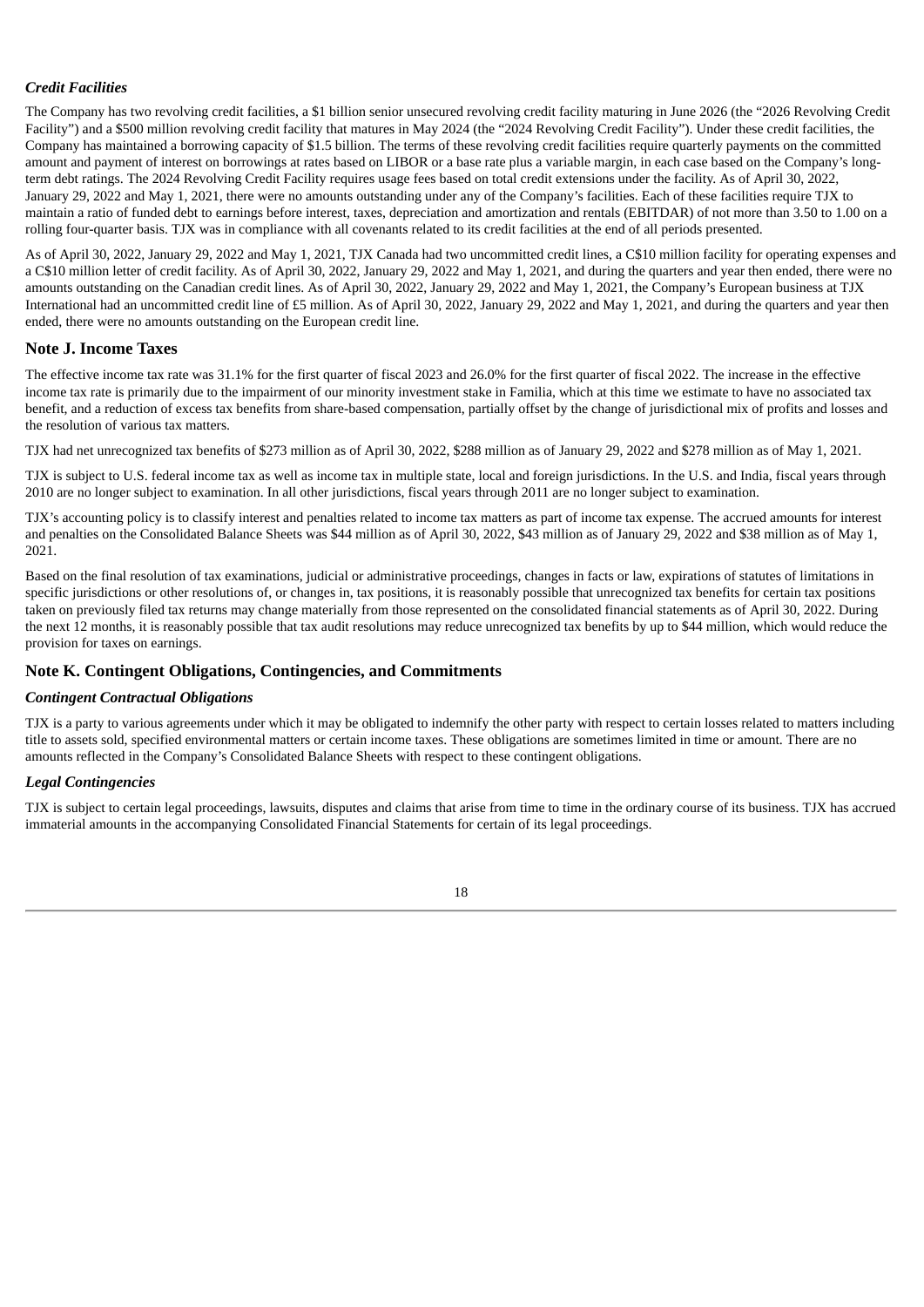### *Credit Facilities*

The Company has two revolving credit facilities, a $1 billion senior unsecured revolving credit facility maturing in June 2026 (the "2026 Revolving Credit Facility") and a $500 million revolving credit facility that matures in May 2024 (the "2024 Revolving Credit Facility"). Under these credit facilities, the Company has maintained a borrowing capacity of $1.5 billion. The terms of these revolving credit facilities require quarterly payments on the committed amount and payment of interest on borrowings at rates based on LIBOR or a base rate plus a variable margin, in each case based on the Company's long-term debt ratings. The 2024 Revolving Credit Facility requires usage fees based on total credit extensions under the facility. As of April 30, 2022, January 29, 2022 and May 1, 2021, there were no amounts outstanding under any of the Company's facilities. Each of these facilities require TJX to maintain a ratio of funded debt to earnings before interest, taxes, depreciation and amortization and rentals (EBITDAR) of not more than 3.50 to 1.00 on a rolling four-quarter basis. TJX was in compliance with all covenants related to its credit facilities at the end of all periods presented.

As of April 30, 2022, January 29, 2022 and May 1, 2021, TJX Canada had two uncommitted credit lines, a C$10 million facility for operating expenses and a C$10 million letter of credit facility. As of April 30, 2022, January 29, 2022 and May 1, 2021, and during the quarters and year then ended, there were no amounts outstanding on the Canadian credit lines. As of April 30, 2022, January 29, 2022 and May 1, 2021, the Company's European business at TJX International had an uncommitted credit line of £5 million. As of April 30, 2022, January 29, 2022 and May 1, 2021, and during the quarters and year then ended, there were no amounts outstanding on the European credit line.

## Note J. Income Taxes

The effective income tax rate was 31.1% for the first quarter of fiscal 2023 and 26.0% for the first quarter of fiscal 2022. The increase in the effective income tax rate is primarily due to the impairment of our minority investment stake in Familia, which at this time we estimate to have no associated tax benefit, and a reduction of excess tax benefits from share-based compensation, partially offset by the change of jurisdictional mix of profits and losses and the resolution of various tax matters.

TJX had net unrecognized tax benefits of $273 million as of April 30, 2022, $288 million as of January 29, 2022 and $278 million as of May 1, 2021.

TJX is subject to U.S. federal income tax as well as income tax in multiple state, local and foreign jurisdictions. In the U.S. and India, fiscal years through 2010 are no longer subject to examination. In all other jurisdictions, fiscal years through 2011 are no longer subject to examination.

TJX's accounting policy is to classify interest and penalties related to income tax matters as part of income tax expense. The accrued amounts for interest and penalties on the Consolidated Balance Sheets was $44 million as of April 30, 2022, $43 million as of January 29, 2022 and $38 million as of May 1, 2021.

Based on the final resolution of tax examinations, judicial or administrative proceedings, changes in facts or law, expirations of statutes of limitations in specific jurisdictions or other resolutions of, or changes in, tax positions, it is reasonably possible that unrecognized tax benefits for certain tax positions taken on previously filed tax returns may change materially from those represented on the consolidated financial statements as of April 30, 2022. During the next 12 months, it is reasonably possible that tax audit resolutions may reduce unrecognized tax benefits by up to $44 million, which would reduce the provision for taxes on earnings.

## Note K. Contingent Obligations, Contingencies, and Commitments

### *Contingent Contractual Obligations*

TJX is a party to various agreements under which it may be obligated to indemnify the other party with respect to certain losses related to matters including title to assets sold, specified environmental matters or certain income taxes. These obligations are sometimes limited in time or amount. There are no amounts reflected in the Company's Consolidated Balance Sheets with respect to these contingent obligations.

### *Legal Contingencies*

TJX is subject to certain legal proceedings, lawsuits, disputes and claims that arise from time to time in the ordinary course of its business. TJX has accrued immaterial amounts in the accompanying Consolidated Financial Statements for certain of its legal proceedings.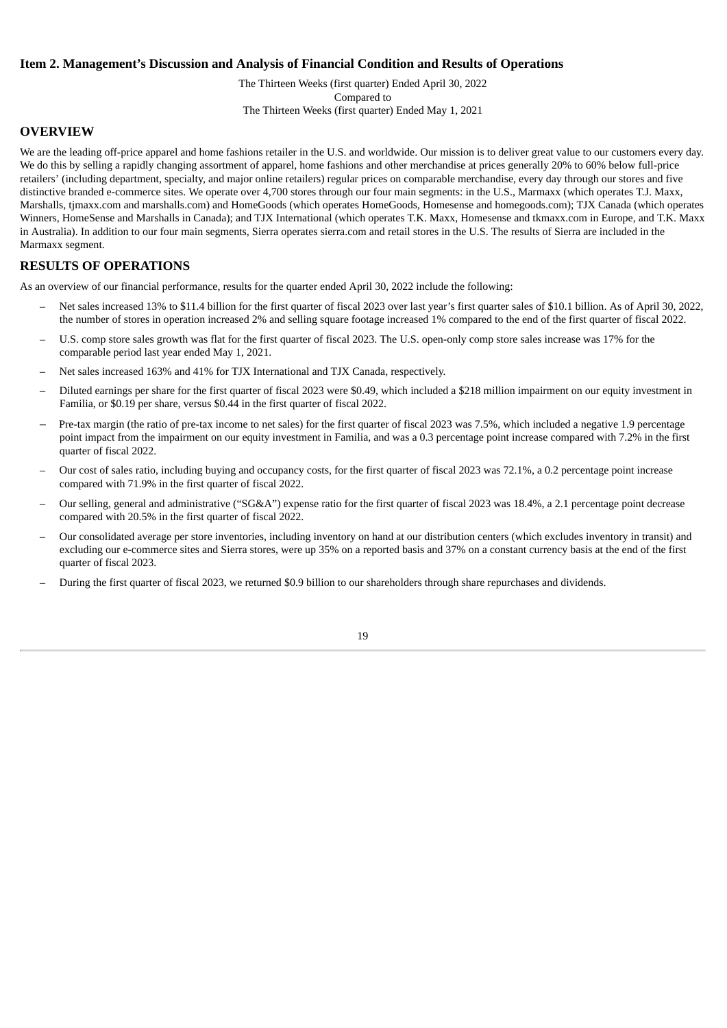## Item 2. Management's Discussion and Analysis of Financial Condition and Results of Operations

The Thirteen Weeks (first quarter) Ended April 30, 2022
Compared to
The Thirteen Weeks (first quarter) Ended May 1, 2021

## OVERVIEW

We are the leading off-price apparel and home fashions retailer in the U.S. and worldwide. Our mission is to deliver great value to our customers every day. We do this by selling a rapidly changing assortment of apparel, home fashions and other merchandise at prices generally 20% to 60% below full-price retailers' (including department, specialty, and major online retailers) regular prices on comparable merchandise, every day through our stores and five distinctive branded e-commerce sites. We operate over 4,700 stores through our four main segments: in the U.S., Marmaxx (which operates T.J. Maxx, Marshalls, tjmaxx.com and marshalls.com) and HomeGoods (which operates HomeGoods, Homesense and homegoods.com); TJX Canada (which operates Winners, HomeSense and Marshalls in Canada); and TJX International (which operates T.K. Maxx, Homesense and tkmaxx.com in Europe, and T.K. Maxx in Australia). In addition to our four main segments, Sierra operates sierra.com and retail stores in the U.S. The results of Sierra are included in the Marmaxx segment.

## RESULTS OF OPERATIONS

As an overview of our financial performance, results for the quarter ended April 30, 2022 include the following:

- Net sales increased 13% to $11.4 billion for the first quarter of fiscal 2023 over last year's first quarter sales of $10.1 billion. As of April 30, 2022, the number of stores in operation increased 2% and selling square footage increased 1% compared to the end of the first quarter of fiscal 2022.
- U.S. comp store sales growth was flat for the first quarter of fiscal 2023. The U.S. open-only comp store sales increase was 17% for the comparable period last year ended May 1, 2021.
- Net sales increased 163% and 41% for TJX International and TJX Canada, respectively.
- Diluted earnings per share for the first quarter of fiscal 2023 were $0.49, which included a $218 million impairment on our equity investment in Familia, or $0.19 per share, versus $0.44 in the first quarter of fiscal 2022.
- Pre-tax margin (the ratio of pre-tax income to net sales) for the first quarter of fiscal 2023 was 7.5%, which included a negative 1.9 percentage point impact from the impairment on our equity investment in Familia, and was a 0.3 percentage point increase compared with 7.2% in the first quarter of fiscal 2022.
- Our cost of sales ratio, including buying and occupancy costs, for the first quarter of fiscal 2023 was 72.1%, a 0.2 percentage point increase compared with 71.9% in the first quarter of fiscal 2022.
- Our selling, general and administrative ("SG&A") expense ratio for the first quarter of fiscal 2023 was 18.4%, a 2.1 percentage point decrease compared with 20.5% in the first quarter of fiscal 2022.
- Our consolidated average per store inventories, including inventory on hand at our distribution centers (which excludes inventory in transit) and excluding our e-commerce sites and Sierra stores, were up 35% on a reported basis and 37% on a constant currency basis at the end of the first quarter of fiscal 2023.
- During the first quarter of fiscal 2023, we returned $0.9 billion to our shareholders through share repurchases and dividends.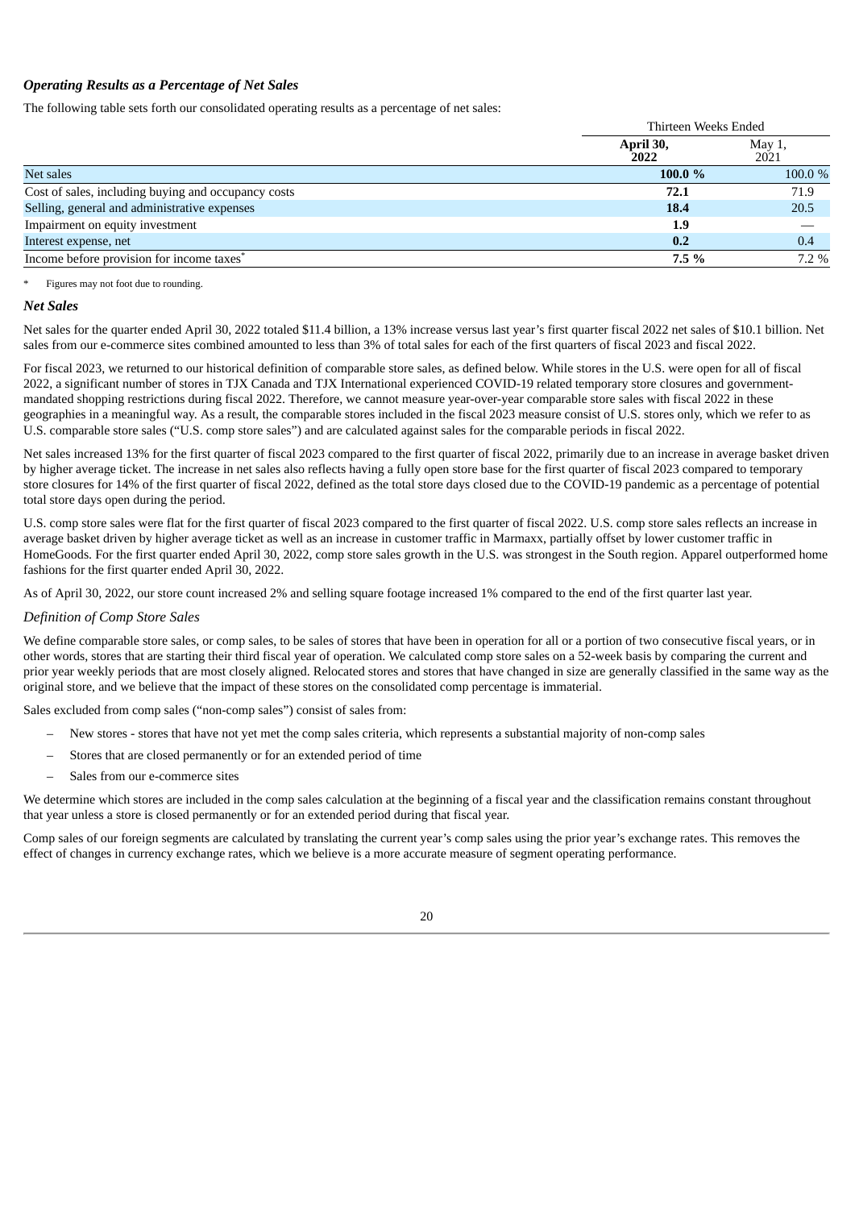### *Operating Results as a Percentage of Net Sales*

The following table sets forth our consolidated operating results as a percentage of net sales:

| | Thirteen Weeks Ended | |
|---|---|---|
| | **April 30, 2022** | May 1, 2021 |
| Net sales | **100.0 %** | 100.0 % |
| Cost of sales, including buying and occupancy costs | **72.1** | 71.9 |
| Selling, general and administrative expenses | **18.4** | 20.5 |
| Impairment on equity investment | **1.9** | — |
| Interest expense, net | **0.2** | 0.4 |
| Income before provision for income taxes* | **7.5 %** | 7.2 % |

\* Figures may not foot due to rounding.

### *Net Sales*

Net sales for the quarter ended April 30, 2022 totaled $11.4 billion, a 13% increase versus last year's first quarter fiscal 2022 net sales of $10.1 billion. Net sales from our e-commerce sites combined amounted to less than 3% of total sales for each of the first quarters of fiscal 2023 and fiscal 2022.

For fiscal 2023, we returned to our historical definition of comparable store sales, as defined below. While stores in the U.S. were open for all of fiscal 2022, a significant number of stores in TJX Canada and TJX International experienced COVID-19 related temporary store closures and government-mandated shopping restrictions during fiscal 2022. Therefore, we cannot measure year-over-year comparable store sales with fiscal 2022 in these geographies in a meaningful way. As a result, the comparable stores included in the fiscal 2023 measure consist of U.S. stores only, which we refer to as U.S. comparable store sales ("U.S. comp store sales") and are calculated against sales for the comparable periods in fiscal 2022.

Net sales increased 13% for the first quarter of fiscal 2023 compared to the first quarter of fiscal 2022, primarily due to an increase in average basket driven by higher average ticket. The increase in net sales also reflects having a fully open store base for the first quarter of fiscal 2023 compared to temporary store closures for 14% of the first quarter of fiscal 2022, defined as the total store days closed due to the COVID-19 pandemic as a percentage of potential total store days open during the period.

U.S. comp store sales were flat for the first quarter of fiscal 2023 compared to the first quarter of fiscal 2022. U.S. comp store sales reflects an increase in average basket driven by higher average ticket as well as an increase in customer traffic in Marmaxx, partially offset by lower customer traffic in HomeGoods. For the first quarter ended April 30, 2022, comp store sales growth in the U.S. was strongest in the South region. Apparel outperformed home fashions for the first quarter ended April 30, 2022.

As of April 30, 2022, our store count increased 2% and selling square footage increased 1% compared to the end of the first quarter last year.

#### *Definition of Comp Store Sales*

We define comparable store sales, or comp sales, to be sales of stores that have been in operation for all or a portion of two consecutive fiscal years, or in other words, stores that are starting their third fiscal year of operation. We calculated comp store sales on a 52-week basis by comparing the current and prior year weekly periods that are most closely aligned. Relocated stores and stores that have changed in size are generally classified in the same way as the original store, and we believe that the impact of these stores on the consolidated comp percentage is immaterial.

Sales excluded from comp sales ("non-comp sales") consist of sales from:

- New stores - stores that have not yet met the comp sales criteria, which represents a substantial majority of non-comp sales
- Stores that are closed permanently or for an extended period of time
- Sales from our e-commerce sites

We determine which stores are included in the comp sales calculation at the beginning of a fiscal year and the classification remains constant throughout that year unless a store is closed permanently or for an extended period during that fiscal year.

Comp sales of our foreign segments are calculated by translating the current year's comp sales using the prior year's exchange rates. This removes the effect of changes in currency exchange rates, which we believe is a more accurate measure of segment operating performance.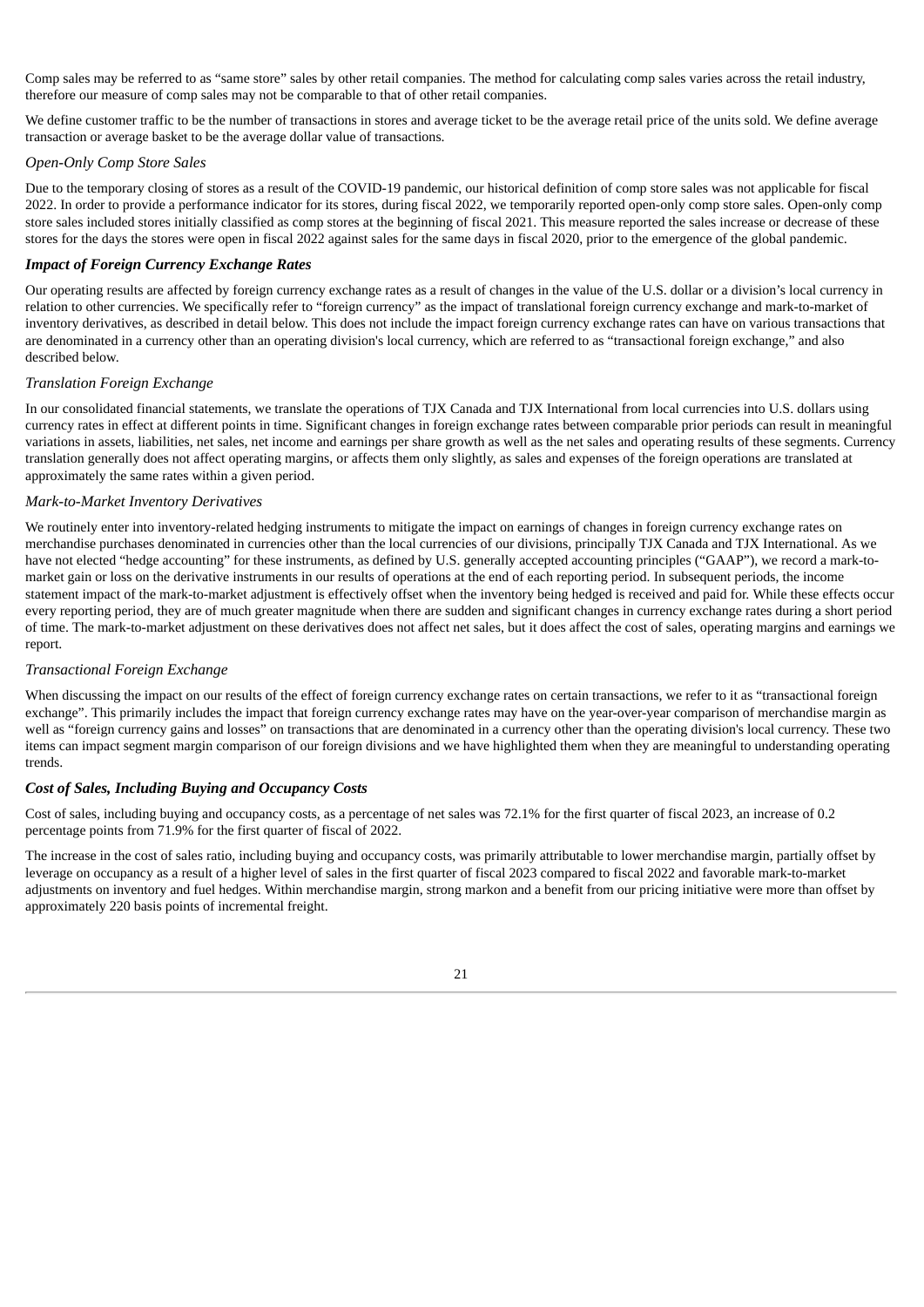Comp sales may be referred to as "same store" sales by other retail companies. The method for calculating comp sales varies across the retail industry, therefore our measure of comp sales may not be comparable to that of other retail companies.

We define customer traffic to be the number of transactions in stores and average ticket to be the average retail price of the units sold. We define average transaction or average basket to be the average dollar value of transactions.

*Open-Only Comp Store Sales*

Due to the temporary closing of stores as a result of the COVID-19 pandemic, our historical definition of comp store sales was not applicable for fiscal 2022. In order to provide a performance indicator for its stores, during fiscal 2022, we temporarily reported open-only comp store sales. Open-only comp store sales included stores initially classified as comp stores at the beginning of fiscal 2021. This measure reported the sales increase or decrease of these stores for the days the stores were open in fiscal 2022 against sales for the same days in fiscal 2020, prior to the emergence of the global pandemic.

### *Impact of Foreign Currency Exchange Rates*

Our operating results are affected by foreign currency exchange rates as a result of changes in the value of the U.S. dollar or a division's local currency in relation to other currencies. We specifically refer to "foreign currency" as the impact of translational foreign currency exchange and mark-to-market of inventory derivatives, as described in detail below. This does not include the impact foreign currency exchange rates can have on various transactions that are denominated in a currency other than an operating division's local currency, which are referred to as "transactional foreign exchange," and also described below.

*Translation Foreign Exchange*

In our consolidated financial statements, we translate the operations of TJX Canada and TJX International from local currencies into U.S. dollars using currency rates in effect at different points in time. Significant changes in foreign exchange rates between comparable prior periods can result in meaningful variations in assets, liabilities, net sales, net income and earnings per share growth as well as the net sales and operating results of these segments. Currency translation generally does not affect operating margins, or affects them only slightly, as sales and expenses of the foreign operations are translated at approximately the same rates within a given period.

*Mark-to-Market Inventory Derivatives*

We routinely enter into inventory-related hedging instruments to mitigate the impact on earnings of changes in foreign currency exchange rates on merchandise purchases denominated in currencies other than the local currencies of our divisions, principally TJX Canada and TJX International. As we have not elected "hedge accounting" for these instruments, as defined by U.S. generally accepted accounting principles ("GAAP"), we record a mark-to-market gain or loss on the derivative instruments in our results of operations at the end of each reporting period. In subsequent periods, the income statement impact of the mark-to-market adjustment is effectively offset when the inventory being hedged is received and paid for. While these effects occur every reporting period, they are of much greater magnitude when there are sudden and significant changes in currency exchange rates during a short period of time. The mark-to-market adjustment on these derivatives does not affect net sales, but it does affect the cost of sales, operating margins and earnings we report.

*Transactional Foreign Exchange*

When discussing the impact on our results of the effect of foreign currency exchange rates on certain transactions, we refer to it as "transactional foreign exchange". This primarily includes the impact that foreign currency exchange rates may have on the year-over-year comparison of merchandise margin as well as "foreign currency gains and losses" on transactions that are denominated in a currency other than the operating division's local currency. These two items can impact segment margin comparison of our foreign divisions and we have highlighted them when they are meaningful to understanding operating trends.

### *Cost of Sales, Including Buying and Occupancy Costs*

Cost of sales, including buying and occupancy costs, as a percentage of net sales was 72.1% for the first quarter of fiscal 2023, an increase of 0.2 percentage points from 71.9% for the first quarter of fiscal of 2022.

The increase in the cost of sales ratio, including buying and occupancy costs, was primarily attributable to lower merchandise margin, partially offset by leverage on occupancy as a result of a higher level of sales in the first quarter of fiscal 2023 compared to fiscal 2022 and favorable mark-to-market adjustments on inventory and fuel hedges. Within merchandise margin, strong markon and a benefit from our pricing initiative were more than offset by approximately 220 basis points of incremental freight.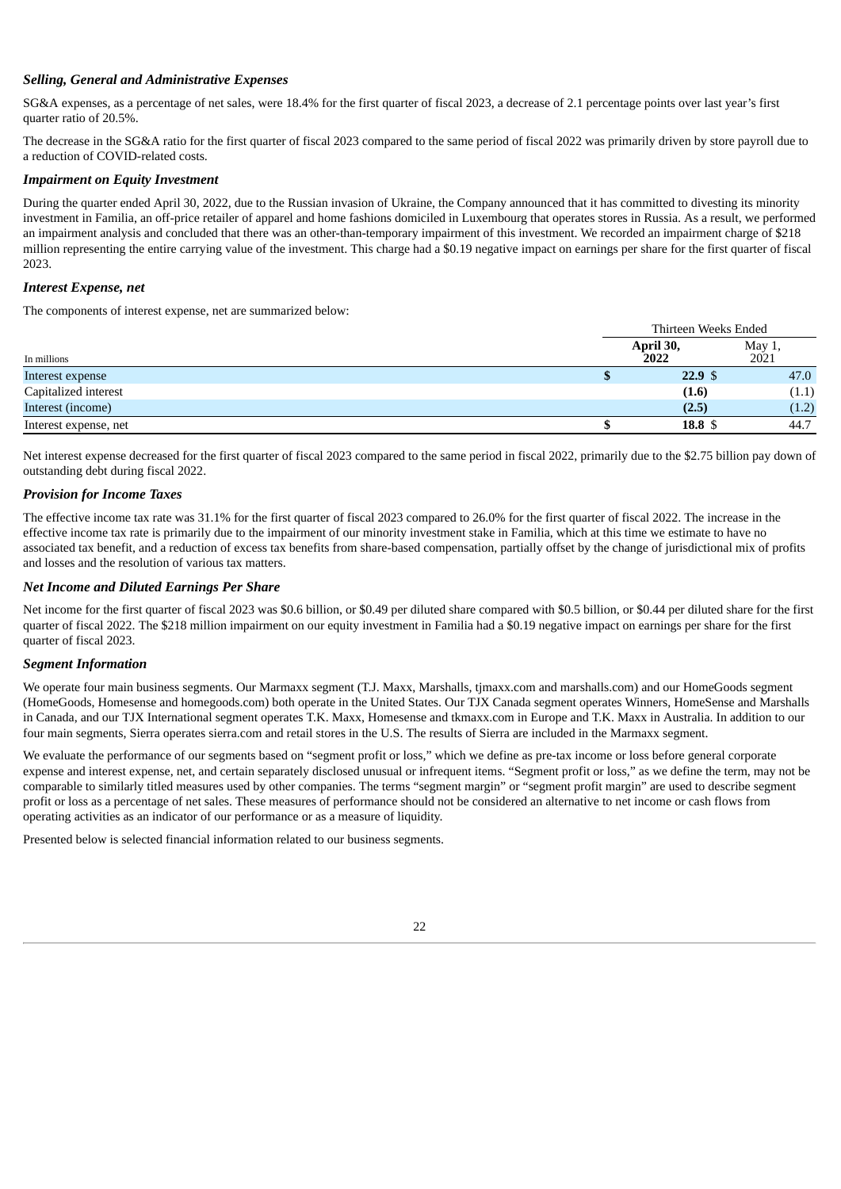### *Selling, General and Administrative Expenses*

SG&A expenses, as a percentage of net sales, were 18.4% for the first quarter of fiscal 2023, a decrease of 2.1 percentage points over last year's first quarter ratio of 20.5%.

The decrease in the SG&A ratio for the first quarter of fiscal 2023 compared to the same period of fiscal 2022 was primarily driven by store payroll due to a reduction of COVID-related costs.

### *Impairment on Equity Investment*

During the quarter ended April 30, 2022, due to the Russian invasion of Ukraine, the Company announced that it has committed to divesting its minority investment in Familia, an off-price retailer of apparel and home fashions domiciled in Luxembourg that operates stores in Russia. As a result, we performed an impairment analysis and concluded that there was an other-than-temporary impairment of this investment. We recorded an impairment charge of $218 million representing the entire carrying value of the investment. This charge had a $0.19 negative impact on earnings per share for the first quarter of fiscal 2023.

### *Interest Expense, net*

The components of interest expense, net are summarized below:

| | Thirteen Weeks Ended | |
|---|---|---|
| In millions | **April 30, 2022** | May 1, 2021 |
| Interest expense | **$ 22.9** | $ 47.0 |
| Capitalized interest | **(1.6)** | (1.1) |
| Interest (income) | **(2.5)** | (1.2) |
| Interest expense, net | **$ 18.8** | $ 44.7 |

Net interest expense decreased for the first quarter of fiscal 2023 compared to the same period in fiscal 2022, primarily due to the $2.75 billion pay down of outstanding debt during fiscal 2022.

### *Provision for Income Taxes*

The effective income tax rate was 31.1% for the first quarter of fiscal 2023 compared to 26.0% for the first quarter of fiscal 2022. The increase in the effective income tax rate is primarily due to the impairment of our minority investment stake in Familia, which at this time we estimate to have no associated tax benefit, and a reduction of excess tax benefits from share-based compensation, partially offset by the change of jurisdictional mix of profits and losses and the resolution of various tax matters.

### *Net Income and Diluted Earnings Per Share*

Net income for the first quarter of fiscal 2023 was $0.6 billion, or $0.49 per diluted share compared with $0.5 billion, or $0.44 per diluted share for the first quarter of fiscal 2022. The $218 million impairment on our equity investment in Familia had a $0.19 negative impact on earnings per share for the first quarter of fiscal 2023.

### *Segment Information*

We operate four main business segments. Our Marmaxx segment (T.J. Maxx, Marshalls, tjmaxx.com and marshalls.com) and our HomeGoods segment (HomeGoods, Homesense and homegoods.com) both operate in the United States. Our TJX Canada segment operates Winners, HomeSense and Marshalls in Canada, and our TJX International segment operates T.K. Maxx, Homesense and tkmaxx.com in Europe and T.K. Maxx in Australia. In addition to our four main segments, Sierra operates sierra.com and retail stores in the U.S. The results of Sierra are included in the Marmaxx segment.

We evaluate the performance of our segments based on "segment profit or loss," which we define as pre-tax income or loss before general corporate expense and interest expense, net, and certain separately disclosed unusual or infrequent items. "Segment profit or loss," as we define the term, may not be comparable to similarly titled measures used by other companies. The terms "segment margin" or "segment profit margin" are used to describe segment profit or loss as a percentage of net sales. These measures of performance should not be considered an alternative to net income or cash flows from operating activities as an indicator of our performance or as a measure of liquidity.

Presented below is selected financial information related to our business segments.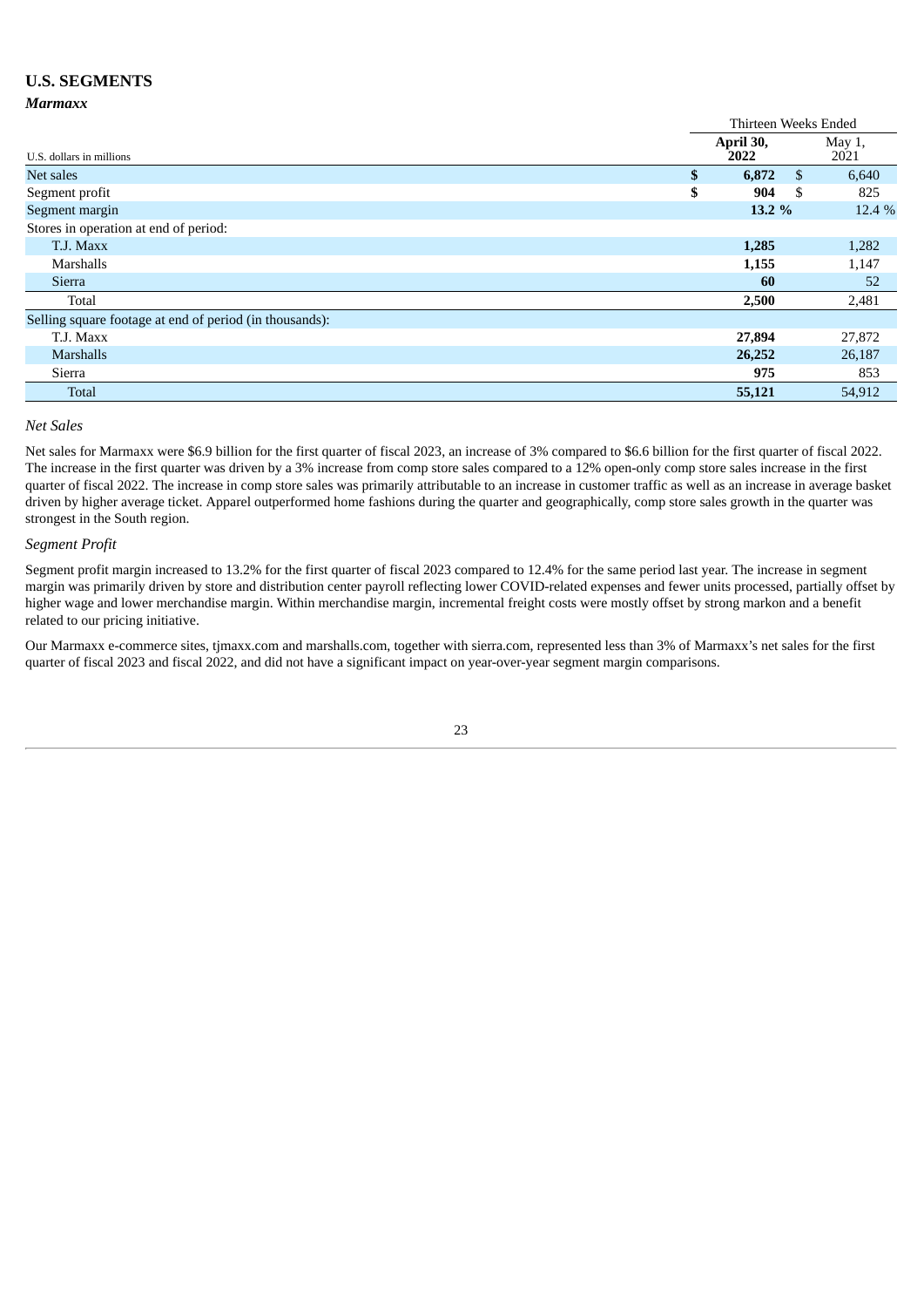## U.S. SEGMENTS

### *Marmaxx*

| U.S. dollars in millions | Thirteen Weeks Ended | |
|---|---|---|
| | **April 30, 2022** | May 1, 2021 |
| Net sales | **$ 6,872** | $ 6,640 |
| Segment profit | **$ 904** | $ 825 |
| Segment margin | **13.2 %** | 12.4 % |
| Stores in operation at end of period: | | |
| T.J. Maxx | **1,285** | 1,282 |
| Marshalls | **1,155** | 1,147 |
| Sierra | **60** | 52 |
| Total | **2,500** | 2,481 |
| Selling square footage at end of period (in thousands): | | |
| T.J. Maxx | **27,894** | 27,872 |
| Marshalls | **26,252** | 26,187 |
| Sierra | **975** | 853 |
| Total | **55,121** | 54,912 |

*Net Sales*

Net sales for Marmaxx were $6.9 billion for the first quarter of fiscal 2023, an increase of 3% compared to $6.6 billion for the first quarter of fiscal 2022. The increase in the first quarter was driven by a 3% increase from comp store sales compared to a 12% open-only comp store sales increase in the first quarter of fiscal 2022. The increase in comp store sales was primarily attributable to an increase in customer traffic as well as an increase in average basket driven by higher average ticket. Apparel outperformed home fashions during the quarter and geographically, comp store sales growth in the quarter was strongest in the South region.

*Segment Profit*

Segment profit margin increased to 13.2% for the first quarter of fiscal 2023 compared to 12.4% for the same period last year. The increase in segment margin was primarily driven by store and distribution center payroll reflecting lower COVID-related expenses and fewer units processed, partially offset by higher wage and lower merchandise margin. Within merchandise margin, incremental freight costs were mostly offset by strong markon and a benefit related to our pricing initiative.

Our Marmaxx e-commerce sites, tjmaxx.com and marshalls.com, together with sierra.com, represented less than 3% of Marmaxx's net sales for the first quarter of fiscal 2023 and fiscal 2022, and did not have a significant impact on year-over-year segment margin comparisons.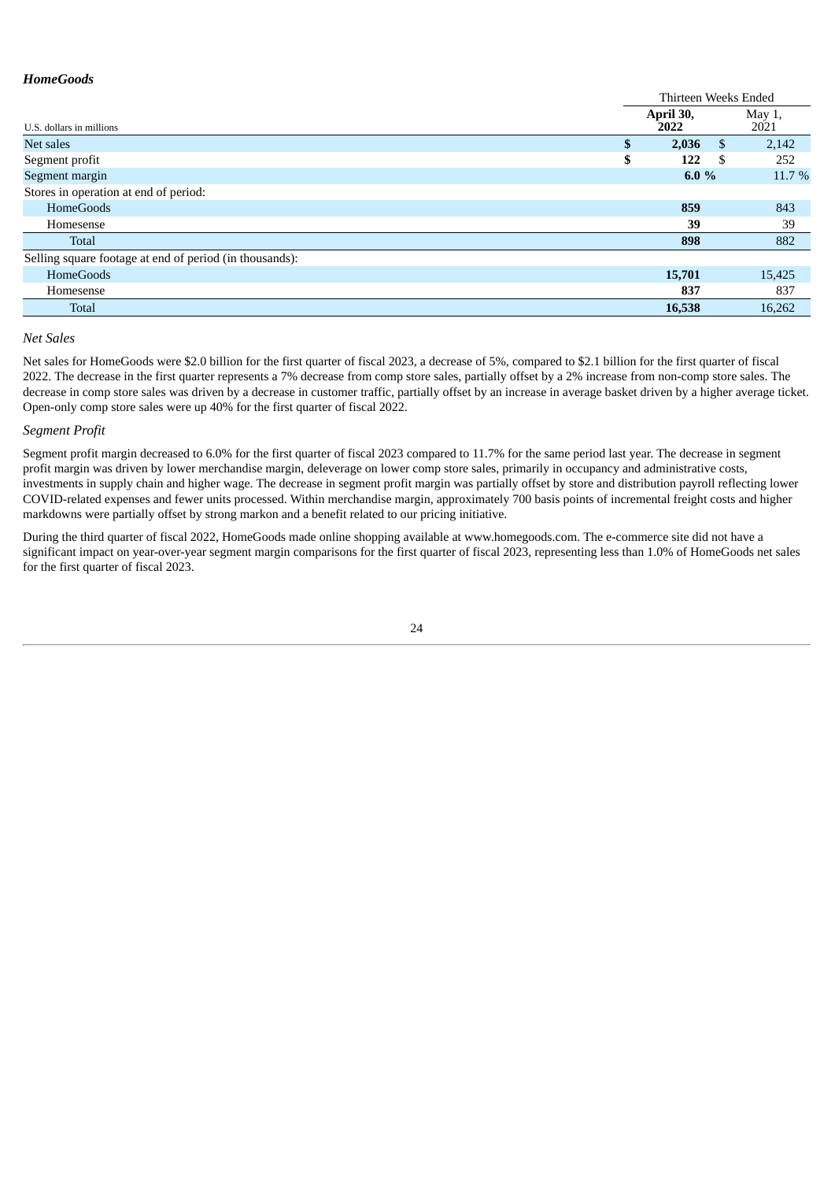### *HomeGoods*

| U.S. dollars in millions | Thirteen Weeks Ended | |
|---|---|---|
| | **April 30, 2022** | May 1, 2021 |
| Net sales | **$ 2,036** | $ 2,142 |
| Segment profit | **$ 122** | $ 252 |
| Segment margin | **6.0 %** | 11.7 % |
| Stores in operation at end of period: | | |
| HomeGoods | **859** | 843 |
| Homesense | **39** | 39 |
| Total | **898** | 882 |
| Selling square footage at end of period (in thousands): | | |
| HomeGoods | **15,701** | 15,425 |
| Homesense | **837** | 837 |
| Total | **16,538** | 16,262 |

*Net Sales*

Net sales for HomeGoods were $2.0 billion for the first quarter of fiscal 2023, a decrease of 5%, compared to $2.1 billion for the first quarter of fiscal 2022. The decrease in the first quarter represents a 7% decrease from comp store sales, partially offset by a 2% increase from non-comp store sales. The decrease in comp store sales was driven by a decrease in customer traffic, partially offset by an increase in average basket driven by a higher average ticket. Open-only comp store sales were up 40% for the first quarter of fiscal 2022.

*Segment Profit*

Segment profit margin decreased to 6.0% for the first quarter of fiscal 2023 compared to 11.7% for the same period last year. The decrease in segment profit margin was driven by lower merchandise margin, deleverage on lower comp store sales, primarily in occupancy and administrative costs, investments in supply chain and higher wage. The decrease in segment profit margin was partially offset by store and distribution payroll reflecting lower COVID-related expenses and fewer units processed. Within merchandise margin, approximately 700 basis points of incremental freight costs and higher markdowns were partially offset by strong markon and a benefit related to our pricing initiative.

During the third quarter of fiscal 2022, HomeGoods made online shopping available at www.homegoods.com. The e-commerce site did not have a significant impact on year-over-year segment margin comparisons for the first quarter of fiscal 2023, representing less than 1.0% of HomeGoods net sales for the first quarter of fiscal 2023.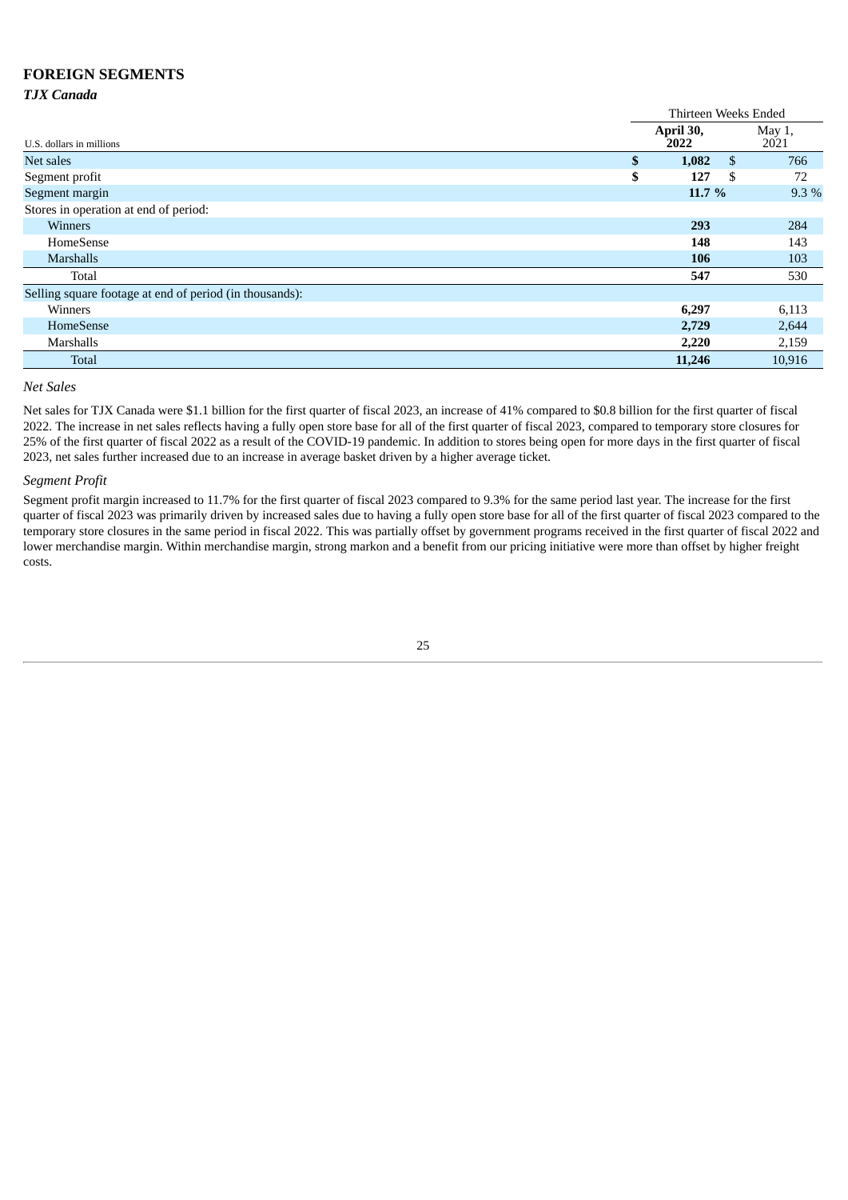## FOREIGN SEGMENTS

### *TJX Canada*

| U.S. dollars in millions | Thirteen Weeks Ended April 30, 2022 | Thirteen Weeks Ended May 1, 2021 |
|---|---|---|
| Net sales | **$ 1,082** | $ 766 |
| Segment profit | **$ 127** | $ 72 |
| Segment margin | **11.7 %** | 9.3 % |
| Stores in operation at end of period: | | |
| Winners | **293** | 284 |
| HomeSense | **148** | 143 |
| Marshalls | **106** | 103 |
| Total | **547** | 530 |
| Selling square footage at end of period (in thousands): | | |
| Winners | **6,297** | 6,113 |
| HomeSense | **2,729** | 2,644 |
| Marshalls | **2,220** | 2,159 |
| Total | **11,246** | 10,916 |

*Net Sales*

Net sales for TJX Canada were $1.1 billion for the first quarter of fiscal 2023, an increase of 41% compared to $0.8 billion for the first quarter of fiscal 2022. The increase in net sales reflects having a fully open store base for all of the first quarter of fiscal 2023, compared to temporary store closures for 25% of the first quarter of fiscal 2022 as a result of the COVID-19 pandemic. In addition to stores being open for more days in the first quarter of fiscal 2023, net sales further increased due to an increase in average basket driven by a higher average ticket.

*Segment Profit*

Segment profit margin increased to 11.7% for the first quarter of fiscal 2023 compared to 9.3% for the same period last year. The increase for the first quarter of fiscal 2023 was primarily driven by increased sales due to having a fully open store base for all of the first quarter of fiscal 2023 compared to the temporary store closures in the same period in fiscal 2022. This was partially offset by government programs received in the first quarter of fiscal 2022 and lower merchandise margin. Within merchandise margin, strong markon and a benefit from our pricing initiative were more than offset by higher freight costs.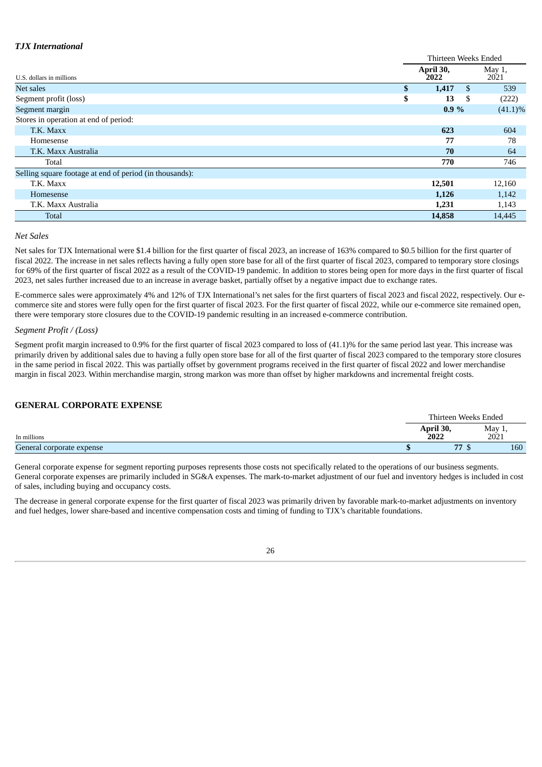### *TJX International*

| U.S. dollars in millions | Thirteen Weeks Ended April 30, 2022 | Thirteen Weeks Ended May 1, 2021 |
|---|---|---|
| Net sales | **$ 1,417** | $ 539 |
| Segment profit (loss) | **$ 13** | $ (222) |
| Segment margin | **0.9 %** | (41.1)% |
| Stores in operation at end of period: | | |
| T.K. Maxx | **623** | 604 |
| Homesense | **77** | 78 |
| T.K. Maxx Australia | **70** | 64 |
| Total | **770** | 746 |
| Selling square footage at end of period (in thousands): | | |
| T.K. Maxx | **12,501** | 12,160 |
| Homesense | **1,126** | 1,142 |
| T.K. Maxx Australia | **1,231** | 1,143 |
| Total | **14,858** | 14,445 |

*Net Sales*

Net sales for TJX International were $1.4 billion for the first quarter of fiscal 2023, an increase of 163% compared to $0.5 billion for the first quarter of fiscal 2022. The increase in net sales reflects having a fully open store base for all of the first quarter of fiscal 2023, compared to temporary store closings for 69% of the first quarter of fiscal 2022 as a result of the COVID-19 pandemic. In addition to stores being open for more days in the first quarter of fiscal 2023, net sales further increased due to an increase in average basket, partially offset by a negative impact due to exchange rates.

E-commerce sales were approximately 4% and 12% of TJX International's net sales for the first quarters of fiscal 2023 and fiscal 2022, respectively. Our e-commerce site and stores were fully open for the first quarter of fiscal 2023. For the first quarter of fiscal 2022, while our e-commerce site remained open, there were temporary store closures due to the COVID-19 pandemic resulting in an increased e-commerce contribution.

*Segment Profit / (Loss)*

Segment profit margin increased to 0.9% for the first quarter of fiscal 2023 compared to loss of (41.1)% for the same period last year. This increase was primarily driven by additional sales due to having a fully open store base for all of the first quarter of fiscal 2023 compared to the temporary store closures in the same period in fiscal 2022. This was partially offset by government programs received in the first quarter of fiscal 2022 and lower merchandise margin in fiscal 2023. Within merchandise margin, strong markon was more than offset by higher markdowns and incremental freight costs.

## GENERAL CORPORATE EXPENSE

| In millions | Thirteen Weeks Ended April 30, 2022 | Thirteen Weeks Ended May 1, 2021 |
|---|---|---|
| General corporate expense | **$ 77** | $ 160 |

General corporate expense for segment reporting purposes represents those costs not specifically related to the operations of our business segments. General corporate expenses are primarily included in SG&A expenses. The mark-to-market adjustment of our fuel and inventory hedges is included in cost of sales, including buying and occupancy costs.

The decrease in general corporate expense for the first quarter of fiscal 2023 was primarily driven by favorable mark-to-market adjustments on inventory and fuel hedges, lower share-based and incentive compensation costs and timing of funding to TJX's charitable foundations.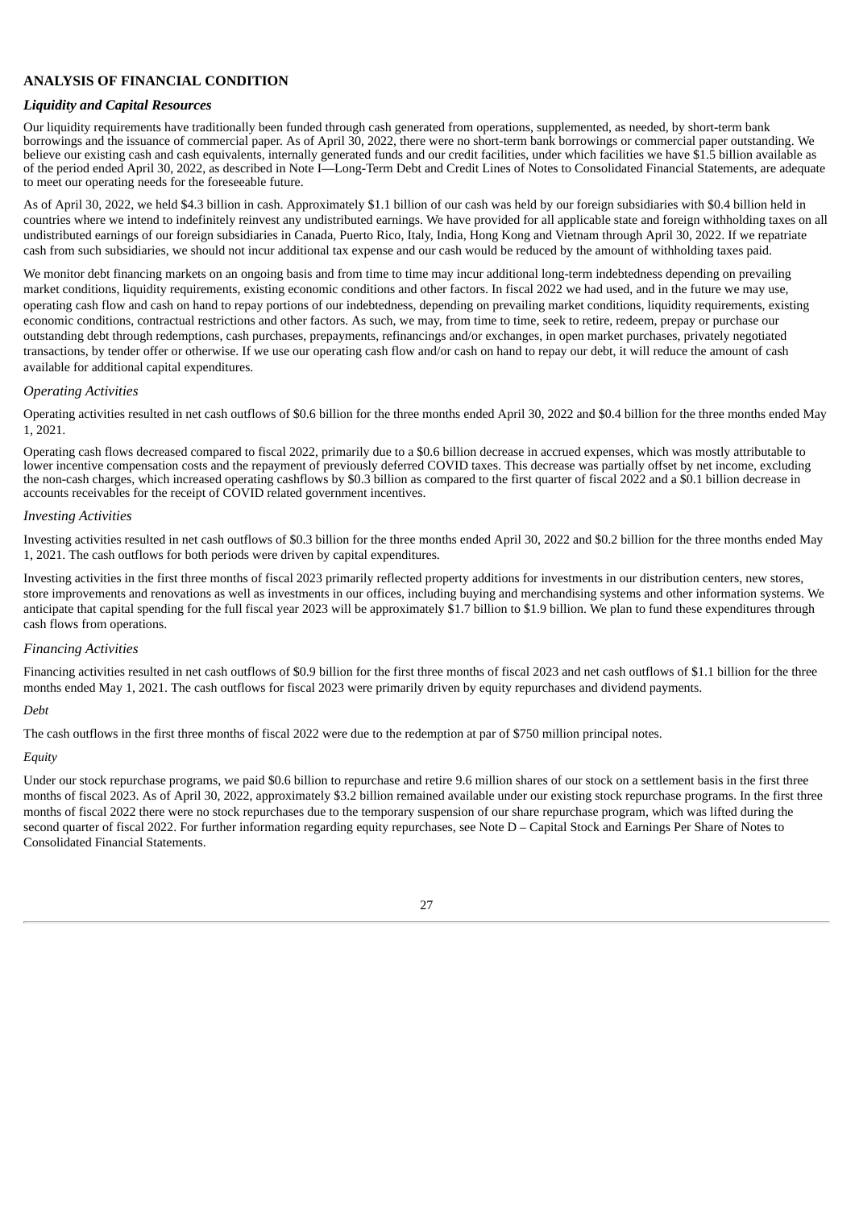## ANALYSIS OF FINANCIAL CONDITION

### *Liquidity and Capital Resources*

Our liquidity requirements have traditionally been funded through cash generated from operations, supplemented, as needed, by short-term bank borrowings and the issuance of commercial paper. As of April 30, 2022, there were no short-term bank borrowings or commercial paper outstanding. We believe our existing cash and cash equivalents, internally generated funds and our credit facilities, under which facilities we have $1.5 billion available as of the period ended April 30, 2022, as described in Note I—Long-Term Debt and Credit Lines of Notes to Consolidated Financial Statements, are adequate to meet our operating needs for the foreseeable future.

As of April 30, 2022, we held $4.3 billion in cash. Approximately $1.1 billion of our cash was held by our foreign subsidiaries with $0.4 billion held in countries where we intend to indefinitely reinvest any undistributed earnings. We have provided for all applicable state and foreign withholding taxes on all undistributed earnings of our foreign subsidiaries in Canada, Puerto Rico, Italy, India, Hong Kong and Vietnam through April 30, 2022. If we repatriate cash from such subsidiaries, we should not incur additional tax expense and our cash would be reduced by the amount of withholding taxes paid.

We monitor debt financing markets on an ongoing basis and from time to time may incur additional long-term indebtedness depending on prevailing market conditions, liquidity requirements, existing economic conditions and other factors. In fiscal 2022 we had used, and in the future we may use, operating cash flow and cash on hand to repay portions of our indebtedness, depending on prevailing market conditions, liquidity requirements, existing economic conditions, contractual restrictions and other factors. As such, we may, from time to time, seek to retire, redeem, prepay or purchase our outstanding debt through redemptions, cash purchases, prepayments, refinancings and/or exchanges, in open market purchases, privately negotiated transactions, by tender offer or otherwise. If we use our operating cash flow and/or cash on hand to repay our debt, it will reduce the amount of cash available for additional capital expenditures.

*Operating Activities*

Operating activities resulted in net cash outflows of $0.6 billion for the three months ended April 30, 2022 and $0.4 billion for the three months ended May 1, 2021.

Operating cash flows decreased compared to fiscal 2022, primarily due to a $0.6 billion decrease in accrued expenses, which was mostly attributable to lower incentive compensation costs and the repayment of previously deferred COVID taxes. This decrease was partially offset by net income, excluding the non-cash charges, which increased operating cashflows by $0.3 billion as compared to the first quarter of fiscal 2022 and a $0.1 billion decrease in accounts receivables for the receipt of COVID related government incentives.

*Investing Activities*

Investing activities resulted in net cash outflows of $0.3 billion for the three months ended April 30, 2022 and $0.2 billion for the three months ended May 1, 2021. The cash outflows for both periods were driven by capital expenditures.

Investing activities in the first three months of fiscal 2023 primarily reflected property additions for investments in our distribution centers, new stores, store improvements and renovations as well as investments in our offices, including buying and merchandising systems and other information systems. We anticipate that capital spending for the full fiscal year 2023 will be approximately $1.7 billion to $1.9 billion. We plan to fund these expenditures through cash flows from operations.

*Financing Activities*

Financing activities resulted in net cash outflows of $0.9 billion for the first three months of fiscal 2023 and net cash outflows of $1.1 billion for the three months ended May 1, 2021. The cash outflows for fiscal 2023 were primarily driven by equity repurchases and dividend payments.

*Debt*

The cash outflows in the first three months of fiscal 2022 were due to the redemption at par of $750 million principal notes.

*Equity*

Under our stock repurchase programs, we paid $0.6 billion to repurchase and retire 9.6 million shares of our stock on a settlement basis in the first three months of fiscal 2023. As of April 30, 2022, approximately $3.2 billion remained available under our existing stock repurchase programs. In the first three months of fiscal 2022 there were no stock repurchases due to the temporary suspension of our share repurchase program, which was lifted during the second quarter of fiscal 2022. For further information regarding equity repurchases, see Note D – Capital Stock and Earnings Per Share of Notes to Consolidated Financial Statements.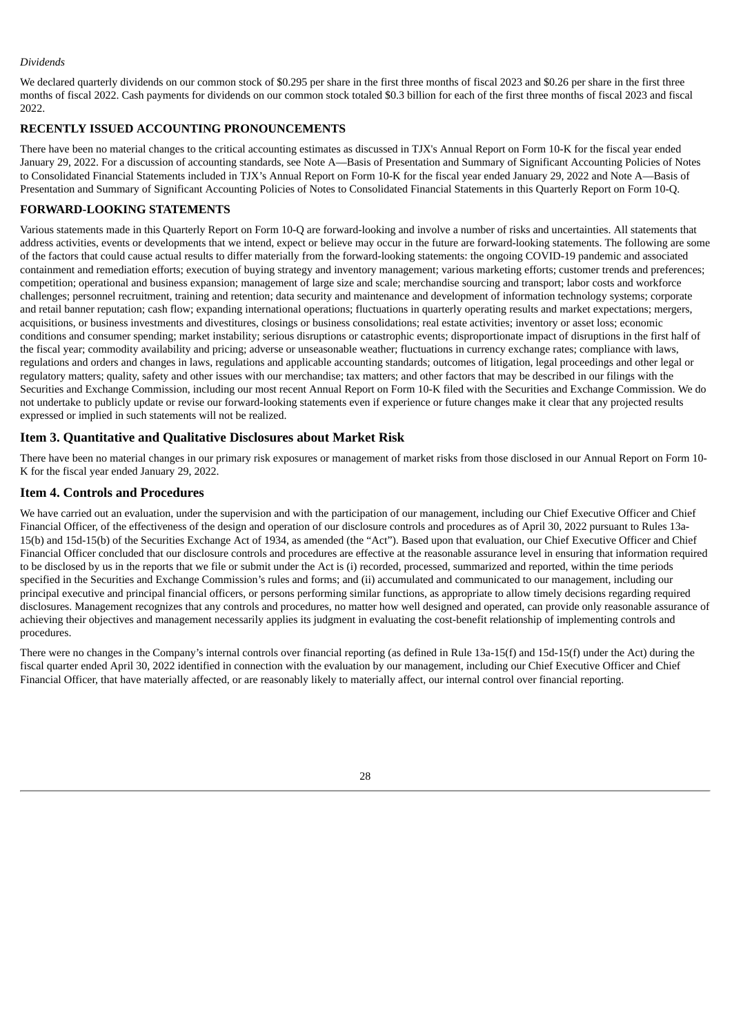*Dividends*

We declared quarterly dividends on our common stock of $0.295 per share in the first three months of fiscal 2023 and $0.26 per share in the first three months of fiscal 2022. Cash payments for dividends on our common stock totaled $0.3 billion for each of the first three months of fiscal 2023 and fiscal 2022.

### RECENTLY ISSUED ACCOUNTING PRONOUNCEMENTS

There have been no material changes to the critical accounting estimates as discussed in TJX's Annual Report on Form 10-K for the fiscal year ended January 29, 2022. For a discussion of accounting standards, see Note A—Basis of Presentation and Summary of Significant Accounting Policies of Notes to Consolidated Financial Statements included in TJX's Annual Report on Form 10-K for the fiscal year ended January 29, 2022 and Note A—Basis of Presentation and Summary of Significant Accounting Policies of Notes to Consolidated Financial Statements in this Quarterly Report on Form 10-Q.

### FORWARD-LOOKING STATEMENTS

Various statements made in this Quarterly Report on Form 10-Q are forward-looking and involve a number of risks and uncertainties. All statements that address activities, events or developments that we intend, expect or believe may occur in the future are forward-looking statements. The following are some of the factors that could cause actual results to differ materially from the forward-looking statements: the ongoing COVID-19 pandemic and associated containment and remediation efforts; execution of buying strategy and inventory management; various marketing efforts; customer trends and preferences; competition; operational and business expansion; management of large size and scale; merchandise sourcing and transport; labor costs and workforce challenges; personnel recruitment, training and retention; data security and maintenance and development of information technology systems; corporate and retail banner reputation; cash flow; expanding international operations; fluctuations in quarterly operating results and market expectations; mergers, acquisitions, or business investments and divestitures, closings or business consolidations; real estate activities; inventory or asset loss; economic conditions and consumer spending; market instability; serious disruptions or catastrophic events; disproportionate impact of disruptions in the first half of the fiscal year; commodity availability and pricing; adverse or unseasonable weather; fluctuations in currency exchange rates; compliance with laws, regulations and orders and changes in laws, regulations and applicable accounting standards; outcomes of litigation, legal proceedings and other legal or regulatory matters; quality, safety and other issues with our merchandise; tax matters; and other factors that may be described in our filings with the Securities and Exchange Commission, including our most recent Annual Report on Form 10-K filed with the Securities and Exchange Commission. We do not undertake to publicly update or revise our forward-looking statements even if experience or future changes make it clear that any projected results expressed or implied in such statements will not be realized.

## Item 3. Quantitative and Qualitative Disclosures about Market Risk

There have been no material changes in our primary risk exposures or management of market risks from those disclosed in our Annual Report on Form 10-K for the fiscal year ended January 29, 2022.

## Item 4. Controls and Procedures

We have carried out an evaluation, under the supervision and with the participation of our management, including our Chief Executive Officer and Chief Financial Officer, of the effectiveness of the design and operation of our disclosure controls and procedures as of April 30, 2022 pursuant to Rules 13a-15(b) and 15d-15(b) of the Securities Exchange Act of 1934, as amended (the "Act"). Based upon that evaluation, our Chief Executive Officer and Chief Financial Officer concluded that our disclosure controls and procedures are effective at the reasonable assurance level in ensuring that information required to be disclosed by us in the reports that we file or submit under the Act is (i) recorded, processed, summarized and reported, within the time periods specified in the Securities and Exchange Commission's rules and forms; and (ii) accumulated and communicated to our management, including our principal executive and principal financial officers, or persons performing similar functions, as appropriate to allow timely decisions regarding required disclosures. Management recognizes that any controls and procedures, no matter how well designed and operated, can provide only reasonable assurance of achieving their objectives and management necessarily applies its judgment in evaluating the cost-benefit relationship of implementing controls and procedures.

There were no changes in the Company's internal controls over financial reporting (as defined in Rule 13a-15(f) and 15d-15(f) under the Act) during the fiscal quarter ended April 30, 2022 identified in connection with the evaluation by our management, including our Chief Executive Officer and Chief Financial Officer, that have materially affected, or are reasonably likely to materially affect, our internal control over financial reporting.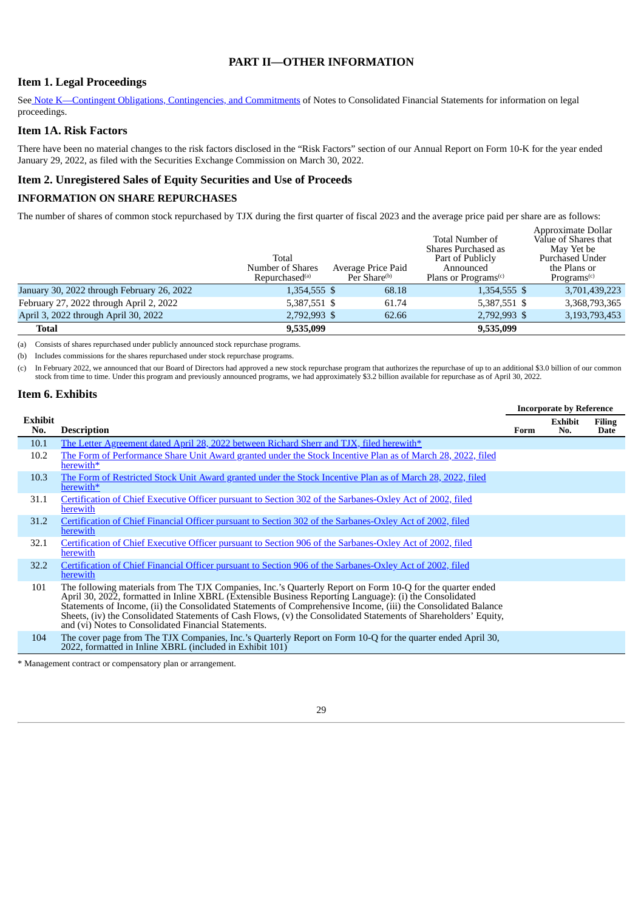# PART II—OTHER INFORMATION

## Item 1. Legal Proceedings

See Note K—Contingent Obligations, Contingencies, and Commitments of Notes to Consolidated Financial Statements for information on legal proceedings.

## Item 1A. Risk Factors

There have been no material changes to the risk factors disclosed in the "Risk Factors" section of our Annual Report on Form 10-K for the year ended January 29, 2022, as filed with the Securities Exchange Commission on March 30, 2022.

## Item 2. Unregistered Sales of Equity Securities and Use of Proceeds

### INFORMATION ON SHARE REPURCHASES

The number of shares of common stock repurchased by TJX during the first quarter of fiscal 2023 and the average price paid per share are as follows:

| | Total Number of Shares Repurchased[(a)] | Average Price Paid Per Share[(b)] | Total Number of Shares Purchased as Part of Publicly Announced Plans or Programs[(c)] | Approximate Dollar Value of Shares that May Yet be Purchased Under the Plans or Programs[(c)] |
|---|---|---|---|---|
| January 30, 2022 through February 26, 2022 | 1,354,555 | $ 68.18 | 1,354,555 | $ 3,701,439,223 |
| February 27, 2022 through April 2, 2022 | 5,387,551 | $ 61.74 | 5,387,551 | $ 3,368,793,365 |
| April 3, 2022 through April 30, 2022 | 2,792,993 | $ 62.66 | 2,792,993 | $ 3,193,793,453 |
| **Total** | **9,535,099** | | **9,535,099** | |

(a) Consists of shares repurchased under publicly announced stock repurchase programs.

(b) Includes commissions for the shares repurchased under stock repurchase programs.

(c) In February 2022, we announced that our Board of Directors had approved a new stock repurchase program that authorizes the repurchase of up to an additional $3.0 billion of our common stock from time to time. Under this program and previously announced programs, we had approximately $3.2 billion available for repurchase as of April 30, 2022.

## Item 6. Exhibits

| Exhibit No. | Description | Incorporate by Reference Form | Exhibit No. | Filing Date |
|---|---|---|---|---|
| 10.1 | The Letter Agreement dated April 28, 2022 between Richard Sherr and TJX, filed herewith* | | | |
| 10.2 | The Form of Performance Share Unit Award granted under the Stock Incentive Plan as of March 28, 2022, filed herewith* | | | |
| 10.3 | The Form of Restricted Stock Unit Award granted under the Stock Incentive Plan as of March 28, 2022, filed herewith* | | | |
| 31.1 | Certification of Chief Executive Officer pursuant to Section 302 of the Sarbanes-Oxley Act of 2002, filed herewith | | | |
| 31.2 | Certification of Chief Financial Officer pursuant to Section 302 of the Sarbanes-Oxley Act of 2002, filed herewith | | | |
| 32.1 | Certification of Chief Executive Officer pursuant to Section 906 of the Sarbanes-Oxley Act of 2002, filed herewith | | | |
| 32.2 | Certification of Chief Financial Officer pursuant to Section 906 of the Sarbanes-Oxley Act of 2002, filed herewith | | | |
| 101 | The following materials from The TJX Companies, Inc.'s Quarterly Report on Form 10-Q for the quarter ended April 30, 2022, formatted in Inline XBRL (Extensible Business Reporting Language): (i) the Consolidated Statements of Income, (ii) the Consolidated Statements of Comprehensive Income, (iii) the Consolidated Balance Sheets, (iv) the Consolidated Statements of Cash Flows, (v) the Consolidated Statements of Shareholders' Equity, and (vi) Notes to Consolidated Financial Statements. | | | |
| 104 | The cover page from The TJX Companies, Inc.'s Quarterly Report on Form 10-Q for the quarter ended April 30, 2022, formatted in Inline XBRL (included in Exhibit 101) | | | |

* Management contract or compensatory plan or arrangement.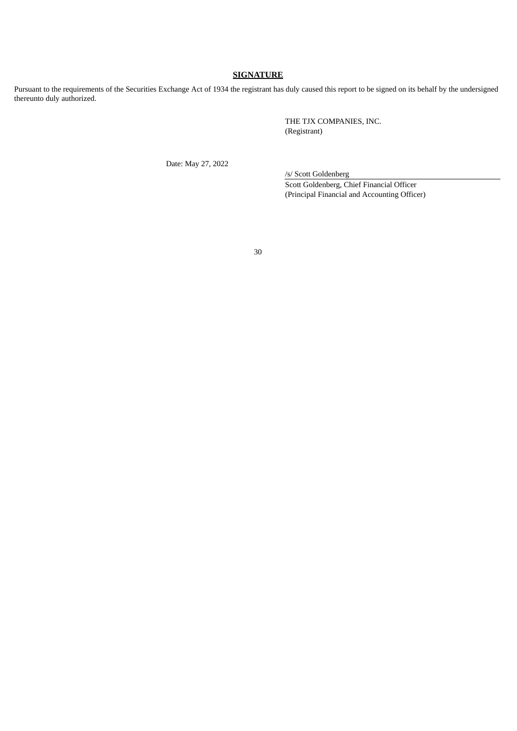## SIGNATURE

Pursuant to the requirements of the Securities Exchange Act of 1934 the registrant has duly caused this report to be signed on its behalf by the undersigned thereunto duly authorized.

THE TJX COMPANIES, INC.
(Registrant)

Date: May 27, 2022

/s/ Scott Goldenberg

Scott Goldenberg, Chief Financial Officer
(Principal Financial and Accounting Officer)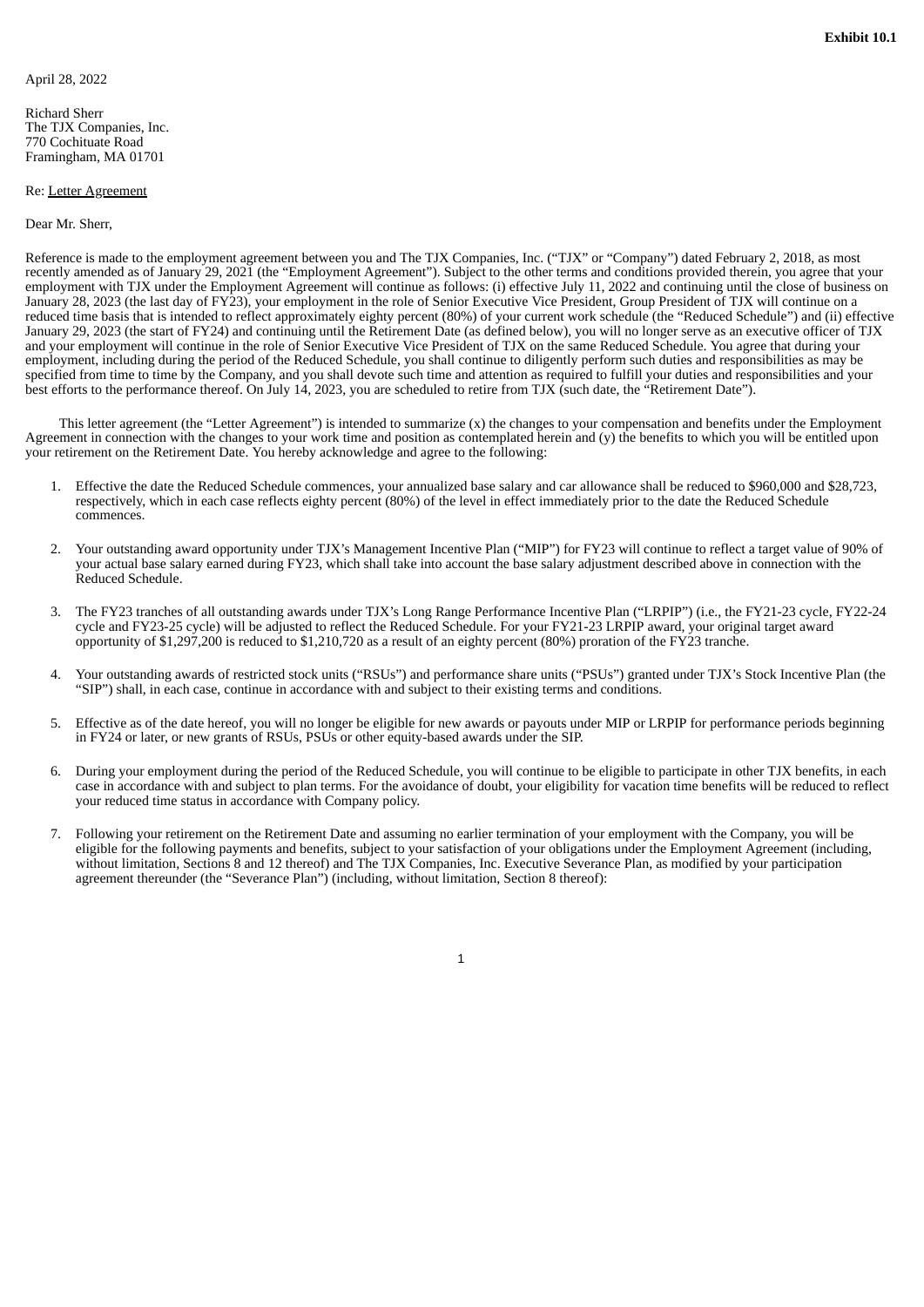**Exhibit 10.1**

April 28, 2022

Richard Sherr
The TJX Companies, Inc.
770 Cochituate Road
Framingham, MA 01701

Re: Letter Agreement

Dear Mr. Sherr,

Reference is made to the employment agreement between you and The TJX Companies, Inc. ("TJX" or "Company") dated February 2, 2018, as most recently amended as of January 29, 2021 (the "Employment Agreement"). Subject to the other terms and conditions provided therein, you agree that your employment with TJX under the Employment Agreement will continue as follows: (i) effective July 11, 2022 and continuing until the close of business on January 28, 2023 (the last day of FY23), your employment in the role of Senior Executive Vice President, Group President of TJX will continue on a reduced time basis that is intended to reflect approximately eighty percent (80%) of your current work schedule (the "Reduced Schedule") and (ii) effective January 29, 2023 (the start of FY24) and continuing until the Retirement Date (as defined below), you will no longer serve as an executive officer of TJX and your employment will continue in the role of Senior Executive Vice President of TJX on the same Reduced Schedule. You agree that during your employment, including during the period of the Reduced Schedule, you shall continue to diligently perform such duties and responsibilities as may be specified from time to time by the Company, and you shall devote such time and attention as required to fulfill your duties and responsibilities and your best efforts to the performance thereof. On July 14, 2023, you are scheduled to retire from TJX (such date, the "Retirement Date").

This letter agreement (the "Letter Agreement") is intended to summarize (x) the changes to your compensation and benefits under the Employment Agreement in connection with the changes to your work time and position as contemplated herein and (y) the benefits to which you will be entitled upon your retirement on the Retirement Date. You hereby acknowledge and agree to the following:

1. Effective the date the Reduced Schedule commences, your annualized base salary and car allowance shall be reduced to $960,000 and $28,723, respectively, which in each case reflects eighty percent (80%) of the level in effect immediately prior to the date the Reduced Schedule commences.

2. Your outstanding award opportunity under TJX's Management Incentive Plan ("MIP") for FY23 will continue to reflect a target value of 90% of your actual base salary earned during FY23, which shall take into account the base salary adjustment described above in connection with the Reduced Schedule.

3. The FY23 tranches of all outstanding awards under TJX's Long Range Performance Incentive Plan ("LRPIP") (i.e., the FY21-23 cycle, FY22-24 cycle and FY23-25 cycle) will be adjusted to reflect the Reduced Schedule. For your FY21-23 LRPIP award, your original target award opportunity of $1,297,200 is reduced to $1,210,720 as a result of an eighty percent (80%) proration of the FY23 tranche.

4. Your outstanding awards of restricted stock units ("RSUs") and performance share units ("PSUs") granted under TJX's Stock Incentive Plan (the "SIP") shall, in each case, continue in accordance with and subject to their existing terms and conditions.

5. Effective as of the date hereof, you will no longer be eligible for new awards or payouts under MIP or LRPIP for performance periods beginning in FY24 or later, or new grants of RSUs, PSUs or other equity-based awards under the SIP.

6. During your employment during the period of the Reduced Schedule, you will continue to be eligible to participate in other TJX benefits, in each case in accordance with and subject to plan terms. For the avoidance of doubt, your eligibility for vacation time benefits will be reduced to reflect your reduced time status in accordance with Company policy.

7. Following your retirement on the Retirement Date and assuming no earlier termination of your employment with the Company, you will be eligible for the following payments and benefits, subject to your satisfaction of your obligations under the Employment Agreement (including, without limitation, Sections 8 and 12 thereof) and The TJX Companies, Inc. Executive Severance Plan, as modified by your participation agreement thereunder (the "Severance Plan") (including, without limitation, Section 8 thereof):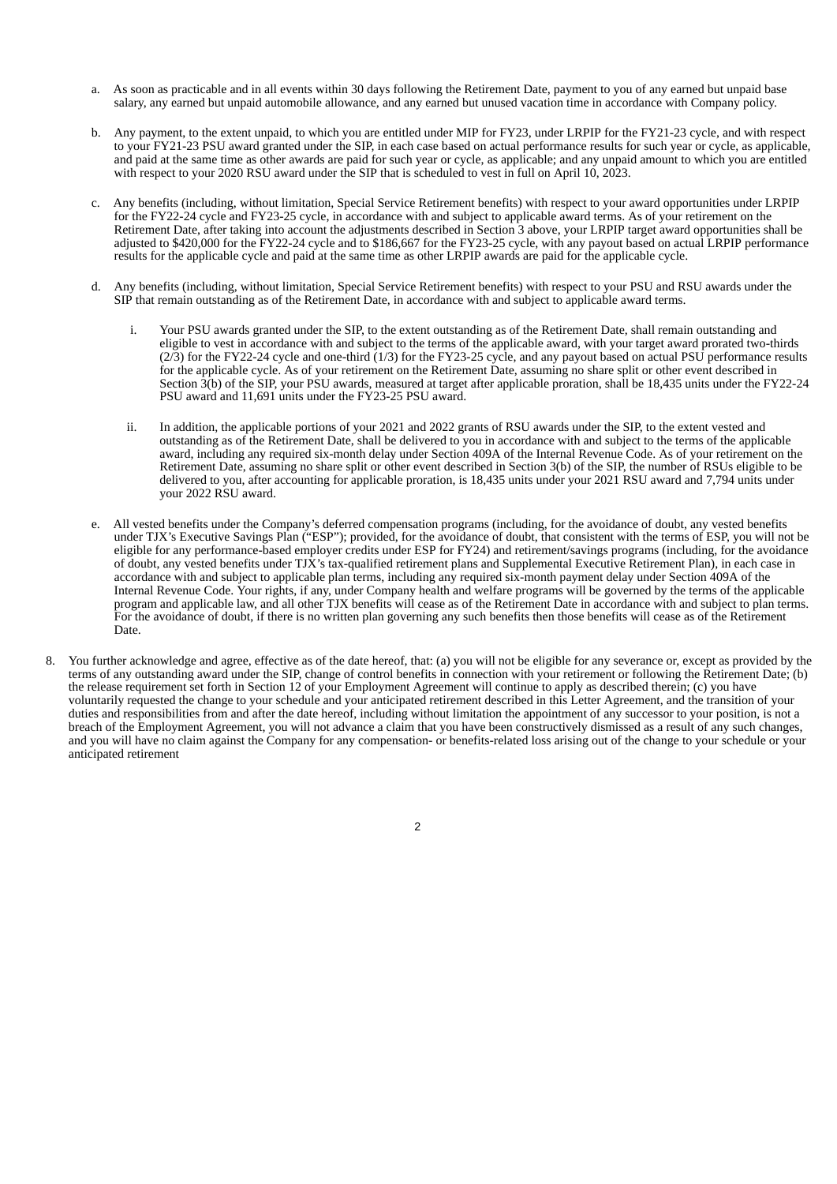a. As soon as practicable and in all events within 30 days following the Retirement Date, payment to you of any earned but unpaid base salary, any earned but unpaid automobile allowance, and any earned but unused vacation time in accordance with Company policy.

b. Any payment, to the extent unpaid, to which you are entitled under MIP for FY23, under LRPIP for the FY21-23 cycle, and with respect to your FY21-23 PSU award granted under the SIP, in each case based on actual performance results for such year or cycle, as applicable, and paid at the same time as other awards are paid for such year or cycle, as applicable; and any unpaid amount to which you are entitled with respect to your 2020 RSU award under the SIP that is scheduled to vest in full on April 10, 2023.

c. Any benefits (including, without limitation, Special Service Retirement benefits) with respect to your award opportunities under LRPIP for the FY22-24 cycle and FY23-25 cycle, in accordance with and subject to applicable award terms. As of your retirement on the Retirement Date, after taking into account the adjustments described in Section 3 above, your LRPIP target award opportunities shall be adjusted to $420,000 for the FY22-24 cycle and to $186,667 for the FY23-25 cycle, with any payout based on actual LRPIP performance results for the applicable cycle and paid at the same time as other LRPIP awards are paid for the applicable cycle.

d. Any benefits (including, without limitation, Special Service Retirement benefits) with respect to your PSU and RSU awards under the SIP that remain outstanding as of the Retirement Date, in accordance with and subject to applicable award terms.

   i. Your PSU awards granted under the SIP, to the extent outstanding as of the Retirement Date, shall remain outstanding and eligible to vest in accordance with and subject to the terms of the applicable award, with your target award prorated two-thirds (2/3) for the FY22-24 cycle and one-third (1/3) for the FY23-25 cycle, and any payout based on actual PSU performance results for the applicable cycle. As of your retirement on the Retirement Date, assuming no share split or other event described in Section 3(b) of the SIP, your PSU awards, measured at target after applicable proration, shall be 18,435 units under the FY22-24 PSU award and 11,691 units under the FY23-25 PSU award.

   ii. In addition, the applicable portions of your 2021 and 2022 grants of RSU awards under the SIP, to the extent vested and outstanding as of the Retirement Date, shall be delivered to you in accordance with and subject to the terms of the applicable award, including any required six-month delay under Section 409A of the Internal Revenue Code. As of your retirement on the Retirement Date, assuming no share split or other event described in Section 3(b) of the SIP, the number of RSUs eligible to be delivered to you, after accounting for applicable proration, is 18,435 units under your 2021 RSU award and 7,794 units under your 2022 RSU award.

e. All vested benefits under the Company's deferred compensation programs (including, for the avoidance of doubt, any vested benefits under TJX's Executive Savings Plan ("ESP"); provided, for the avoidance of doubt, that consistent with the terms of ESP, you will not be eligible for any performance-based employer credits under ESP for FY24) and retirement/savings programs (including, for the avoidance of doubt, any vested benefits under TJX's tax-qualified retirement plans and Supplemental Executive Retirement Plan), in each case in accordance with and subject to applicable plan terms, including any required six-month payment delay under Section 409A of the Internal Revenue Code. Your rights, if any, under Company health and welfare programs will be governed by the terms of the applicable program and applicable law, and all other TJX benefits will cease as of the Retirement Date in accordance with and subject to plan terms. For the avoidance of doubt, if there is no written plan governing any such benefits then those benefits will cease as of the Retirement Date.

8. You further acknowledge and agree, effective as of the date hereof, that: (a) you will not be eligible for any severance or, except as provided by the terms of any outstanding award under the SIP, change of control benefits in connection with your retirement or following the Retirement Date; (b) the release requirement set forth in Section 12 of your Employment Agreement will continue to apply as described therein; (c) you have voluntarily requested the change to your schedule and your anticipated retirement described in this Letter Agreement, and the transition of your duties and responsibilities from and after the date hereof, including without limitation the appointment of any successor to your position, is not a breach of the Employment Agreement, you will not advance a claim that you have been constructively dismissed as a result of any such changes, and you will have no claim against the Company for any compensation- or benefits-related loss arising out of the change to your schedule or your anticipated retirement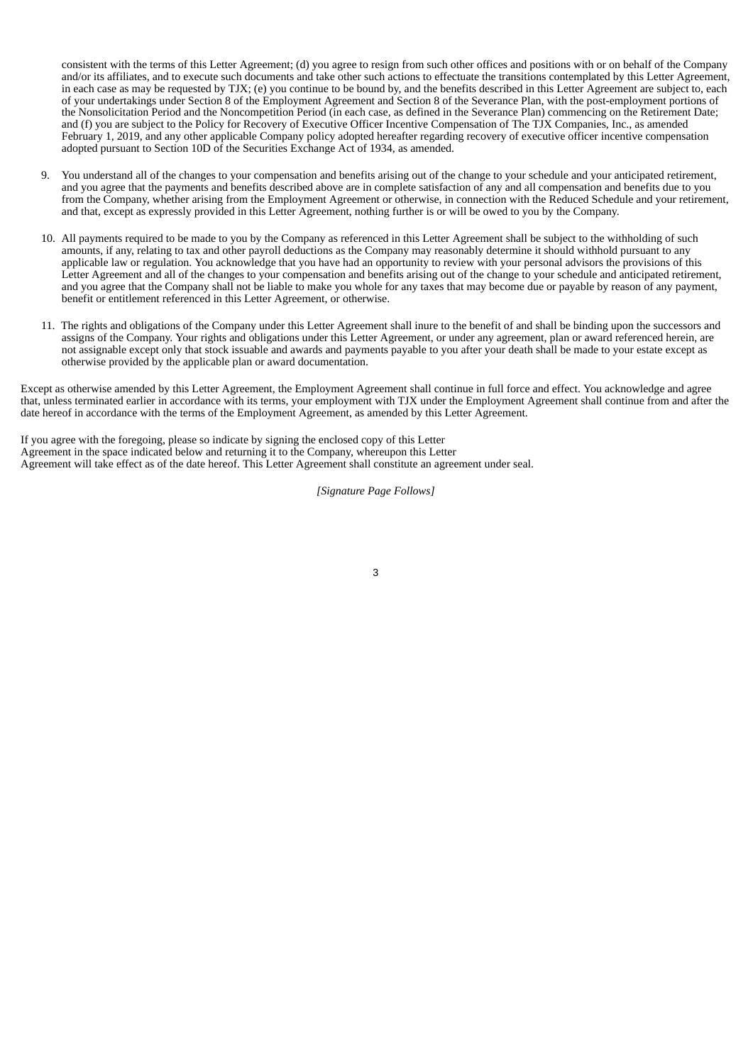consistent with the terms of this Letter Agreement; (d) you agree to resign from such other offices and positions with or on behalf of the Company and/or its affiliates, and to execute such documents and take other such actions to effectuate the transitions contemplated by this Letter Agreement, in each case as may be requested by TJX; (e) you continue to be bound by, and the benefits described in this Letter Agreement are subject to, each of your undertakings under Section 8 of the Employment Agreement and Section 8 of the Severance Plan, with the post-employment portions of the Nonsolicitation Period and the Noncompetition Period (in each case, as defined in the Severance Plan) commencing on the Retirement Date; and (f) you are subject to the Policy for Recovery of Executive Officer Incentive Compensation of The TJX Companies, Inc., as amended February 1, 2019, and any other applicable Company policy adopted hereafter regarding recovery of executive officer incentive compensation adopted pursuant to Section 10D of the Securities Exchange Act of 1934, as amended.

9. You understand all of the changes to your compensation and benefits arising out of the change to your schedule and your anticipated retirement, and you agree that the payments and benefits described above are in complete satisfaction of any and all compensation and benefits due to you from the Company, whether arising from the Employment Agreement or otherwise, in connection with the Reduced Schedule and your retirement, and that, except as expressly provided in this Letter Agreement, nothing further is or will be owed to you by the Company.

10. All payments required to be made to you by the Company as referenced in this Letter Agreement shall be subject to the withholding of such amounts, if any, relating to tax and other payroll deductions as the Company may reasonably determine it should withhold pursuant to any applicable law or regulation. You acknowledge that you have had an opportunity to review with your personal advisors the provisions of this Letter Agreement and all of the changes to your compensation and benefits arising out of the change to your schedule and anticipated retirement, and you agree that the Company shall not be liable to make you whole for any taxes that may become due or payable by reason of any payment, benefit or entitlement referenced in this Letter Agreement, or otherwise.

11. The rights and obligations of the Company under this Letter Agreement shall inure to the benefit of and shall be binding upon the successors and assigns of the Company. Your rights and obligations under this Letter Agreement, or under any agreement, plan or award referenced herein, are not assignable except only that stock issuable and awards and payments payable to you after your death shall be made to your estate except as otherwise provided by the applicable plan or award documentation.

Except as otherwise amended by this Letter Agreement, the Employment Agreement shall continue in full force and effect. You acknowledge and agree that, unless terminated earlier in accordance with its terms, your employment with TJX under the Employment Agreement shall continue from and after the date hereof in accordance with the terms of the Employment Agreement, as amended by this Letter Agreement.

If you agree with the foregoing, please so indicate by signing the enclosed copy of this Letter Agreement in the space indicated below and returning it to the Company, whereupon this Letter Agreement will take effect as of the date hereof. This Letter Agreement shall constitute an agreement under seal.

*[Signature Page Follows]*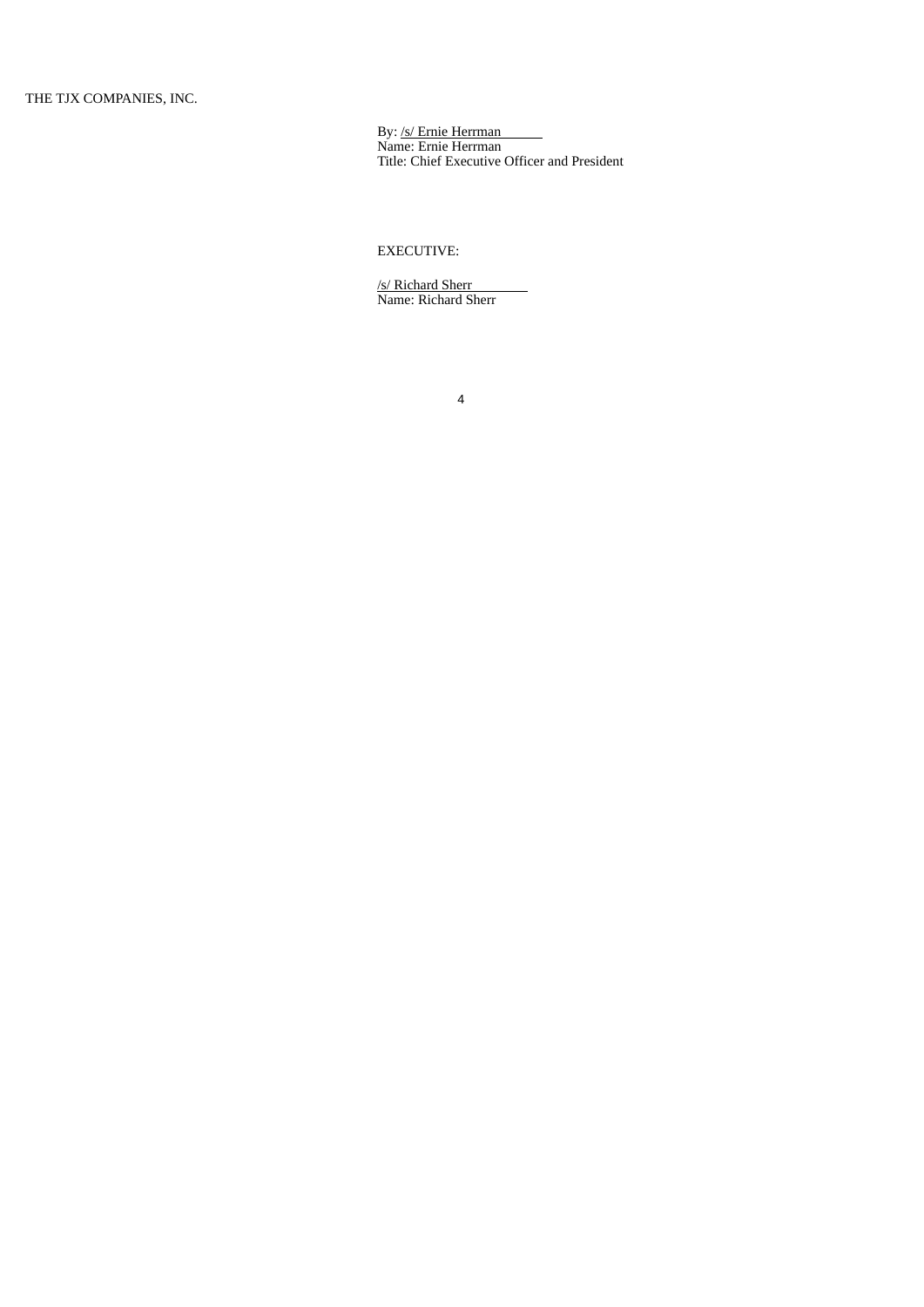THE TJX COMPANIES, INC.

By: /s/ Ernie Herrman
Name: Ernie Herrman
Title: Chief Executive Officer and President

EXECUTIVE:

/s/ Richard Sherr
Name: Richard Sherr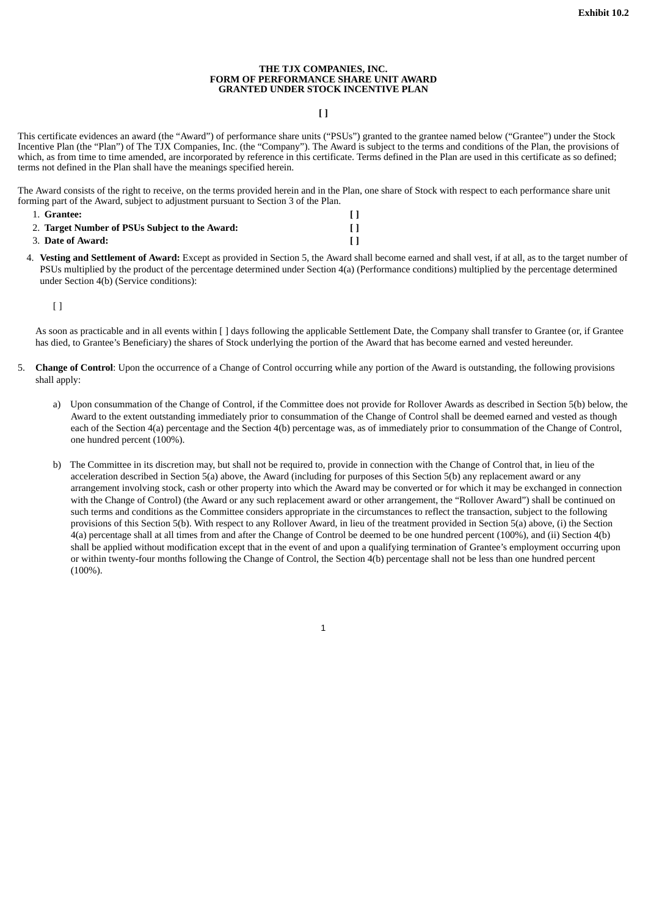**Exhibit 10.2**

**THE TJX COMPANIES, INC.**
**FORM OF PERFORMANCE SHARE UNIT AWARD**
**GRANTED UNDER STOCK INCENTIVE PLAN**

**[ ]**

This certificate evidences an award (the "Award") of performance share units ("PSUs") granted to the grantee named below ("Grantee") under the Stock Incentive Plan (the "Plan") of The TJX Companies, Inc. (the "Company"). The Award is subject to the terms and conditions of the Plan, the provisions of which, as from time to time amended, are incorporated by reference in this certificate. Terms defined in the Plan are used in this certificate as so defined; terms not defined in the Plan shall have the meanings specified herein.

The Award consists of the right to receive, on the terms provided herein and in the Plan, one share of Stock with respect to each performance share unit forming part of the Award, subject to adjustment pursuant to Section 3 of the Plan.

| | |
|---|---|
| 1. **Grantee:** | **[ ]** |
| 2. **Target Number of PSUs Subject to the Award:** | **[ ]** |
| 3. **Date of Award:** | **[ ]** |

4. **Vesting and Settlement of Award:** Except as provided in Section 5, the Award shall become earned and shall vest, if at all, as to the target number of PSUs multiplied by the product of the percentage determined under Section 4(a) (Performance conditions) multiplied by the percentage determined under Section 4(b) (Service conditions):

   [ ]

   As soon as practicable and in all events within [ ] days following the applicable Settlement Date, the Company shall transfer to Grantee (or, if Grantee has died, to Grantee's Beneficiary) the shares of Stock underlying the portion of the Award that has become earned and vested hereunder.

5. **Change of Control**: Upon the occurrence of a Change of Control occurring while any portion of the Award is outstanding, the following provisions shall apply:

   a) Upon consummation of the Change of Control, if the Committee does not provide for Rollover Awards as described in Section 5(b) below, the Award to the extent outstanding immediately prior to consummation of the Change of Control shall be deemed earned and vested as though each of the Section 4(a) percentage and the Section 4(b) percentage was, as of immediately prior to consummation of the Change of Control, one hundred percent (100%).

   b) The Committee in its discretion may, but shall not be required to, provide in connection with the Change of Control that, in lieu of the acceleration described in Section 5(a) above, the Award (including for purposes of this Section 5(b) any replacement award or any arrangement involving stock, cash or other property into which the Award may be converted or for which it may be exchanged in connection with the Change of Control) (the Award or any such replacement award or other arrangement, the "Rollover Award") shall be continued on such terms and conditions as the Committee considers appropriate in the circumstances to reflect the transaction, subject to the following provisions of this Section 5(b). With respect to any Rollover Award, in lieu of the treatment provided in Section 5(a) above, (i) the Section 4(a) percentage shall at all times from and after the Change of Control be deemed to be one hundred percent (100%), and (ii) Section 4(b) shall be applied without modification except that in the event of and upon a qualifying termination of Grantee's employment occurring upon or within twenty-four months following the Change of Control, the Section 4(b) percentage shall not be less than one hundred percent (100%).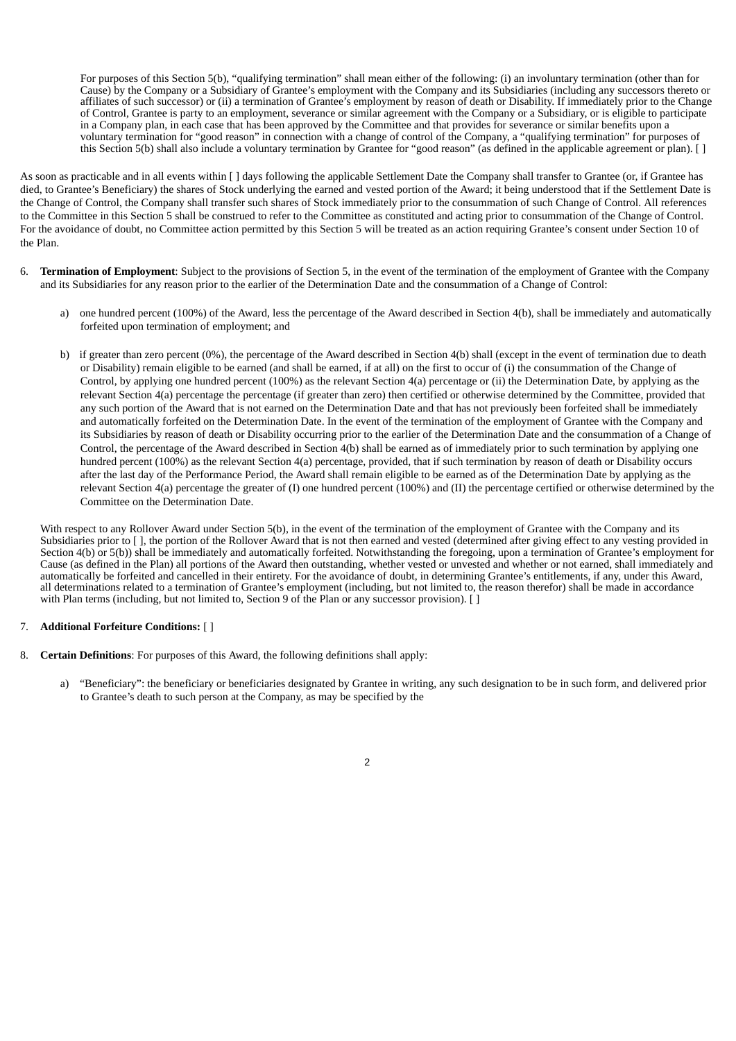For purposes of this Section 5(b), "qualifying termination" shall mean either of the following: (i) an involuntary termination (other than for Cause) by the Company or a Subsidiary of Grantee's employment with the Company and its Subsidiaries (including any successors thereto or affiliates of such successor) or (ii) a termination of Grantee's employment by reason of death or Disability. If immediately prior to the Change of Control, Grantee is party to an employment, severance or similar agreement with the Company or a Subsidiary, or is eligible to participate in a Company plan, in each case that has been approved by the Committee and that provides for severance or similar benefits upon a voluntary termination for "good reason" in connection with a change of control of the Company, a "qualifying termination" for purposes of this Section 5(b) shall also include a voluntary termination by Grantee for "good reason" (as defined in the applicable agreement or plan). [ ]

As soon as practicable and in all events within [ ] days following the applicable Settlement Date the Company shall transfer to Grantee (or, if Grantee has died, to Grantee's Beneficiary) the shares of Stock underlying the earned and vested portion of the Award; it being understood that if the Settlement Date is the Change of Control, the Company shall transfer such shares of Stock immediately prior to the consummation of such Change of Control. All references to the Committee in this Section 5 shall be construed to refer to the Committee as constituted and acting prior to consummation of the Change of Control. For the avoidance of doubt, no Committee action permitted by this Section 5 will be treated as an action requiring Grantee's consent under Section 10 of the Plan.

6. **Termination of Employment**: Subject to the provisions of Section 5, in the event of the termination of the employment of Grantee with the Company and its Subsidiaries for any reason prior to the earlier of the Determination Date and the consummation of a Change of Control:

   a) one hundred percent (100%) of the Award, less the percentage of the Award described in Section 4(b), shall be immediately and automatically forfeited upon termination of employment; and

   b) if greater than zero percent (0%), the percentage of the Award described in Section 4(b) shall (except in the event of termination due to death or Disability) remain eligible to be earned (and shall be earned, if at all) on the first to occur of (i) the consummation of the Change of Control, by applying one hundred percent (100%) as the relevant Section 4(a) percentage or (ii) the Determination Date, by applying as the relevant Section 4(a) percentage the percentage (if greater than zero) then certified or otherwise determined by the Committee, provided that any such portion of the Award that is not earned on the Determination Date and that has not previously been forfeited shall be immediately and automatically forfeited on the Determination Date. In the event of the termination of the employment of Grantee with the Company and its Subsidiaries by reason of death or Disability occurring prior to the earlier of the Determination Date and the consummation of a Change of Control, the percentage of the Award described in Section 4(b) shall be earned as of immediately prior to such termination by applying one hundred percent (100%) as the relevant Section 4(a) percentage, provided, that if such termination by reason of death or Disability occurs after the last day of the Performance Period, the Award shall remain eligible to be earned as of the Determination Date by applying as the relevant Section 4(a) percentage the greater of (I) one hundred percent (100%) and (II) the percentage certified or otherwise determined by the Committee on the Determination Date.

With respect to any Rollover Award under Section 5(b), in the event of the termination of the employment of Grantee with the Company and its Subsidiaries prior to [ ], the portion of the Rollover Award that is not then earned and vested (determined after giving effect to any vesting provided in Section 4(b) or 5(b)) shall be immediately and automatically forfeited. Notwithstanding the foregoing, upon a termination of Grantee's employment for Cause (as defined in the Plan) all portions of the Award then outstanding, whether vested or unvested and whether or not earned, shall immediately and automatically be forfeited and cancelled in their entirety. For the avoidance of doubt, in determining Grantee's entitlements, if any, under this Award, all determinations related to a termination of Grantee's employment (including, but not limited to, the reason therefor) shall be made in accordance with Plan terms (including, but not limited to, Section 9 of the Plan or any successor provision). [ ]

7. **Additional Forfeiture Conditions:** [ ]

8. **Certain Definitions**: For purposes of this Award, the following definitions shall apply:

   a) "Beneficiary": the beneficiary or beneficiaries designated by Grantee in writing, any such designation to be in such form, and delivered prior to Grantee's death to such person at the Company, as may be specified by the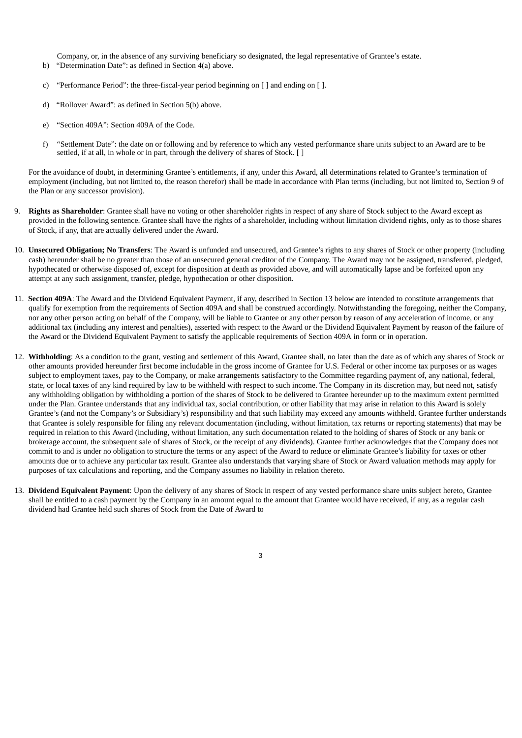Company, or, in the absence of any surviving beneficiary so designated, the legal representative of Grantee's estate.

b) "Determination Date": as defined in Section 4(a) above.

c) "Performance Period": the three-fiscal-year period beginning on [ ] and ending on [ ].

d) "Rollover Award": as defined in Section 5(b) above.

e) "Section 409A": Section 409A of the Code.

f) "Settlement Date": the date on or following and by reference to which any vested performance share units subject to an Award are to be settled, if at all, in whole or in part, through the delivery of shares of Stock. [ ]

For the avoidance of doubt, in determining Grantee's entitlements, if any, under this Award, all determinations related to Grantee's termination of employment (including, but not limited to, the reason therefor) shall be made in accordance with Plan terms (including, but not limited to, Section 9 of the Plan or any successor provision).

9. **Rights as Shareholder**: Grantee shall have no voting or other shareholder rights in respect of any share of Stock subject to the Award except as provided in the following sentence. Grantee shall have the rights of a shareholder, including without limitation dividend rights, only as to those shares of Stock, if any, that are actually delivered under the Award.

10. **Unsecured Obligation; No Transfers**: The Award is unfunded and unsecured, and Grantee's rights to any shares of Stock or other property (including cash) hereunder shall be no greater than those of an unsecured general creditor of the Company. The Award may not be assigned, transferred, pledged, hypothecated or otherwise disposed of, except for disposition at death as provided above, and will automatically lapse and be forfeited upon any attempt at any such assignment, transfer, pledge, hypothecation or other disposition.

11. **Section 409A**: The Award and the Dividend Equivalent Payment, if any, described in Section 13 below are intended to constitute arrangements that qualify for exemption from the requirements of Section 409A and shall be construed accordingly. Notwithstanding the foregoing, neither the Company, nor any other person acting on behalf of the Company, will be liable to Grantee or any other person by reason of any acceleration of income, or any additional tax (including any interest and penalties), asserted with respect to the Award or the Dividend Equivalent Payment by reason of the failure of the Award or the Dividend Equivalent Payment to satisfy the applicable requirements of Section 409A in form or in operation.

12. **Withholding**: As a condition to the grant, vesting and settlement of this Award, Grantee shall, no later than the date as of which any shares of Stock or other amounts provided hereunder first become includable in the gross income of Grantee for U.S. Federal or other income tax purposes or as wages subject to employment taxes, pay to the Company, or make arrangements satisfactory to the Committee regarding payment of, any national, federal, state, or local taxes of any kind required by law to be withheld with respect to such income. The Company in its discretion may, but need not, satisfy any withholding obligation by withholding a portion of the shares of Stock to be delivered to Grantee hereunder up to the maximum extent permitted under the Plan. Grantee understands that any individual tax, social contribution, or other liability that may arise in relation to this Award is solely Grantee's (and not the Company's or Subsidiary's) responsibility and that such liability may exceed any amounts withheld. Grantee further understands that Grantee is solely responsible for filing any relevant documentation (including, without limitation, tax returns or reporting statements) that may be required in relation to this Award (including, without limitation, any such documentation related to the holding of shares of Stock or any bank or brokerage account, the subsequent sale of shares of Stock, or the receipt of any dividends). Grantee further acknowledges that the Company does not commit to and is under no obligation to structure the terms or any aspect of the Award to reduce or eliminate Grantee's liability for taxes or other amounts due or to achieve any particular tax result. Grantee also understands that varying share of Stock or Award valuation methods may apply for purposes of tax calculations and reporting, and the Company assumes no liability in relation thereto.

13. **Dividend Equivalent Payment**: Upon the delivery of any shares of Stock in respect of any vested performance share units subject hereto, Grantee shall be entitled to a cash payment by the Company in an amount equal to the amount that Grantee would have received, if any, as a regular cash dividend had Grantee held such shares of Stock from the Date of Award to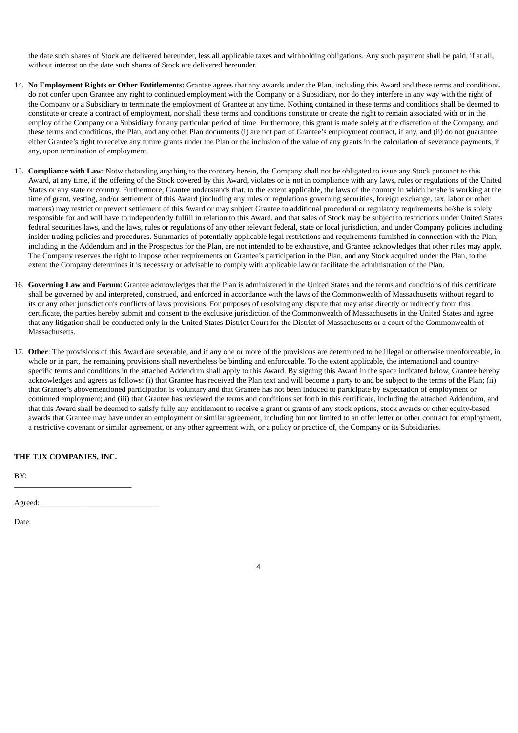the date such shares of Stock are delivered hereunder, less all applicable taxes and withholding obligations. Any such payment shall be paid, if at all, without interest on the date such shares of Stock are delivered hereunder.

14. **No Employment Rights or Other Entitlements**: Grantee agrees that any awards under the Plan, including this Award and these terms and conditions, do not confer upon Grantee any right to continued employment with the Company or a Subsidiary, nor do they interfere in any way with the right of the Company or a Subsidiary to terminate the employment of Grantee at any time. Nothing contained in these terms and conditions shall be deemed to constitute or create a contract of employment, nor shall these terms and conditions constitute or create the right to remain associated with or in the employ of the Company or a Subsidiary for any particular period of time. Furthermore, this grant is made solely at the discretion of the Company, and these terms and conditions, the Plan, and any other Plan documents (i) are not part of Grantee's employment contract, if any, and (ii) do not guarantee either Grantee's right to receive any future grants under the Plan or the inclusion of the value of any grants in the calculation of severance payments, if any, upon termination of employment.

15. **Compliance with Law**: Notwithstanding anything to the contrary herein, the Company shall not be obligated to issue any Stock pursuant to this Award, at any time, if the offering of the Stock covered by this Award, violates or is not in compliance with any laws, rules or regulations of the United States or any state or country. Furthermore, Grantee understands that, to the extent applicable, the laws of the country in which he/she is working at the time of grant, vesting, and/or settlement of this Award (including any rules or regulations governing securities, foreign exchange, tax, labor or other matters) may restrict or prevent settlement of this Award or may subject Grantee to additional procedural or regulatory requirements he/she is solely responsible for and will have to independently fulfill in relation to this Award, and that sales of Stock may be subject to restrictions under United States federal securities laws, and the laws, rules or regulations of any other relevant federal, state or local jurisdiction, and under Company policies including insider trading policies and procedures. Summaries of potentially applicable legal restrictions and requirements furnished in connection with the Plan, including in the Addendum and in the Prospectus for the Plan, are not intended to be exhaustive, and Grantee acknowledges that other rules may apply. The Company reserves the right to impose other requirements on Grantee's participation in the Plan, and any Stock acquired under the Plan, to the extent the Company determines it is necessary or advisable to comply with applicable law or facilitate the administration of the Plan.

16. **Governing Law and Forum**: Grantee acknowledges that the Plan is administered in the United States and the terms and conditions of this certificate shall be governed by and interpreted, construed, and enforced in accordance with the laws of the Commonwealth of Massachusetts without regard to its or any other jurisdiction's conflicts of laws provisions. For purposes of resolving any dispute that may arise directly or indirectly from this certificate, the parties hereby submit and consent to the exclusive jurisdiction of the Commonwealth of Massachusetts in the United States and agree that any litigation shall be conducted only in the United States District Court for the District of Massachusetts or a court of the Commonwealth of Massachusetts.

17. **Other**: The provisions of this Award are severable, and if any one or more of the provisions are determined to be illegal or otherwise unenforceable, in whole or in part, the remaining provisions shall nevertheless be binding and enforceable. To the extent applicable, the international and country-specific terms and conditions in the attached Addendum shall apply to this Award. By signing this Award in the space indicated below, Grantee hereby acknowledges and agrees as follows: (i) that Grantee has received the Plan text and will become a party to and be subject to the terms of the Plan; (ii) that Grantee's abovementioned participation is voluntary and that Grantee has not been induced to participate by expectation of employment or continued employment; and (iii) that Grantee has reviewed the terms and conditions set forth in this certificate, including the attached Addendum, and that this Award shall be deemed to satisfy fully any entitlement to receive a grant or grants of any stock options, stock awards or other equity-based awards that Grantee may have under an employment or similar agreement, including but not limited to an offer letter or other contract for employment, a restrictive covenant or similar agreement, or any other agreement with, or a policy or practice of, the Company or its Subsidiaries.

**THE TJX COMPANIES, INC.**

BY:
______________________________

Agreed: ______________________________

Date: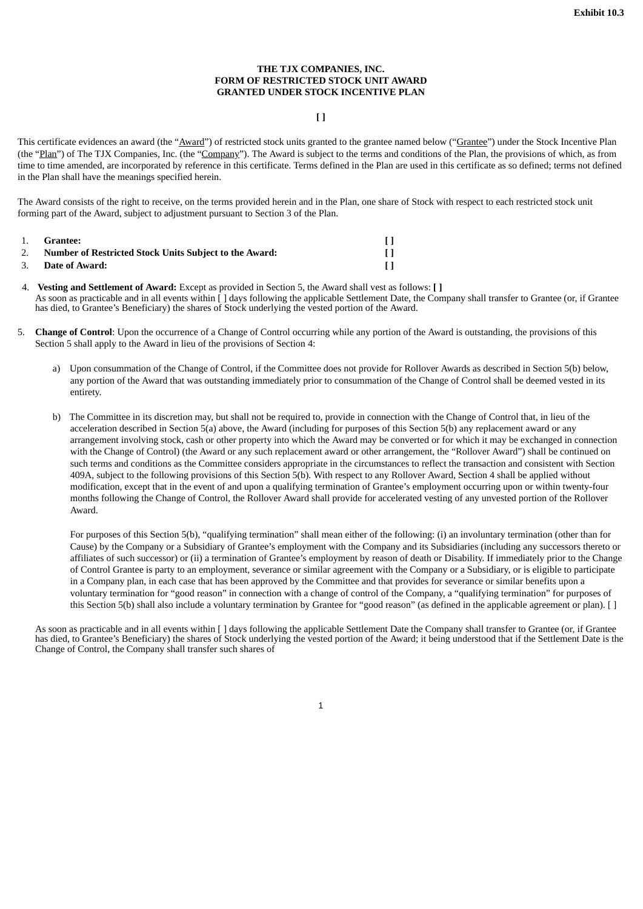Exhibit 10.3

**THE TJX COMPANIES, INC.**
**FORM OF RESTRICTED STOCK UNIT AWARD**
**GRANTED UNDER STOCK INCENTIVE PLAN**

**[ ]**

This certificate evidences an award (the "Award") of restricted stock units granted to the grantee named below ("Grantee") under the Stock Incentive Plan (the "Plan") of The TJX Companies, Inc. (the "Company"). The Award is subject to the terms and conditions of the Plan, the provisions of which, as from time to time amended, are incorporated by reference in this certificate. Terms defined in the Plan are used in this certificate as so defined; terms not defined in the Plan shall have the meanings specified herein.

The Award consists of the right to receive, on the terms provided herein and in the Plan, one share of Stock with respect to each restricted stock unit forming part of the Award, subject to adjustment pursuant to Section 3 of the Plan.

| | | |
|---|---|---|
| 1. | **Grantee:** | **[ ]** |
| 2. | **Number of Restricted Stock Units Subject to the Award:** | **[ ]** |
| 3. | **Date of Award:** | **[ ]** |

4. **Vesting and Settlement of Award:** Except as provided in Section 5, the Award shall vest as follows: **[ ]**
As soon as practicable and in all events within [ ] days following the applicable Settlement Date, the Company shall transfer to Grantee (or, if Grantee has died, to Grantee's Beneficiary) the shares of Stock underlying the vested portion of the Award.

5. **Change of Control**: Upon the occurrence of a Change of Control occurring while any portion of the Award is outstanding, the provisions of this Section 5 shall apply to the Award in lieu of the provisions of Section 4:

   a) Upon consummation of the Change of Control, if the Committee does not provide for Rollover Awards as described in Section 5(b) below, any portion of the Award that was outstanding immediately prior to consummation of the Change of Control shall be deemed vested in its entirety.

   b) The Committee in its discretion may, but shall not be required to, provide in connection with the Change of Control that, in lieu of the acceleration described in Section 5(a) above, the Award (including for purposes of this Section 5(b) any replacement award or any arrangement involving stock, cash or other property into which the Award may be converted or for which it may be exchanged in connection with the Change of Control) (the Award or any such replacement award or other arrangement, the "Rollover Award") shall be continued on such terms and conditions as the Committee considers appropriate in the circumstances to reflect the transaction and consistent with Section 409A, subject to the following provisions of this Section 5(b). With respect to any Rollover Award, Section 4 shall be applied without modification, except that in the event of and upon a qualifying termination of Grantee's employment occurring upon or within twenty-four months following the Change of Control, the Rollover Award shall provide for accelerated vesting of any unvested portion of the Rollover Award.

   For purposes of this Section 5(b), "qualifying termination" shall mean either of the following: (i) an involuntary termination (other than for Cause) by the Company or a Subsidiary of Grantee's employment with the Company and its Subsidiaries (including any successors thereto or affiliates of such successor) or (ii) a termination of Grantee's employment by reason of death or Disability. If immediately prior to the Change of Control Grantee is party to an employment, severance or similar agreement with the Company or a Subsidiary, or is eligible to participate in a Company plan, in each case that has been approved by the Committee and that provides for severance or similar benefits upon a voluntary termination for "good reason" in connection with a change of control of the Company, a "qualifying termination" for purposes of this Section 5(b) shall also include a voluntary termination by Grantee for "good reason" (as defined in the applicable agreement or plan). [ ]

As soon as practicable and in all events within [ ] days following the applicable Settlement Date the Company shall transfer to Grantee (or, if Grantee has died, to Grantee's Beneficiary) the shares of Stock underlying the vested portion of the Award; it being understood that if the Settlement Date is the Change of Control, the Company shall transfer such shares of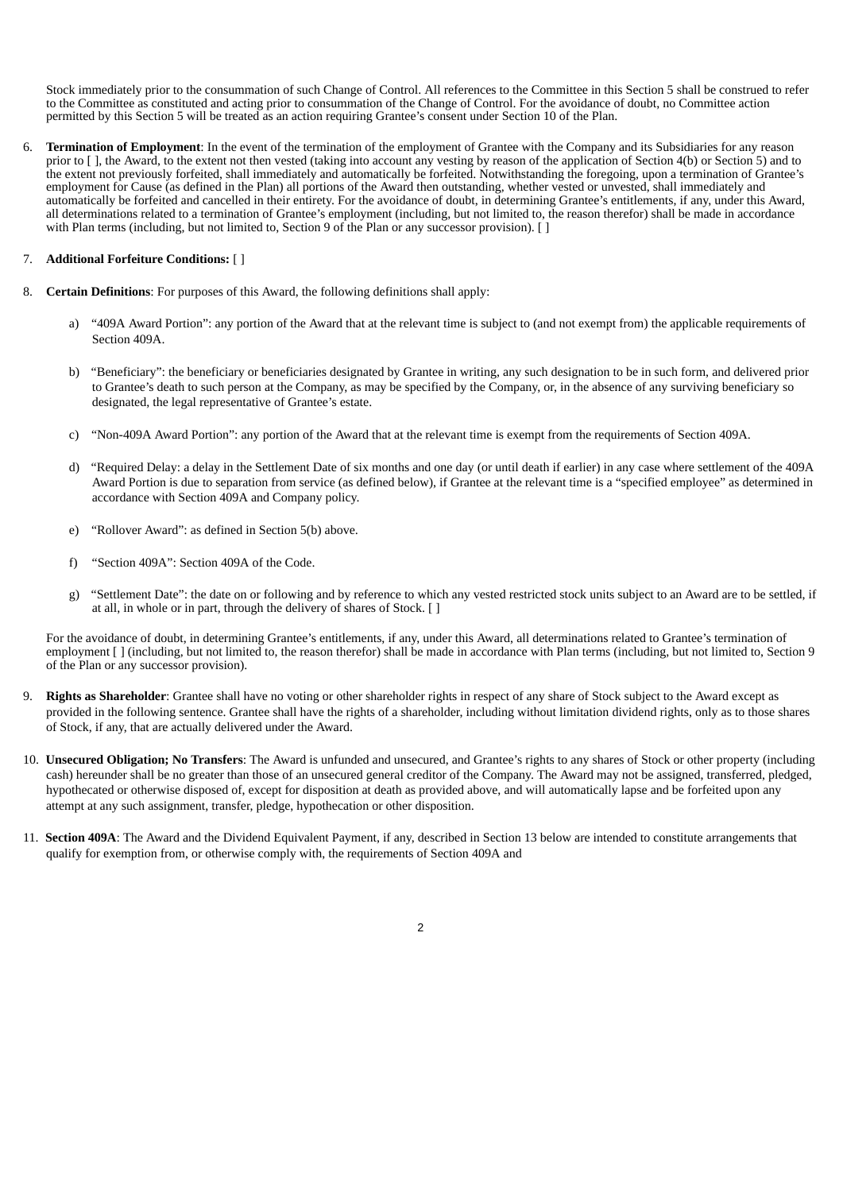Stock immediately prior to the consummation of such Change of Control. All references to the Committee in this Section 5 shall be construed to refer to the Committee as constituted and acting prior to consummation of the Change of Control. For the avoidance of doubt, no Committee action permitted by this Section 5 will be treated as an action requiring Grantee's consent under Section 10 of the Plan.

6. **Termination of Employment**: In the event of the termination of the employment of Grantee with the Company and its Subsidiaries for any reason prior to [ ], the Award, to the extent not then vested (taking into account any vesting by reason of the application of Section 4(b) or Section 5) and to the extent not previously forfeited, shall immediately and automatically be forfeited. Notwithstanding the foregoing, upon a termination of Grantee's employment for Cause (as defined in the Plan) all portions of the Award then outstanding, whether vested or unvested, shall immediately and automatically be forfeited and cancelled in their entirety. For the avoidance of doubt, in determining Grantee's entitlements, if any, under this Award, all determinations related to a termination of Grantee's employment (including, but not limited to, the reason therefor) shall be made in accordance with Plan terms (including, but not limited to, Section 9 of the Plan or any successor provision). [ ]

7. **Additional Forfeiture Conditions:** [ ]

8. **Certain Definitions**: For purposes of this Award, the following definitions shall apply:

   a) "409A Award Portion": any portion of the Award that at the relevant time is subject to (and not exempt from) the applicable requirements of Section 409A.

   b) "Beneficiary": the beneficiary or beneficiaries designated by Grantee in writing, any such designation to be in such form, and delivered prior to Grantee's death to such person at the Company, as may be specified by the Company, or, in the absence of any surviving beneficiary so designated, the legal representative of Grantee's estate.

   c) "Non-409A Award Portion": any portion of the Award that at the relevant time is exempt from the requirements of Section 409A.

   d) "Required Delay: a delay in the Settlement Date of six months and one day (or until death if earlier) in any case where settlement of the 409A Award Portion is due to separation from service (as defined below), if Grantee at the relevant time is a "specified employee" as determined in accordance with Section 409A and Company policy.

   e) "Rollover Award": as defined in Section 5(b) above.

   f) "Section 409A": Section 409A of the Code.

   g) "Settlement Date": the date on or following and by reference to which any vested restricted stock units subject to an Award are to be settled, if at all, in whole or in part, through the delivery of shares of Stock. [ ]

   For the avoidance of doubt, in determining Grantee's entitlements, if any, under this Award, all determinations related to Grantee's termination of employment [ ] (including, but not limited to, the reason therefor) shall be made in accordance with Plan terms (including, but not limited to, Section 9 of the Plan or any successor provision).

9. **Rights as Shareholder**: Grantee shall have no voting or other shareholder rights in respect of any share of Stock subject to the Award except as provided in the following sentence. Grantee shall have the rights of a shareholder, including without limitation dividend rights, only as to those shares of Stock, if any, that are actually delivered under the Award.

10. **Unsecured Obligation; No Transfers**: The Award is unfunded and unsecured, and Grantee's rights to any shares of Stock or other property (including cash) hereunder shall be no greater than those of an unsecured general creditor of the Company. The Award may not be assigned, transferred, pledged, hypothecated or otherwise disposed of, except for disposition at death as provided above, and will automatically lapse and be forfeited upon any attempt at any such assignment, transfer, pledge, hypothecation or other disposition.

11. **Section 409A**: The Award and the Dividend Equivalent Payment, if any, described in Section 13 below are intended to constitute arrangements that qualify for exemption from, or otherwise comply with, the requirements of Section 409A and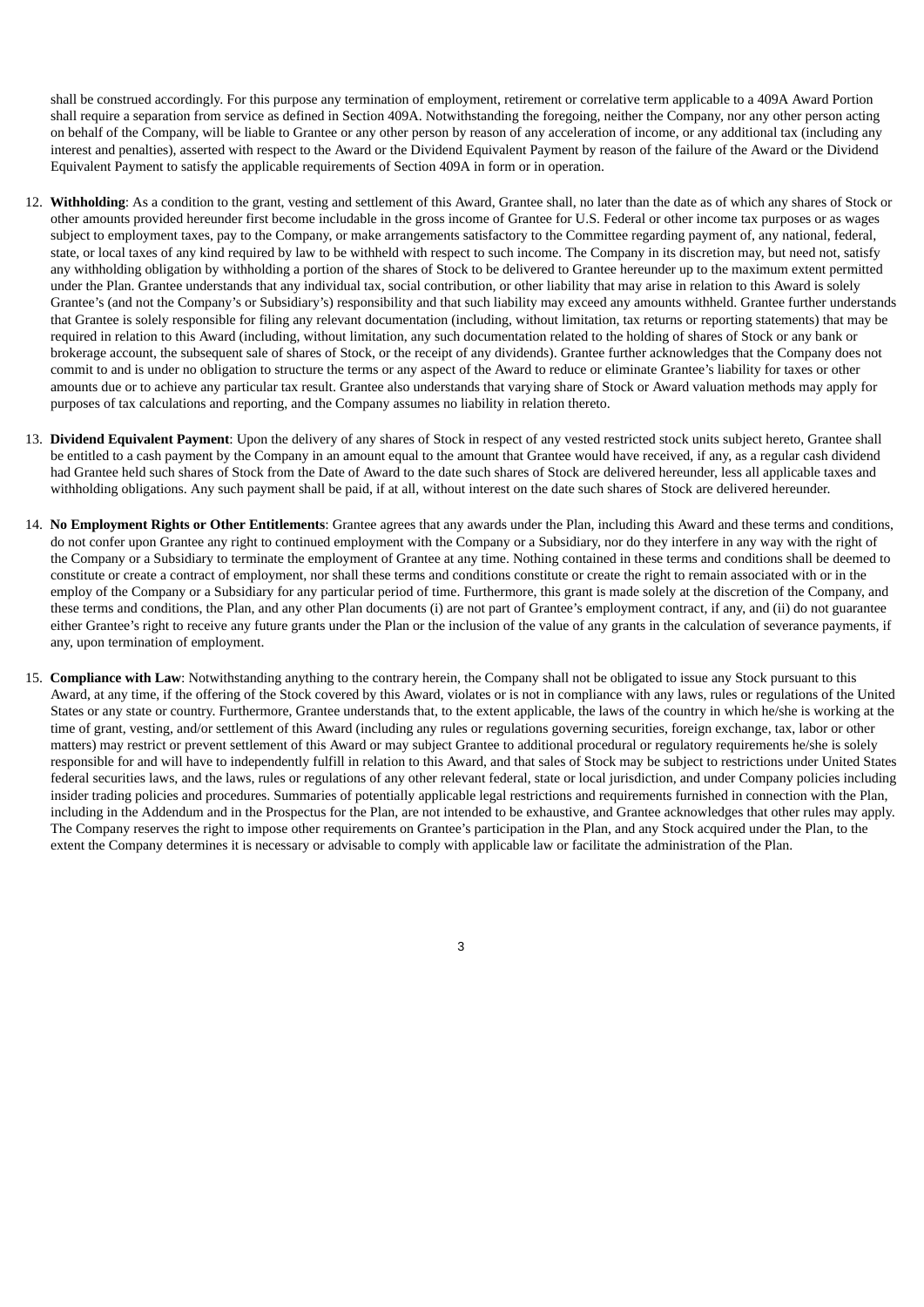shall be construed accordingly. For this purpose any termination of employment, retirement or correlative term applicable to a 409A Award Portion shall require a separation from service as defined in Section 409A. Notwithstanding the foregoing, neither the Company, nor any other person acting on behalf of the Company, will be liable to Grantee or any other person by reason of any acceleration of income, or any additional tax (including any interest and penalties), asserted with respect to the Award or the Dividend Equivalent Payment by reason of the failure of the Award or the Dividend Equivalent Payment to satisfy the applicable requirements of Section 409A in form or in operation.

12. **Withholding**: As a condition to the grant, vesting and settlement of this Award, Grantee shall, no later than the date as of which any shares of Stock or other amounts provided hereunder first become includable in the gross income of Grantee for U.S. Federal or other income tax purposes or as wages subject to employment taxes, pay to the Company, or make arrangements satisfactory to the Committee regarding payment of, any national, federal, state, or local taxes of any kind required by law to be withheld with respect to such income. The Company in its discretion may, but need not, satisfy any withholding obligation by withholding a portion of the shares of Stock to be delivered to Grantee hereunder up to the maximum extent permitted under the Plan. Grantee understands that any individual tax, social contribution, or other liability that may arise in relation to this Award is solely Grantee's (and not the Company's or Subsidiary's) responsibility and that such liability may exceed any amounts withheld. Grantee further understands that Grantee is solely responsible for filing any relevant documentation (including, without limitation, tax returns or reporting statements) that may be required in relation to this Award (including, without limitation, any such documentation related to the holding of shares of Stock or any bank or brokerage account, the subsequent sale of shares of Stock, or the receipt of any dividends). Grantee further acknowledges that the Company does not commit to and is under no obligation to structure the terms or any aspect of the Award to reduce or eliminate Grantee's liability for taxes or other amounts due or to achieve any particular tax result. Grantee also understands that varying share of Stock or Award valuation methods may apply for purposes of tax calculations and reporting, and the Company assumes no liability in relation thereto.

13. **Dividend Equivalent Payment**: Upon the delivery of any shares of Stock in respect of any vested restricted stock units subject hereto, Grantee shall be entitled to a cash payment by the Company in an amount equal to the amount that Grantee would have received, if any, as a regular cash dividend had Grantee held such shares of Stock from the Date of Award to the date such shares of Stock are delivered hereunder, less all applicable taxes and withholding obligations. Any such payment shall be paid, if at all, without interest on the date such shares of Stock are delivered hereunder.

14. **No Employment Rights or Other Entitlements**: Grantee agrees that any awards under the Plan, including this Award and these terms and conditions, do not confer upon Grantee any right to continued employment with the Company or a Subsidiary, nor do they interfere in any way with the right of the Company or a Subsidiary to terminate the employment of Grantee at any time. Nothing contained in these terms and conditions shall be deemed to constitute or create a contract of employment, nor shall these terms and conditions constitute or create the right to remain associated with or in the employ of the Company or a Subsidiary for any particular period of time. Furthermore, this grant is made solely at the discretion of the Company, and these terms and conditions, the Plan, and any other Plan documents (i) are not part of Grantee's employment contract, if any, and (ii) do not guarantee either Grantee's right to receive any future grants under the Plan or the inclusion of the value of any grants in the calculation of severance payments, if any, upon termination of employment.

15. **Compliance with Law**: Notwithstanding anything to the contrary herein, the Company shall not be obligated to issue any Stock pursuant to this Award, at any time, if the offering of the Stock covered by this Award, violates or is not in compliance with any laws, rules or regulations of the United States or any state or country. Furthermore, Grantee understands that, to the extent applicable, the laws of the country in which he/she is working at the time of grant, vesting, and/or settlement of this Award (including any rules or regulations governing securities, foreign exchange, tax, labor or other matters) may restrict or prevent settlement of this Award or may subject Grantee to additional procedural or regulatory requirements he/she is solely responsible for and will have to independently fulfill in relation to this Award, and that sales of Stock may be subject to restrictions under United States federal securities laws, and the laws, rules or regulations of any other relevant federal, state or local jurisdiction, and under Company policies including insider trading policies and procedures. Summaries of potentially applicable legal restrictions and requirements furnished in connection with the Plan, including in the Addendum and in the Prospectus for the Plan, are not intended to be exhaustive, and Grantee acknowledges that other rules may apply. The Company reserves the right to impose other requirements on Grantee's participation in the Plan, and any Stock acquired under the Plan, to the extent the Company determines it is necessary or advisable to comply with applicable law or facilitate the administration of the Plan.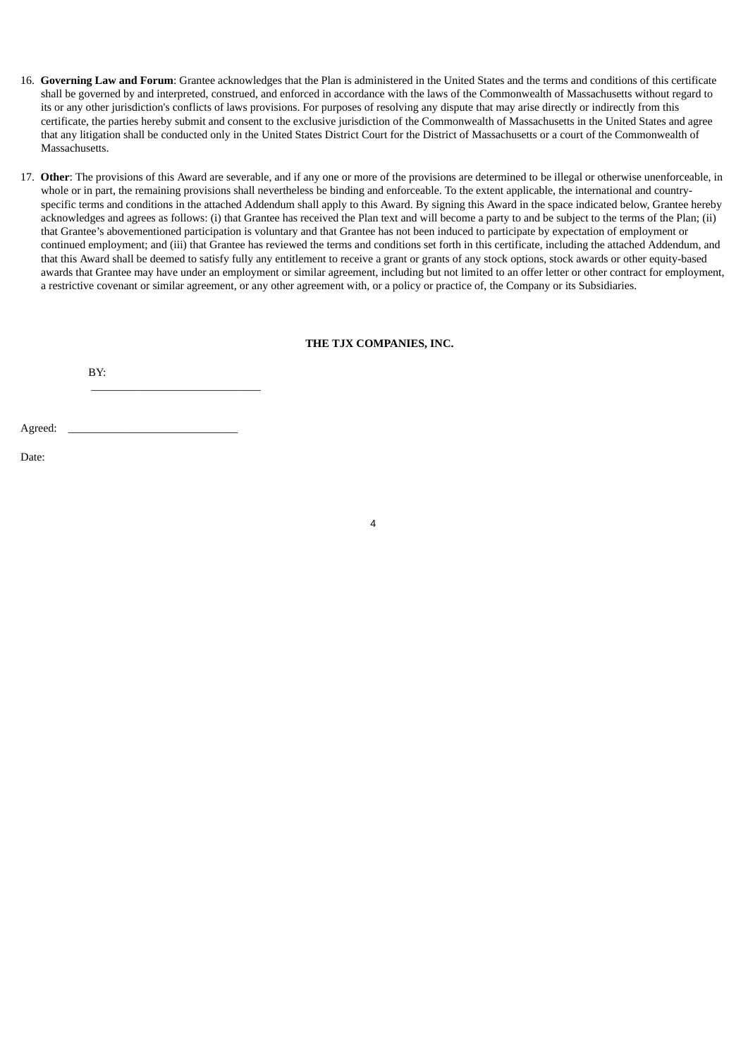16. **Governing Law and Forum**: Grantee acknowledges that the Plan is administered in the United States and the terms and conditions of this certificate shall be governed by and interpreted, construed, and enforced in accordance with the laws of the Commonwealth of Massachusetts without regard to its or any other jurisdiction's conflicts of laws provisions. For purposes of resolving any dispute that may arise directly or indirectly from this certificate, the parties hereby submit and consent to the exclusive jurisdiction of the Commonwealth of Massachusetts in the United States and agree that any litigation shall be conducted only in the United States District Court for the District of Massachusetts or a court of the Commonwealth of Massachusetts.

17. **Other**: The provisions of this Award are severable, and if any one or more of the provisions are determined to be illegal or otherwise unenforceable, in whole or in part, the remaining provisions shall nevertheless be binding and enforceable. To the extent applicable, the international and country-specific terms and conditions in the attached Addendum shall apply to this Award. By signing this Award in the space indicated below, Grantee hereby acknowledges and agrees as follows: (i) that Grantee has received the Plan text and will become a party to and be subject to the terms of the Plan; (ii) that Grantee's abovementioned participation is voluntary and that Grantee has not been induced to participate by expectation of employment or continued employment; and (iii) that Grantee has reviewed the terms and conditions set forth in this certificate, including the attached Addendum, and that this Award shall be deemed to satisfy fully any entitlement to receive a grant or grants of any stock options, stock awards or other equity-based awards that Grantee may have under an employment or similar agreement, including but not limited to an offer letter or other contract for employment, a restrictive covenant or similar agreement, or any other agreement with, or a policy or practice of, the Company or its Subsidiaries.

**THE TJX COMPANIES, INC.**

BY: ______________________________

Agreed: ______________________________

Date: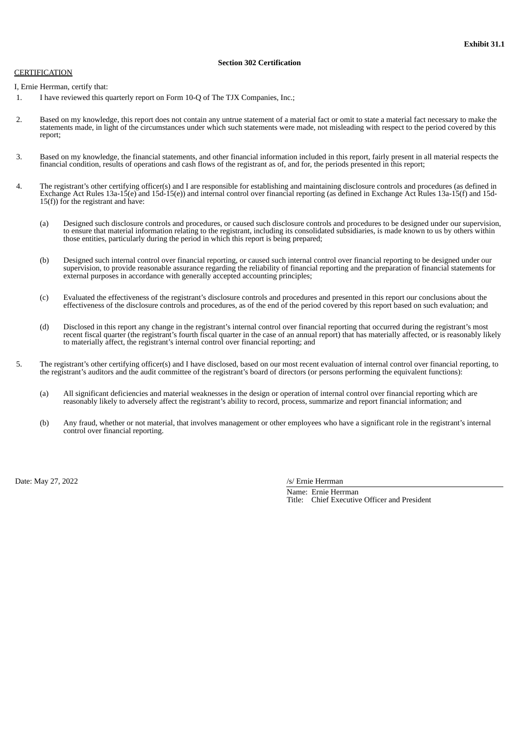**Exhibit 31.1**

**Section 302 Certification**

CERTIFICATION

I, Ernie Herrman, certify that:

1. I have reviewed this quarterly report on Form 10-Q of The TJX Companies, Inc.;

2. Based on my knowledge, this report does not contain any untrue statement of a material fact or omit to state a material fact necessary to make the statements made, in light of the circumstances under which such statements were made, not misleading with respect to the period covered by this report;

3. Based on my knowledge, the financial statements, and other financial information included in this report, fairly present in all material respects the financial condition, results of operations and cash flows of the registrant as of, and for, the periods presented in this report;

4. The registrant's other certifying officer(s) and I are responsible for establishing and maintaining disclosure controls and procedures (as defined in Exchange Act Rules 13a-15(e) and 15d-15(e)) and internal control over financial reporting (as defined in Exchange Act Rules 13a-15(f) and 15d-15(f)) for the registrant and have:

   (a) Designed such disclosure controls and procedures, or caused such disclosure controls and procedures to be designed under our supervision, to ensure that material information relating to the registrant, including its consolidated subsidiaries, is made known to us by others within those entities, particularly during the period in which this report is being prepared;

   (b) Designed such internal control over financial reporting, or caused such internal control over financial reporting to be designed under our supervision, to provide reasonable assurance regarding the reliability of financial reporting and the preparation of financial statements for external purposes in accordance with generally accepted accounting principles;

   (c) Evaluated the effectiveness of the registrant's disclosure controls and procedures and presented in this report our conclusions about the effectiveness of the disclosure controls and procedures, as of the end of the period covered by this report based on such evaluation; and

   (d) Disclosed in this report any change in the registrant's internal control over financial reporting that occurred during the registrant's most recent fiscal quarter (the registrant's fourth fiscal quarter in the case of an annual report) that has materially affected, or is reasonably likely to materially affect, the registrant's internal control over financial reporting; and

5. The registrant's other certifying officer(s) and I have disclosed, based on our most recent evaluation of internal control over financial reporting, to the registrant's auditors and the audit committee of the registrant's board of directors (or persons performing the equivalent functions):

   (a) All significant deficiencies and material weaknesses in the design or operation of internal control over financial reporting which are reasonably likely to adversely affect the registrant's ability to record, process, summarize and report financial information; and

   (b) Any fraud, whether or not material, that involves management or other employees who have a significant role in the registrant's internal control over financial reporting.

Date: May 27, 2022

/s/ Ernie Herrman

Name: Ernie Herrman
Title: Chief Executive Officer and President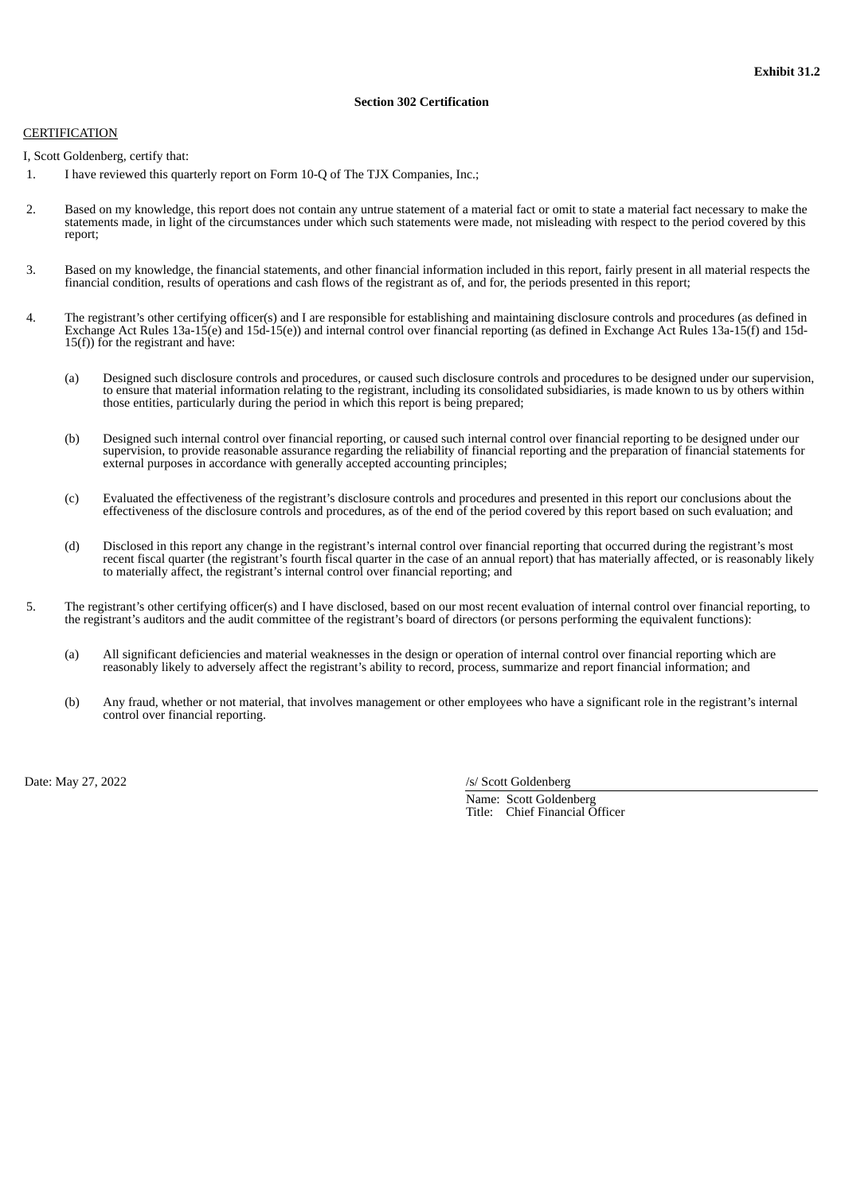**Exhibit 31.2**

**Section 302 Certification**

CERTIFICATION

I, Scott Goldenberg, certify that:

1. I have reviewed this quarterly report on Form 10-Q of The TJX Companies, Inc.;

2. Based on my knowledge, this report does not contain any untrue statement of a material fact or omit to state a material fact necessary to make the statements made, in light of the circumstances under which such statements were made, not misleading with respect to the period covered by this report;

3. Based on my knowledge, the financial statements, and other financial information included in this report, fairly present in all material respects the financial condition, results of operations and cash flows of the registrant as of, and for, the periods presented in this report;

4. The registrant's other certifying officer(s) and I are responsible for establishing and maintaining disclosure controls and procedures (as defined in Exchange Act Rules 13a-15(e) and 15d-15(e)) and internal control over financial reporting (as defined in Exchange Act Rules 13a-15(f) and 15d-15(f)) for the registrant and have:

   (a) Designed such disclosure controls and procedures, or caused such disclosure controls and procedures to be designed under our supervision, to ensure that material information relating to the registrant, including its consolidated subsidiaries, is made known to us by others within those entities, particularly during the period in which this report is being prepared;

   (b) Designed such internal control over financial reporting, or caused such internal control over financial reporting to be designed under our supervision, to provide reasonable assurance regarding the reliability of financial reporting and the preparation of financial statements for external purposes in accordance with generally accepted accounting principles;

   (c) Evaluated the effectiveness of the registrant's disclosure controls and procedures and presented in this report our conclusions about the effectiveness of the disclosure controls and procedures, as of the end of the period covered by this report based on such evaluation; and

   (d) Disclosed in this report any change in the registrant's internal control over financial reporting that occurred during the registrant's most recent fiscal quarter (the registrant's fourth fiscal quarter in the case of an annual report) that has materially affected, or is reasonably likely to materially affect, the registrant's internal control over financial reporting; and

5. The registrant's other certifying officer(s) and I have disclosed, based on our most recent evaluation of internal control over financial reporting, to the registrant's auditors and the audit committee of the registrant's board of directors (or persons performing the equivalent functions):

   (a) All significant deficiencies and material weaknesses in the design or operation of internal control over financial reporting which are reasonably likely to adversely affect the registrant's ability to record, process, summarize and report financial information; and

   (b) Any fraud, whether or not material, that involves management or other employees who have a significant role in the registrant's internal control over financial reporting.

Date: May 27, 2022

/s/ Scott Goldenberg

Name: Scott Goldenberg
Title: Chief Financial Officer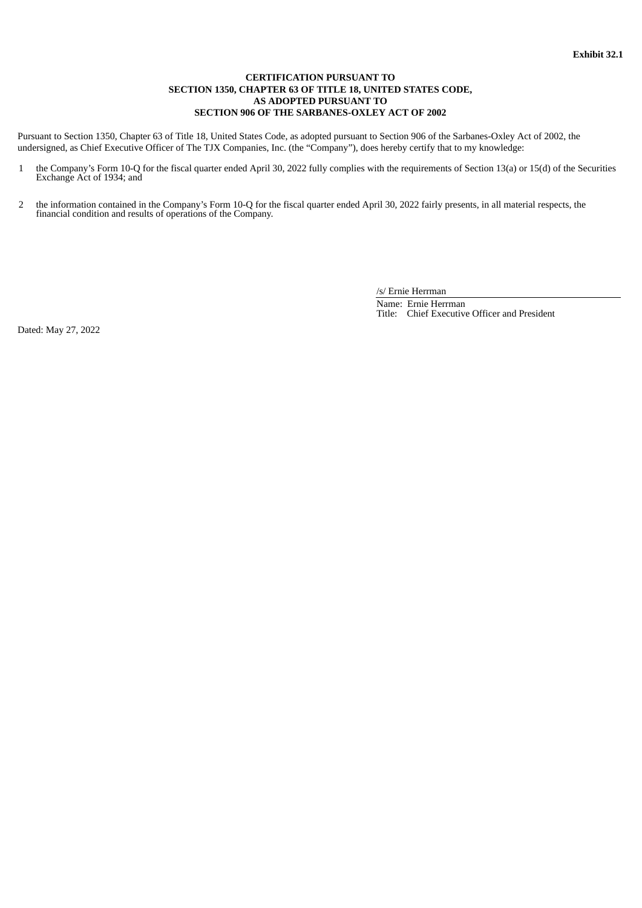**Exhibit 32.1**

**CERTIFICATION PURSUANT TO**
**SECTION 1350, CHAPTER 63 OF TITLE 18, UNITED STATES CODE,**
**AS ADOPTED PURSUANT TO**
**SECTION 906 OF THE SARBANES-OXLEY ACT OF 2002**

Pursuant to Section 1350, Chapter 63 of Title 18, United States Code, as adopted pursuant to Section 906 of the Sarbanes-Oxley Act of 2002, the undersigned, as Chief Executive Officer of The TJX Companies, Inc. (the "Company"), does hereby certify that to my knowledge:

1 the Company's Form 10-Q for the fiscal quarter ended April 30, 2022 fully complies with the requirements of Section 13(a) or 15(d) of the Securities Exchange Act of 1934; and

2 the information contained in the Company's Form 10-Q for the fiscal quarter ended April 30, 2022 fairly presents, in all material respects, the financial condition and results of operations of the Company.

/s/ Ernie Herrman

Name: Ernie Herrman
Title: Chief Executive Officer and President

Dated: May 27, 2022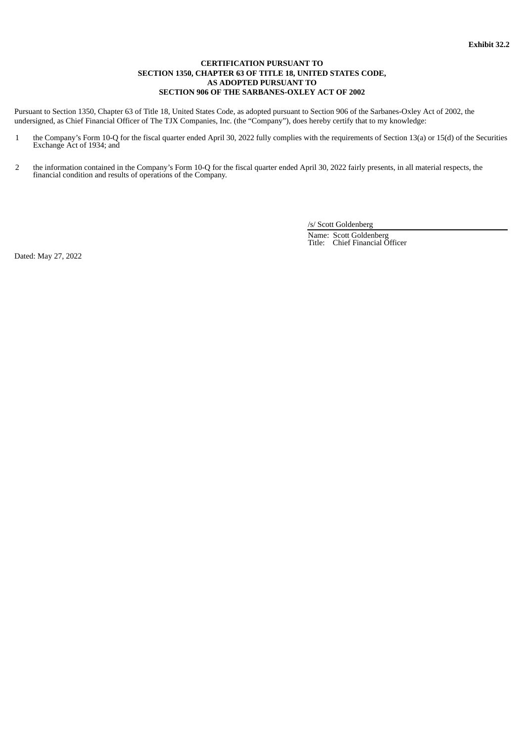**Exhibit 32.2**

**CERTIFICATION PURSUANT TO
SECTION 1350, CHAPTER 63 OF TITLE 18, UNITED STATES CODE,
AS ADOPTED PURSUANT TO
SECTION 906 OF THE SARBANES-OXLEY ACT OF 2002**

Pursuant to Section 1350, Chapter 63 of Title 18, United States Code, as adopted pursuant to Section 906 of the Sarbanes-Oxley Act of 2002, the undersigned, as Chief Financial Officer of The TJX Companies, Inc. (the "Company"), does hereby certify that to my knowledge:

1 the Company's Form 10-Q for the fiscal quarter ended April 30, 2022 fully complies with the requirements of Section 13(a) or 15(d) of the Securities Exchange Act of 1934; and

2 the information contained in the Company's Form 10-Q for the fiscal quarter ended April 30, 2022 fairly presents, in all material respects, the financial condition and results of operations of the Company.

/s/ Scott Goldenberg

Name: Scott Goldenberg
Title: Chief Financial Officer

Dated: May 27, 2022